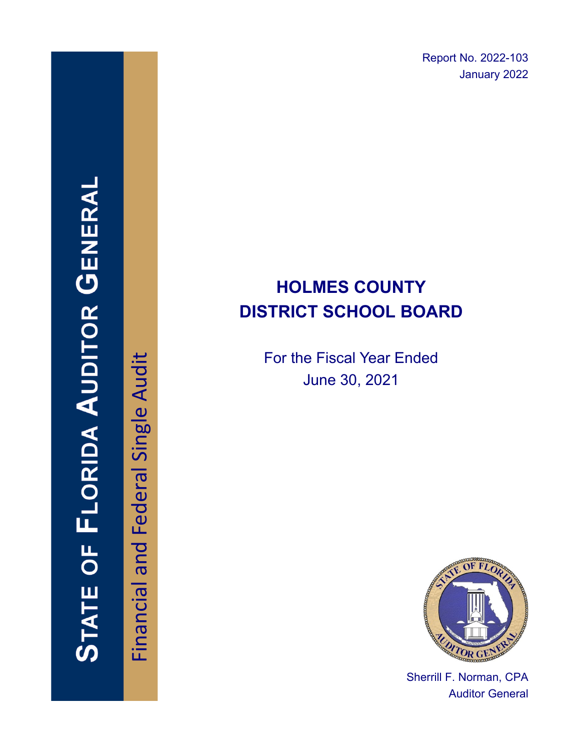STATE OF FLORIDA AUDITOR GENERAL

Financial and Federal Single Audit

Report No. 2022-103
January 2022

# HOLMES COUNTY DISTRICT SCHOOL BOARD

For the Fiscal Year Ended
June 30, 2021

Sherrill F. Norman, CPA
Auditor General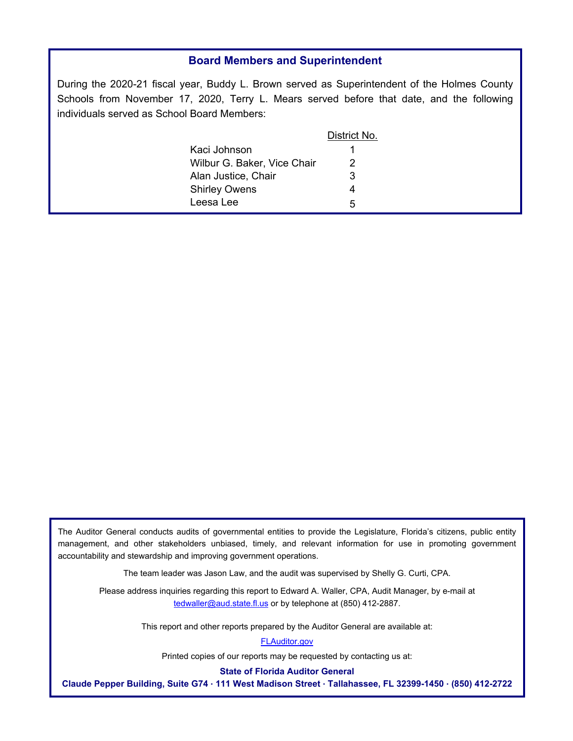## Board Members and Superintendent

During the 2020-21 fiscal year, Buddy L. Brown served as Superintendent of the Holmes County Schools from November 17, 2020, Terry L. Mears served before that date, and the following individuals served as School Board Members:

| | District No. |
|---|---|
| Kaci Johnson | 1 |
| Wilbur G. Baker, Vice Chair | 2 |
| Alan Justice, Chair | 3 |
| Shirley Owens | 4 |
| Leesa Lee | 5 |

The Auditor General conducts audits of governmental entities to provide the Legislature, Florida's citizens, public entity management, and other stakeholders unbiased, timely, and relevant information for use in promoting government accountability and stewardship and improving government operations.

The team leader was Jason Law, and the audit was supervised by Shelly G. Curti, CPA.

Please address inquiries regarding this report to Edward A. Waller, CPA, Audit Manager, by e-mail at tedwaller@aud.state.fl.us or by telephone at (850) 412-2887.

This report and other reports prepared by the Auditor General are available at:

FLAuditor.gov

Printed copies of our reports may be requested by contacting us at:

**State of Florida Auditor General**

**Claude Pepper Building, Suite G74 · 111 West Madison Street · Tallahassee, FL 32399-1450 · (850) 412-2722**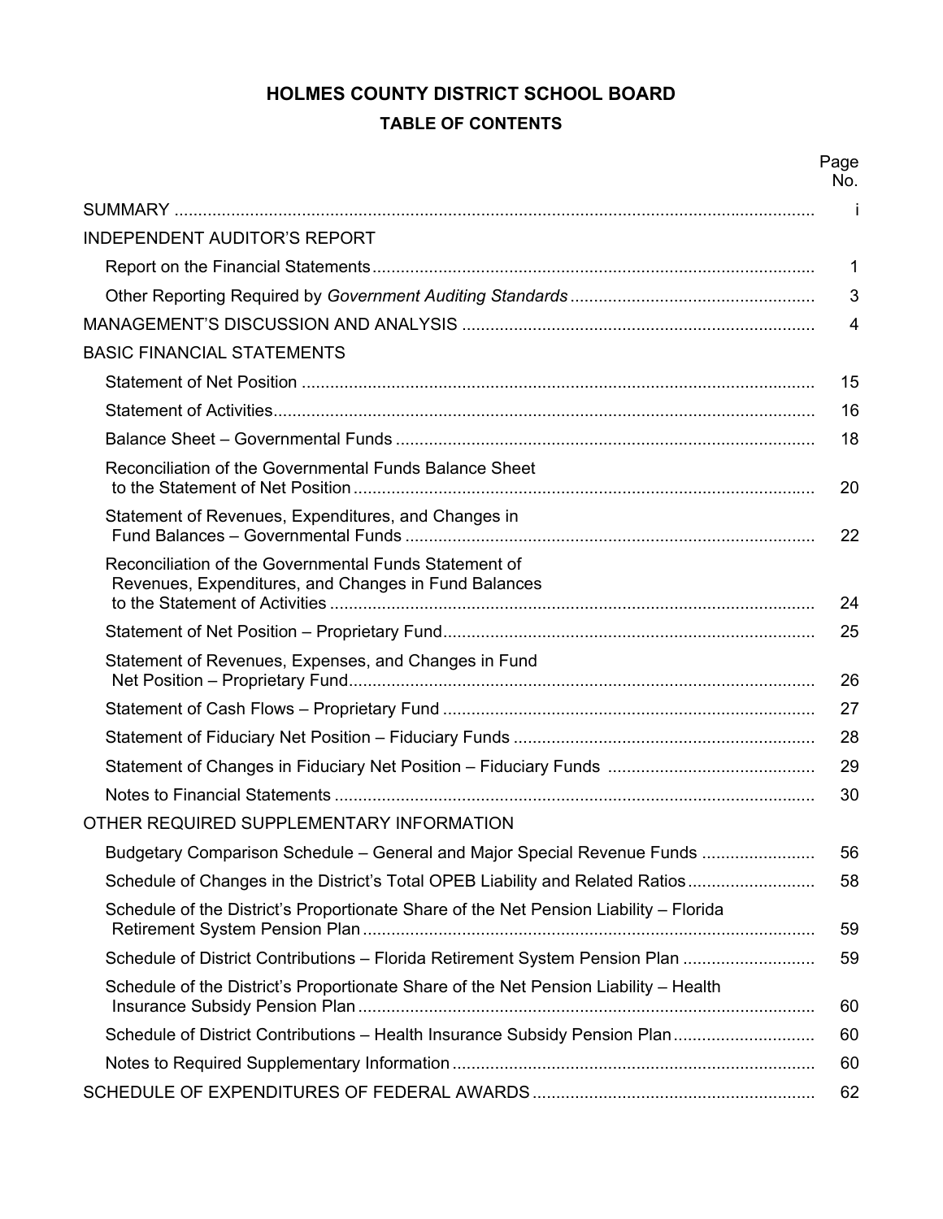# HOLMES COUNTY DISTRICT SCHOOL BOARD

## TABLE OF CONTENTS

| | Page No. |
|---|---|
| SUMMARY | i |
| INDEPENDENT AUDITOR'S REPORT | |
| Report on the Financial Statements | 1 |
| Other Reporting Required by *Government Auditing Standards* | 3 |
| MANAGEMENT'S DISCUSSION AND ANALYSIS | 4 |
| BASIC FINANCIAL STATEMENTS | |
| Statement of Net Position | 15 |
| Statement of Activities | 16 |
| Balance Sheet – Governmental Funds | 18 |
| Reconciliation of the Governmental Funds Balance Sheet to the Statement of Net Position | 20 |
| Statement of Revenues, Expenditures, and Changes in Fund Balances – Governmental Funds | 22 |
| Reconciliation of the Governmental Funds Statement of Revenues, Expenditures, and Changes in Fund Balances to the Statement of Activities | 24 |
| Statement of Net Position – Proprietary Fund | 25 |
| Statement of Revenues, Expenses, and Changes in Fund Net Position – Proprietary Fund | 26 |
| Statement of Cash Flows – Proprietary Fund | 27 |
| Statement of Fiduciary Net Position – Fiduciary Funds | 28 |
| Statement of Changes in Fiduciary Net Position – Fiduciary Funds | 29 |
| Notes to Financial Statements | 30 |
| OTHER REQUIRED SUPPLEMENTARY INFORMATION | |
| Budgetary Comparison Schedule – General and Major Special Revenue Funds | 56 |
| Schedule of Changes in the District's Total OPEB Liability and Related Ratios | 58 |
| Schedule of the District's Proportionate Share of the Net Pension Liability – Florida Retirement System Pension Plan | 59 |
| Schedule of District Contributions – Florida Retirement System Pension Plan | 59 |
| Schedule of the District's Proportionate Share of the Net Pension Liability – Health Insurance Subsidy Pension Plan | 60 |
| Schedule of District Contributions – Health Insurance Subsidy Pension Plan | 60 |
| Notes to Required Supplementary Information | 60 |
| SCHEDULE OF EXPENDITURES OF FEDERAL AWARDS | 62 |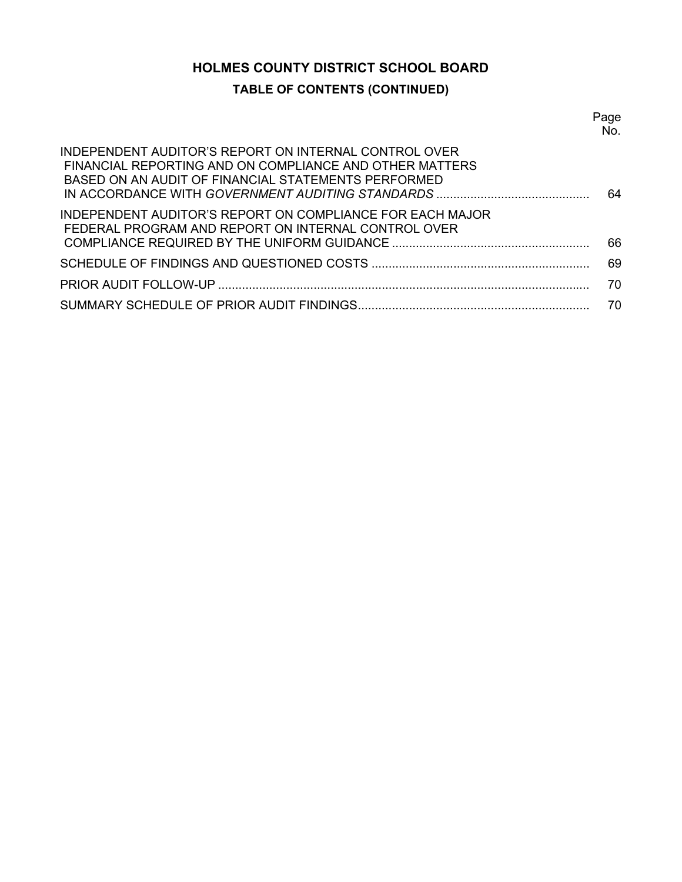# HOLMES COUNTY DISTRICT SCHOOL BOARD

## TABLE OF CONTENTS (CONTINUED)

| | Page No. |
|---|---|
| INDEPENDENT AUDITOR'S REPORT ON INTERNAL CONTROL OVER FINANCIAL REPORTING AND ON COMPLIANCE AND OTHER MATTERS BASED ON AN AUDIT OF FINANCIAL STATEMENTS PERFORMED IN ACCORDANCE WITH *GOVERNMENT AUDITING STANDARDS* | 64 |
| INDEPENDENT AUDITOR'S REPORT ON COMPLIANCE FOR EACH MAJOR FEDERAL PROGRAM AND REPORT ON INTERNAL CONTROL OVER COMPLIANCE REQUIRED BY THE UNIFORM GUIDANCE | 66 |
| SCHEDULE OF FINDINGS AND QUESTIONED COSTS | 69 |
| PRIOR AUDIT FOLLOW-UP | 70 |
| SUMMARY SCHEDULE OF PRIOR AUDIT FINDINGS | 70 |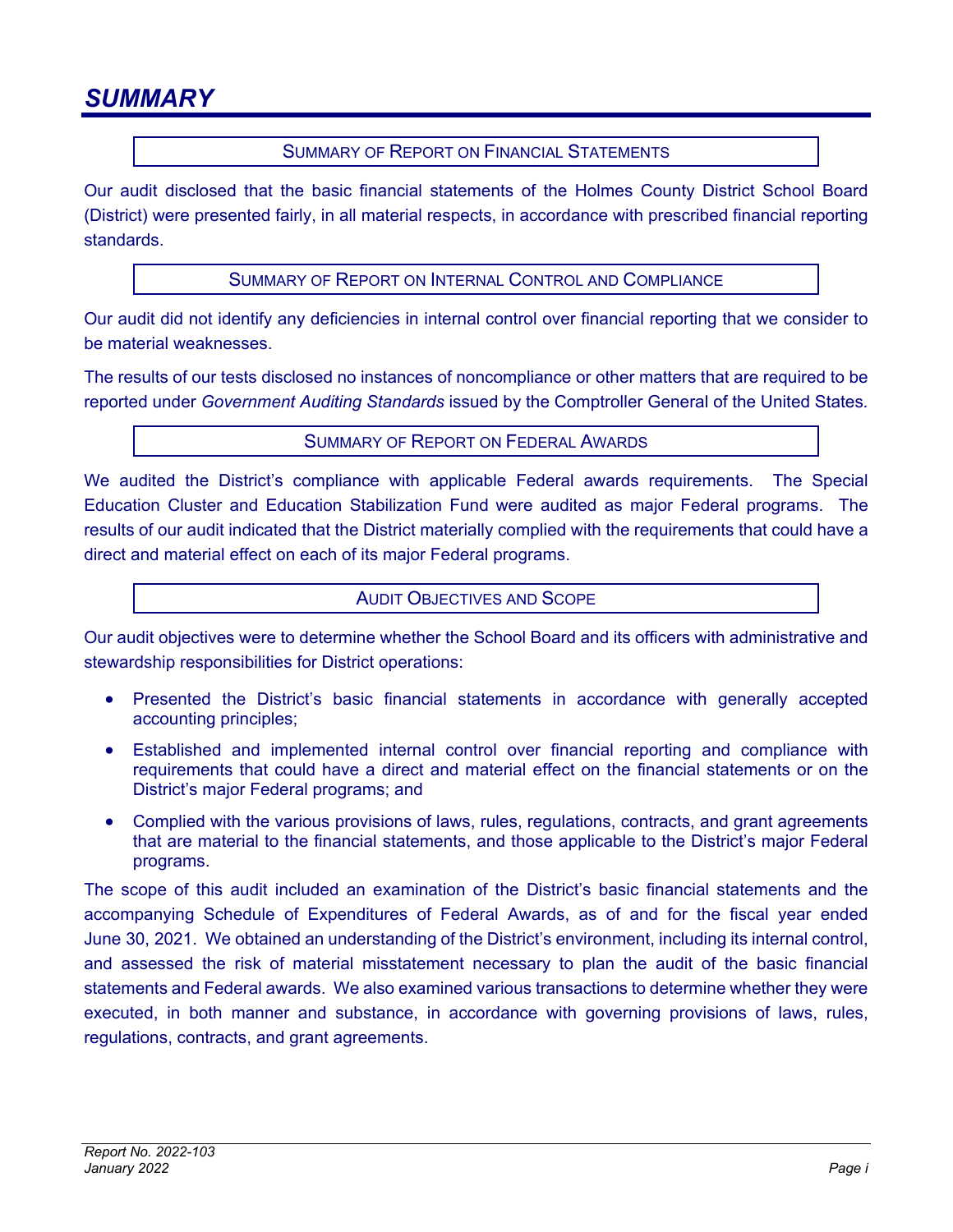# SUMMARY

## SUMMARY OF REPORT ON FINANCIAL STATEMENTS

Our audit disclosed that the basic financial statements of the Holmes County District School Board (District) were presented fairly, in all material respects, in accordance with prescribed financial reporting standards.

## SUMMARY OF REPORT ON INTERNAL CONTROL AND COMPLIANCE

Our audit did not identify any deficiencies in internal control over financial reporting that we consider to be material weaknesses.

The results of our tests disclosed no instances of noncompliance or other matters that are required to be reported under *Government Auditing Standards* issued by the Comptroller General of the United States.

## SUMMARY OF REPORT ON FEDERAL AWARDS

We audited the District's compliance with applicable Federal awards requirements. The Special Education Cluster and Education Stabilization Fund were audited as major Federal programs. The results of our audit indicated that the District materially complied with the requirements that could have a direct and material effect on each of its major Federal programs.

## AUDIT OBJECTIVES AND SCOPE

Our audit objectives were to determine whether the School Board and its officers with administrative and stewardship responsibilities for District operations:

- Presented the District's basic financial statements in accordance with generally accepted accounting principles;
- Established and implemented internal control over financial reporting and compliance with requirements that could have a direct and material effect on the financial statements or on the District's major Federal programs; and
- Complied with the various provisions of laws, rules, regulations, contracts, and grant agreements that are material to the financial statements, and those applicable to the District's major Federal programs.

The scope of this audit included an examination of the District's basic financial statements and the accompanying Schedule of Expenditures of Federal Awards, as of and for the fiscal year ended June 30, 2021. We obtained an understanding of the District's environment, including its internal control, and assessed the risk of material misstatement necessary to plan the audit of the basic financial statements and Federal awards. We also examined various transactions to determine whether they were executed, in both manner and substance, in accordance with governing provisions of laws, rules, regulations, contracts, and grant agreements.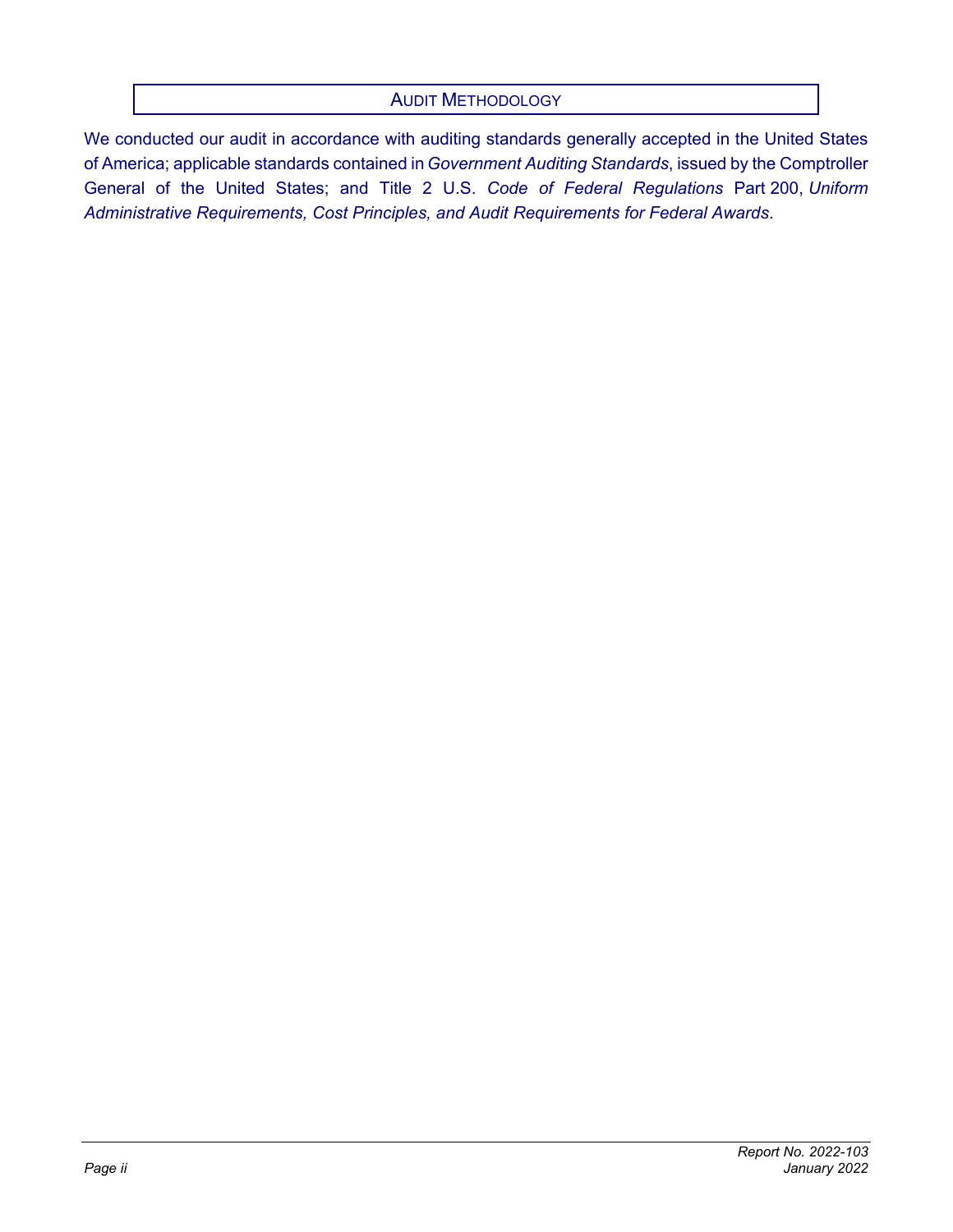## Audit Methodology

We conducted our audit in accordance with auditing standards generally accepted in the United States of America; applicable standards contained in *Government Auditing Standards*, issued by the Comptroller General of the United States; and Title 2 U.S. *Code of Federal Regulations* Part 200, *Uniform Administrative Requirements, Cost Principles, and Audit Requirements for Federal Awards*.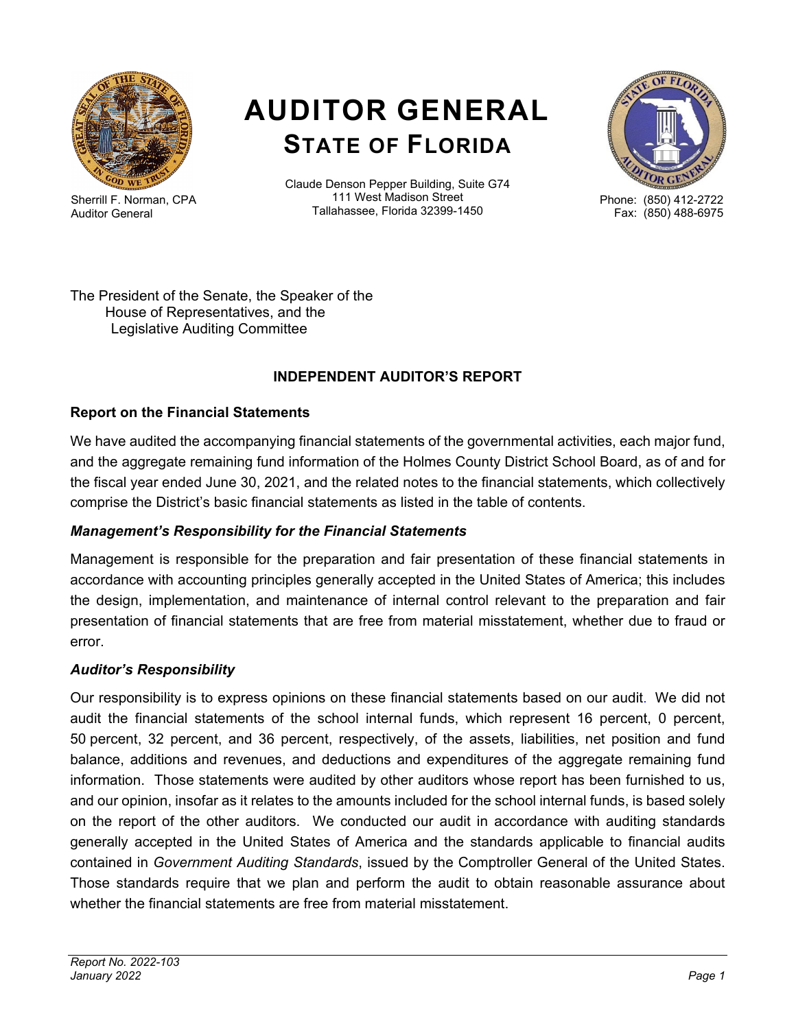# AUDITOR GENERAL
## STATE OF FLORIDA

Sherrill F. Norman, CPA
Auditor General

Claude Denson Pepper Building, Suite G74
111 West Madison Street
Tallahassee, Florida 32399-1450

Phone: (850) 412-2722
Fax: (850) 488-6975

The President of the Senate, the Speaker of the
House of Representatives, and the
Legislative Auditing Committee

### INDEPENDENT AUDITOR'S REPORT

#### Report on the Financial Statements

We have audited the accompanying financial statements of the governmental activities, each major fund, and the aggregate remaining fund information of the Holmes County District School Board, as of and for the fiscal year ended June 30, 2021, and the related notes to the financial statements, which collectively comprise the District's basic financial statements as listed in the table of contents.

#### *Management's Responsibility for the Financial Statements*

Management is responsible for the preparation and fair presentation of these financial statements in accordance with accounting principles generally accepted in the United States of America; this includes the design, implementation, and maintenance of internal control relevant to the preparation and fair presentation of financial statements that are free from material misstatement, whether due to fraud or error.

#### *Auditor's Responsibility*

Our responsibility is to express opinions on these financial statements based on our audit. We did not audit the financial statements of the school internal funds, which represent 16 percent, 0 percent, 50 percent, 32 percent, and 36 percent, respectively, of the assets, liabilities, net position and fund balance, additions and revenues, and deductions and expenditures of the aggregate remaining fund information. Those statements were audited by other auditors whose report has been furnished to us, and our opinion, insofar as it relates to the amounts included for the school internal funds, is based solely on the report of the other auditors. We conducted our audit in accordance with auditing standards generally accepted in the United States of America and the standards applicable to financial audits contained in *Government Auditing Standards*, issued by the Comptroller General of the United States. Those standards require that we plan and perform the audit to obtain reasonable assurance about whether the financial statements are free from material misstatement.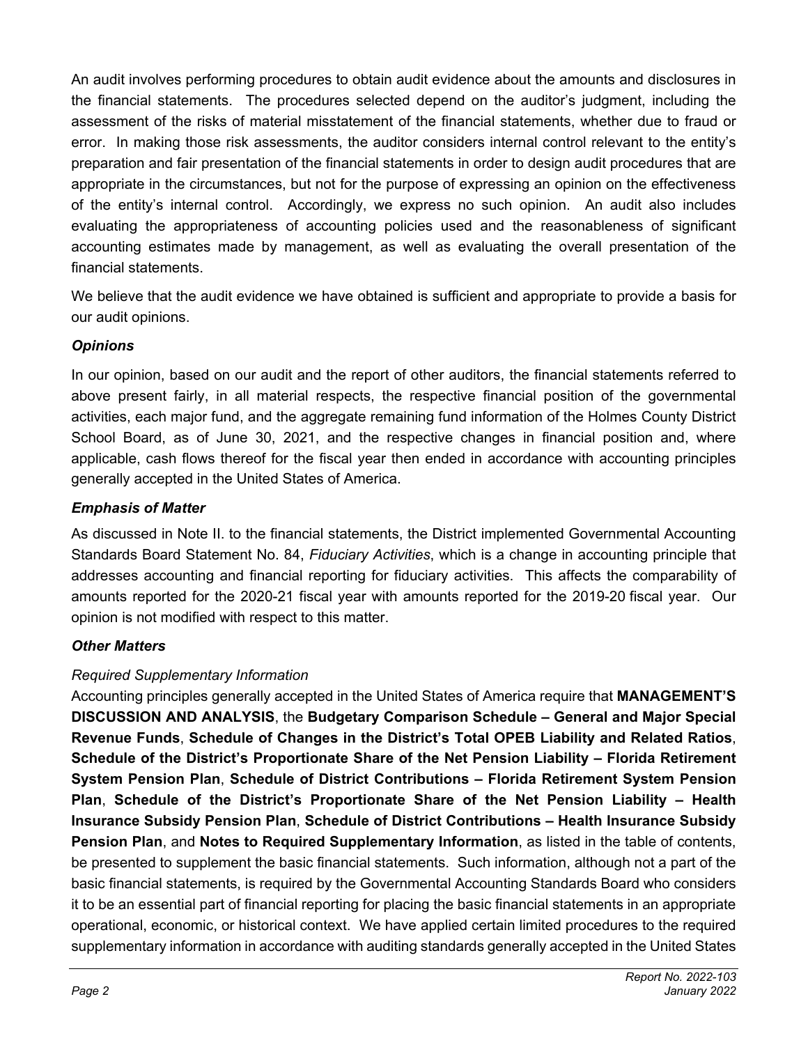An audit involves performing procedures to obtain audit evidence about the amounts and disclosures in the financial statements. The procedures selected depend on the auditor's judgment, including the assessment of the risks of material misstatement of the financial statements, whether due to fraud or error. In making those risk assessments, the auditor considers internal control relevant to the entity's preparation and fair presentation of the financial statements in order to design audit procedures that are appropriate in the circumstances, but not for the purpose of expressing an opinion on the effectiveness of the entity's internal control. Accordingly, we express no such opinion. An audit also includes evaluating the appropriateness of accounting policies used and the reasonableness of significant accounting estimates made by management, as well as evaluating the overall presentation of the financial statements.

We believe that the audit evidence we have obtained is sufficient and appropriate to provide a basis for our audit opinions.

### *Opinions*

In our opinion, based on our audit and the report of other auditors, the financial statements referred to above present fairly, in all material respects, the respective financial position of the governmental activities, each major fund, and the aggregate remaining fund information of the Holmes County District School Board, as of June 30, 2021, and the respective changes in financial position and, where applicable, cash flows thereof for the fiscal year then ended in accordance with accounting principles generally accepted in the United States of America.

### *Emphasis of Matter*

As discussed in Note II. to the financial statements, the District implemented Governmental Accounting Standards Board Statement No. 84, *Fiduciary Activities*, which is a change in accounting principle that addresses accounting and financial reporting for fiduciary activities. This affects the comparability of amounts reported for the 2020-21 fiscal year with amounts reported for the 2019-20 fiscal year. Our opinion is not modified with respect to this matter.

### *Other Matters*

*Required Supplementary Information*

Accounting principles generally accepted in the United States of America require that **MANAGEMENT'S DISCUSSION AND ANALYSIS**, the **Budgetary Comparison Schedule – General and Major Special Revenue Funds**, **Schedule of Changes in the District's Total OPEB Liability and Related Ratios**, **Schedule of the District's Proportionate Share of the Net Pension Liability – Florida Retirement System Pension Plan**, **Schedule of District Contributions – Florida Retirement System Pension Plan**, **Schedule of the District's Proportionate Share of the Net Pension Liability – Health Insurance Subsidy Pension Plan**, **Schedule of District Contributions – Health Insurance Subsidy Pension Plan**, and **Notes to Required Supplementary Information**, as listed in the table of contents, be presented to supplement the basic financial statements. Such information, although not a part of the basic financial statements, is required by the Governmental Accounting Standards Board who considers it to be an essential part of financial reporting for placing the basic financial statements in an appropriate operational, economic, or historical context. We have applied certain limited procedures to the required supplementary information in accordance with auditing standards generally accepted in the United States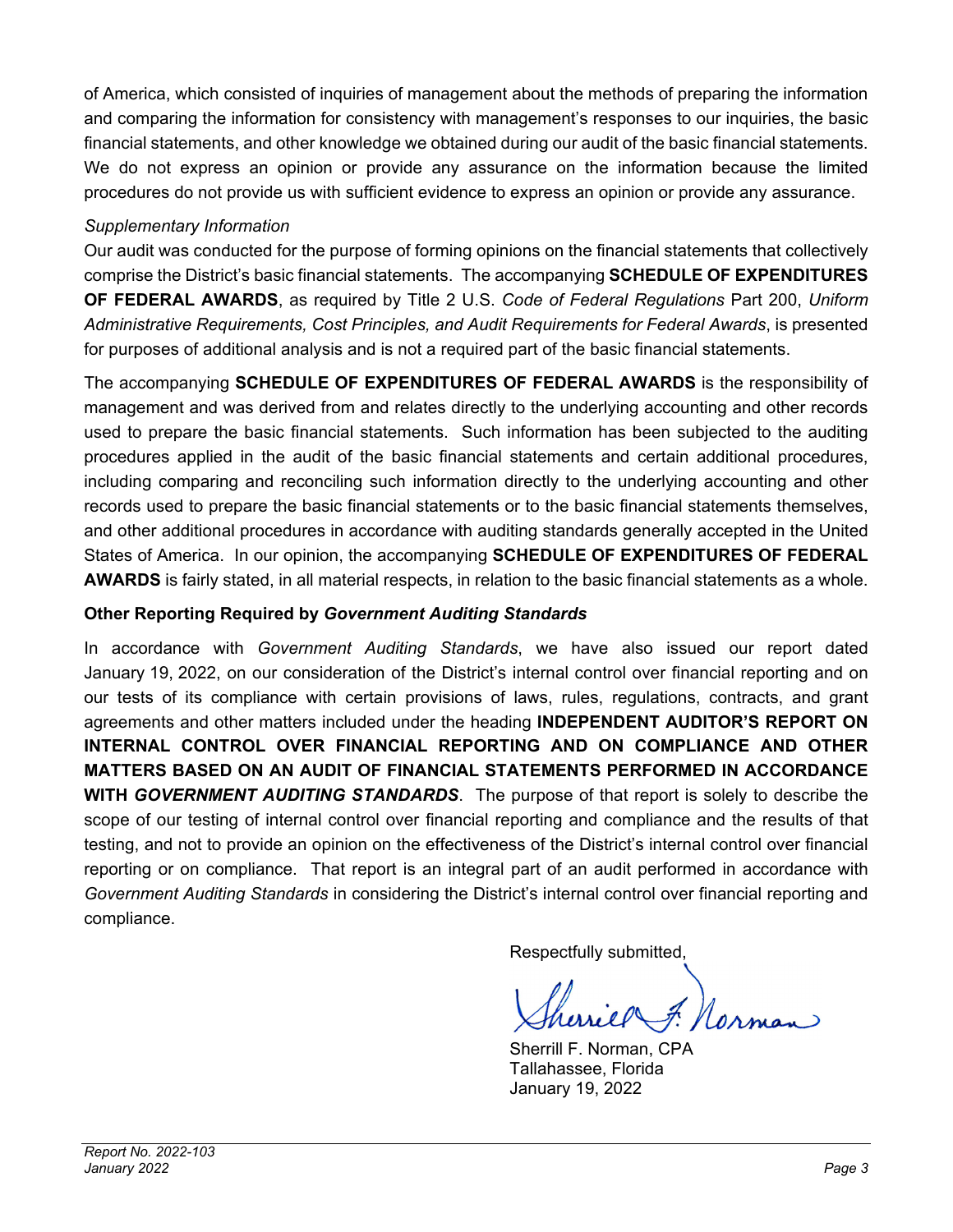of America, which consisted of inquiries of management about the methods of preparing the information and comparing the information for consistency with management's responses to our inquiries, the basic financial statements, and other knowledge we obtained during our audit of the basic financial statements. We do not express an opinion or provide any assurance on the information because the limited procedures do not provide us with sufficient evidence to express an opinion or provide any assurance.

*Supplementary Information*

Our audit was conducted for the purpose of forming opinions on the financial statements that collectively comprise the District's basic financial statements. The accompanying **SCHEDULE OF EXPENDITURES OF FEDERAL AWARDS**, as required by Title 2 U.S. *Code of Federal Regulations* Part 200, *Uniform Administrative Requirements, Cost Principles, and Audit Requirements for Federal Awards*, is presented for purposes of additional analysis and is not a required part of the basic financial statements.

The accompanying **SCHEDULE OF EXPENDITURES OF FEDERAL AWARDS** is the responsibility of management and was derived from and relates directly to the underlying accounting and other records used to prepare the basic financial statements. Such information has been subjected to the auditing procedures applied in the audit of the basic financial statements and certain additional procedures, including comparing and reconciling such information directly to the underlying accounting and other records used to prepare the basic financial statements or to the basic financial statements themselves, and other additional procedures in accordance with auditing standards generally accepted in the United States of America. In our opinion, the accompanying **SCHEDULE OF EXPENDITURES OF FEDERAL AWARDS** is fairly stated, in all material respects, in relation to the basic financial statements as a whole.

**Other Reporting Required by *Government Auditing Standards***

In accordance with *Government Auditing Standards*, we have also issued our report dated January 19, 2022, on our consideration of the District's internal control over financial reporting and on our tests of its compliance with certain provisions of laws, rules, regulations, contracts, and grant agreements and other matters included under the heading **INDEPENDENT AUDITOR'S REPORT ON INTERNAL CONTROL OVER FINANCIAL REPORTING AND ON COMPLIANCE AND OTHER MATTERS BASED ON AN AUDIT OF FINANCIAL STATEMENTS PERFORMED IN ACCORDANCE WITH *GOVERNMENT AUDITING STANDARDS***. The purpose of that report is solely to describe the scope of our testing of internal control over financial reporting and compliance and the results of that testing, and not to provide an opinion on the effectiveness of the District's internal control over financial reporting or on compliance. That report is an integral part of an audit performed in accordance with *Government Auditing Standards* in considering the District's internal control over financial reporting and compliance.

Respectfully submitted,

Sherrill F. Norman, CPA
Tallahassee, Florida
January 19, 2022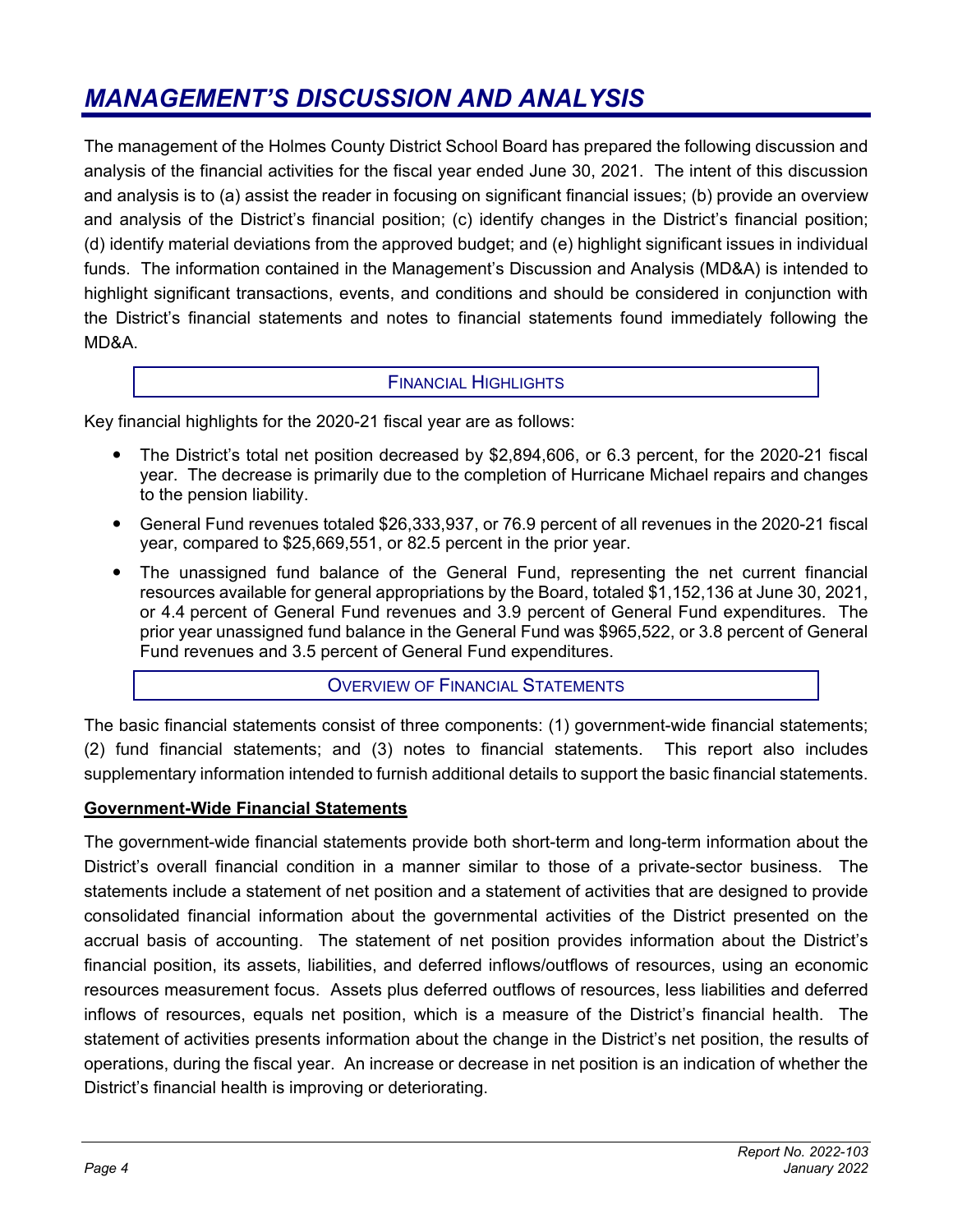# *MANAGEMENT'S DISCUSSION AND ANALYSIS*

The management of the Holmes County District School Board has prepared the following discussion and analysis of the financial activities for the fiscal year ended June 30, 2021. The intent of this discussion and analysis is to (a) assist the reader in focusing on significant financial issues; (b) provide an overview and analysis of the District's financial position; (c) identify changes in the District's financial position; (d) identify material deviations from the approved budget; and (e) highlight significant issues in individual funds. The information contained in the Management's Discussion and Analysis (MD&A) is intended to highlight significant transactions, events, and conditions and should be considered in conjunction with the District's financial statements and notes to financial statements found immediately following the MD&A.

## FINANCIAL HIGHLIGHTS

Key financial highlights for the 2020-21 fiscal year are as follows:

- The District's total net position decreased by $2,894,606, or 6.3 percent, for the 2020-21 fiscal year. The decrease is primarily due to the completion of Hurricane Michael repairs and changes to the pension liability.
- General Fund revenues totaled $26,333,937, or 76.9 percent of all revenues in the 2020-21 fiscal year, compared to $25,669,551, or 82.5 percent in the prior year.
- The unassigned fund balance of the General Fund, representing the net current financial resources available for general appropriations by the Board, totaled $1,152,136 at June 30, 2021, or 4.4 percent of General Fund revenues and 3.9 percent of General Fund expenditures. The prior year unassigned fund balance in the General Fund was $965,522, or 3.8 percent of General Fund revenues and 3.5 percent of General Fund expenditures.

## OVERVIEW OF FINANCIAL STATEMENTS

The basic financial statements consist of three components: (1) government-wide financial statements; (2) fund financial statements; and (3) notes to financial statements. This report also includes supplementary information intended to furnish additional details to support the basic financial statements.

### Government-Wide Financial Statements

The government-wide financial statements provide both short-term and long-term information about the District's overall financial condition in a manner similar to those of a private-sector business. The statements include a statement of net position and a statement of activities that are designed to provide consolidated financial information about the governmental activities of the District presented on the accrual basis of accounting. The statement of net position provides information about the District's financial position, its assets, liabilities, and deferred inflows/outflows of resources, using an economic resources measurement focus. Assets plus deferred outflows of resources, less liabilities and deferred inflows of resources, equals net position, which is a measure of the District's financial health. The statement of activities presents information about the change in the District's net position, the results of operations, during the fiscal year. An increase or decrease in net position is an indication of whether the District's financial health is improving or deteriorating.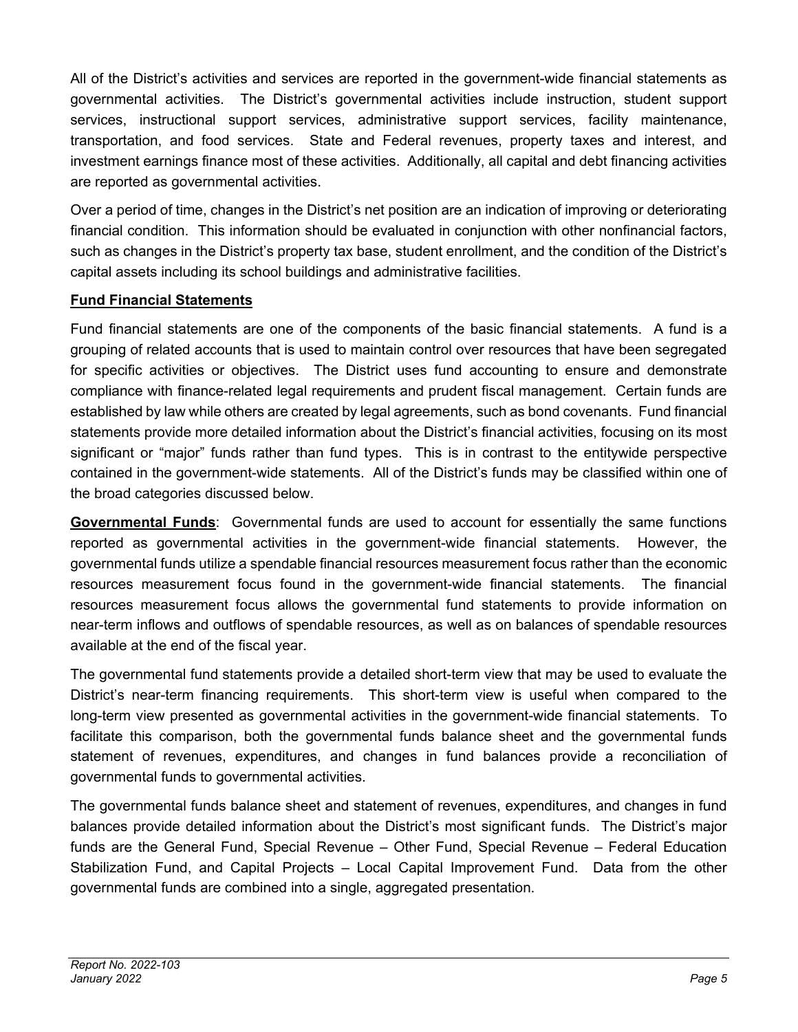All of the District's activities and services are reported in the government-wide financial statements as governmental activities. The District's governmental activities include instruction, student support services, instructional support services, administrative support services, facility maintenance, transportation, and food services. State and Federal revenues, property taxes and interest, and investment earnings finance most of these activities. Additionally, all capital and debt financing activities are reported as governmental activities.

Over a period of time, changes in the District's net position are an indication of improving or deteriorating financial condition. This information should be evaluated in conjunction with other nonfinancial factors, such as changes in the District's property tax base, student enrollment, and the condition of the District's capital assets including its school buildings and administrative facilities.

**Fund Financial Statements**

Fund financial statements are one of the components of the basic financial statements. A fund is a grouping of related accounts that is used to maintain control over resources that have been segregated for specific activities or objectives. The District uses fund accounting to ensure and demonstrate compliance with finance-related legal requirements and prudent fiscal management. Certain funds are established by law while others are created by legal agreements, such as bond covenants. Fund financial statements provide more detailed information about the District's financial activities, focusing on its most significant or "major" funds rather than fund types. This is in contrast to the entitywide perspective contained in the government-wide statements. All of the District's funds may be classified within one of the broad categories discussed below.

**Governmental Funds**: Governmental funds are used to account for essentially the same functions reported as governmental activities in the government-wide financial statements. However, the governmental funds utilize a spendable financial resources measurement focus rather than the economic resources measurement focus found in the government-wide financial statements. The financial resources measurement focus allows the governmental fund statements to provide information on near-term inflows and outflows of spendable resources, as well as on balances of spendable resources available at the end of the fiscal year.

The governmental fund statements provide a detailed short-term view that may be used to evaluate the District's near-term financing requirements. This short-term view is useful when compared to the long-term view presented as governmental activities in the government-wide financial statements. To facilitate this comparison, both the governmental funds balance sheet and the governmental funds statement of revenues, expenditures, and changes in fund balances provide a reconciliation of governmental funds to governmental activities.

The governmental funds balance sheet and statement of revenues, expenditures, and changes in fund balances provide detailed information about the District's most significant funds. The District's major funds are the General Fund, Special Revenue – Other Fund, Special Revenue – Federal Education Stabilization Fund, and Capital Projects – Local Capital Improvement Fund. Data from the other governmental funds are combined into a single, aggregated presentation.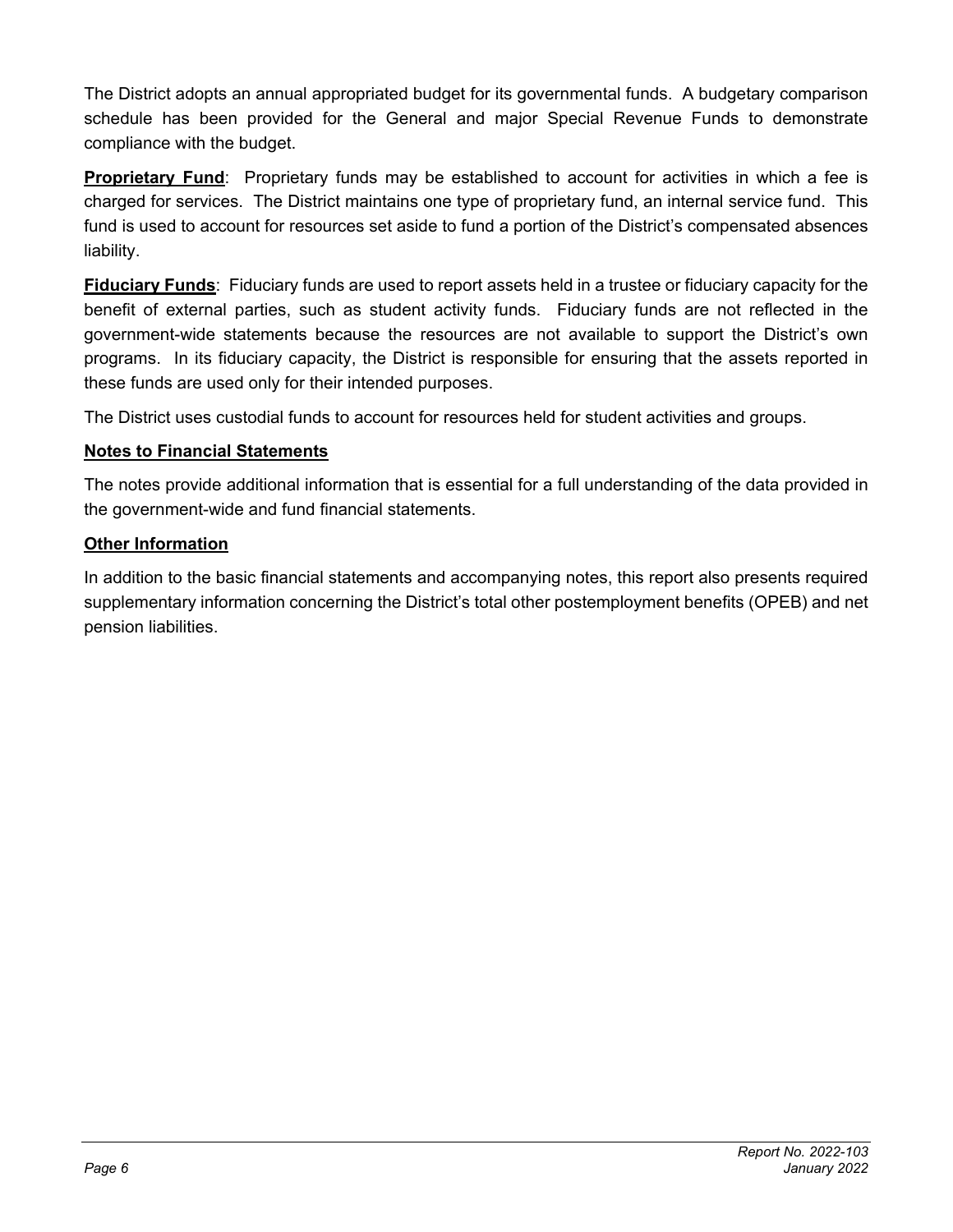The District adopts an annual appropriated budget for its governmental funds. A budgetary comparison schedule has been provided for the General and major Special Revenue Funds to demonstrate compliance with the budget.

**Proprietary Fund**: Proprietary funds may be established to account for activities in which a fee is charged for services. The District maintains one type of proprietary fund, an internal service fund. This fund is used to account for resources set aside to fund a portion of the District's compensated absences liability.

**Fiduciary Funds**: Fiduciary funds are used to report assets held in a trustee or fiduciary capacity for the benefit of external parties, such as student activity funds. Fiduciary funds are not reflected in the government-wide statements because the resources are not available to support the District's own programs. In its fiduciary capacity, the District is responsible for ensuring that the assets reported in these funds are used only for their intended purposes.

The District uses custodial funds to account for resources held for student activities and groups.

**Notes to Financial Statements**

The notes provide additional information that is essential for a full understanding of the data provided in the government-wide and fund financial statements.

**Other Information**

In addition to the basic financial statements and accompanying notes, this report also presents required supplementary information concerning the District's total other postemployment benefits (OPEB) and net pension liabilities.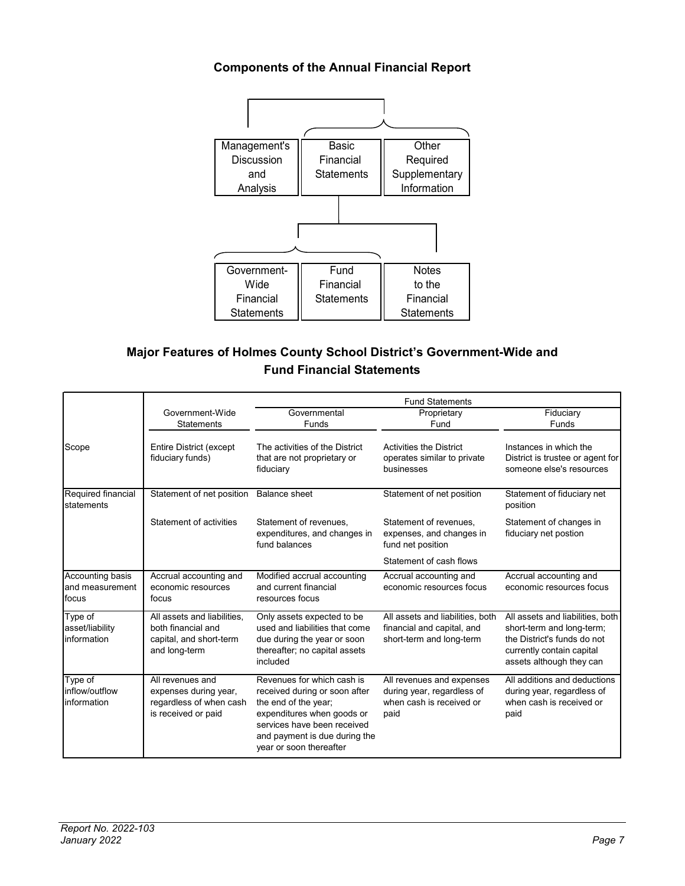## Components of the Annual Financial Report

Management's Discussion and Analysis | Basic Financial Statements | Other Required Supplementary Information

Government-Wide Financial Statements | Fund Financial Statements | Notes to the Financial Statements

## Major Features of Holmes County School District's Government-Wide and Fund Financial Statements

| | Government-Wide Statements | Fund Statements | | |
|---|---|---|---|---|
| | | Governmental Funds | Proprietary Fund | Fiduciary Funds |
| Scope | Entire District (except fiduciary funds) | The activities of the District that are not proprietary or fiduciary | Activities the District operates similar to private businesses | Instances in which the District is trustee or agent for someone else's resources |
| Required financial statements | Statement of net position | Balance sheet | Statement of net position | Statement of fiduciary net position |
| | Statement of activities | Statement of revenues, expenditures, and changes in fund balances | Statement of revenues, expenses, and changes in fund net position | Statement of changes in fiduciary net postion |
| | | | Statement of cash flows | |
| Accounting basis and measurement focus | Accrual accounting and economic resources focus | Modified accrual accounting and current financial resources focus | Accrual accounting and economic resources focus | Accrual accounting and economic resources focus |
| Type of asset/liability information | All assets and liabilities, both financial and capital, and short-term and long-term | Only assets expected to be used and liabilities that come due during the year or soon thereafter; no capital assets included | All assets and liabilities, both financial and capital, and short-term and long-term | All assets and liabilities, both short-term and long-term; the District's funds do not currently contain capital assets although they can |
| Type of inflow/outflow information | All revenues and expenses during year, regardless of when cash is received or paid | Revenues for which cash is received during or soon after the end of the year; expenditures when goods or services have been received and payment is due during the year or soon thereafter | All revenues and expenses during year, regardless of when cash is received or paid | All additions and deductions during year, regardless of when cash is received or paid |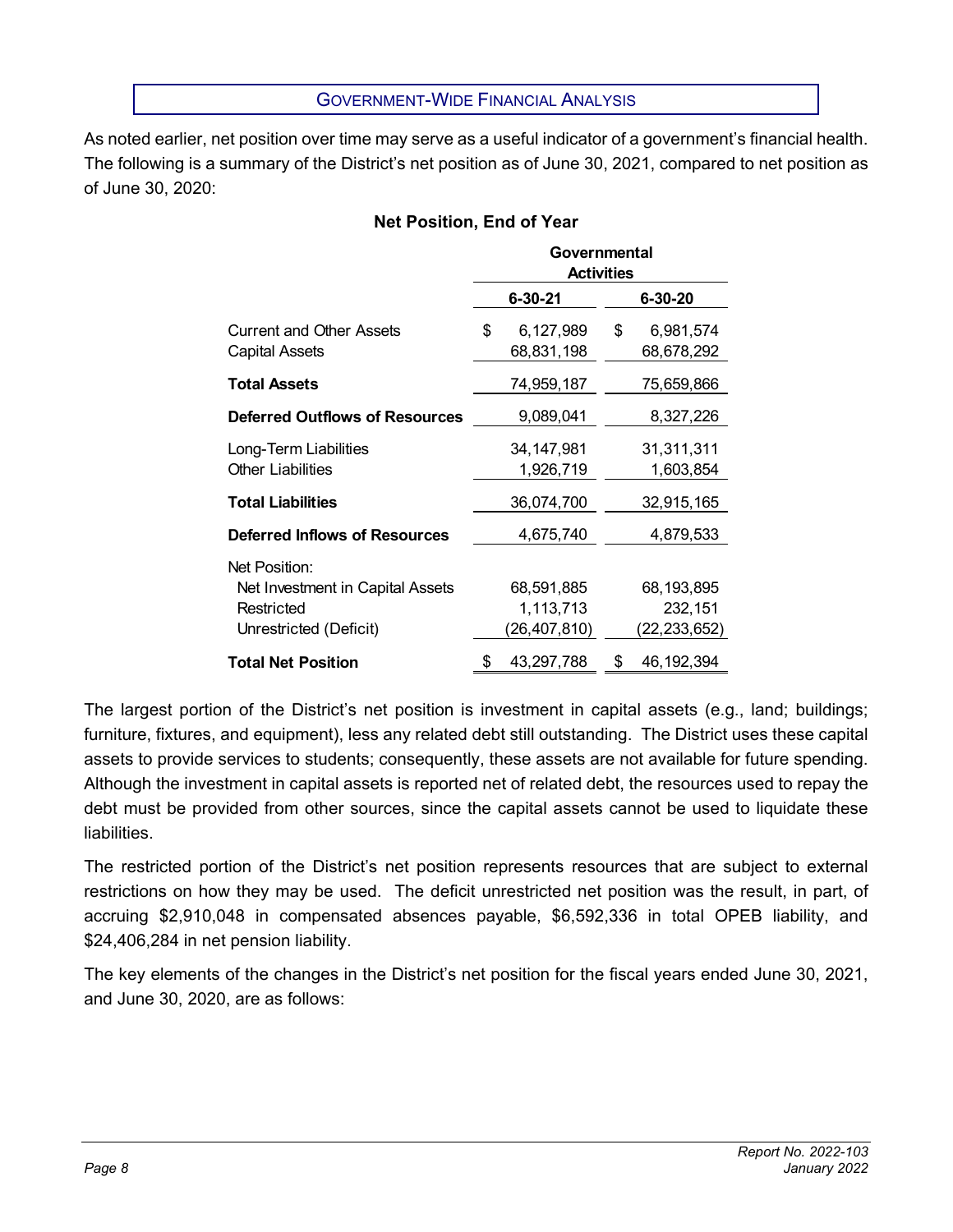## Government-Wide Financial Analysis

As noted earlier, net position over time may serve as a useful indicator of a government's financial health. The following is a summary of the District's net position as of June 30, 2021, compared to net position as of June 30, 2020:

**Net Position, End of Year**

| | Governmental Activities | |
|---|---|---|
| | **6-30-21** | **6-30-20** |
| Current and Other Assets | $ 6,127,989 | $ 6,981,574 |
| Capital Assets | 68,831,198 | 68,678,292 |
| **Total Assets** | 74,959,187 | 75,659,866 |
| **Deferred Outflows of Resources** | 9,089,041 | 8,327,226 |
| Long-Term Liabilities | 34,147,981 | 31,311,311 |
| Other Liabilities | 1,926,719 | 1,603,854 |
| **Total Liabilities** | 36,074,700 | 32,915,165 |
| **Deferred Inflows of Resources** | 4,675,740 | 4,879,533 |
| Net Position: | | |
| Net Investment in Capital Assets | 68,591,885 | 68,193,895 |
| Restricted | 1,113,713 | 232,151 |
| Unrestricted (Deficit) | (26,407,810) | (22,233,652) |
| **Total Net Position** | $ 43,297,788 | $ 46,192,394 |

The largest portion of the District's net position is investment in capital assets (e.g., land; buildings; furniture, fixtures, and equipment), less any related debt still outstanding. The District uses these capital assets to provide services to students; consequently, these assets are not available for future spending. Although the investment in capital assets is reported net of related debt, the resources used to repay the debt must be provided from other sources, since the capital assets cannot be used to liquidate these liabilities.

The restricted portion of the District's net position represents resources that are subject to external restrictions on how they may be used. The deficit unrestricted net position was the result, in part, of accruing $2,910,048 in compensated absences payable, $6,592,336 in total OPEB liability, and $24,406,284 in net pension liability.

The key elements of the changes in the District's net position for the fiscal years ended June 30, 2021, and June 30, 2020, are as follows: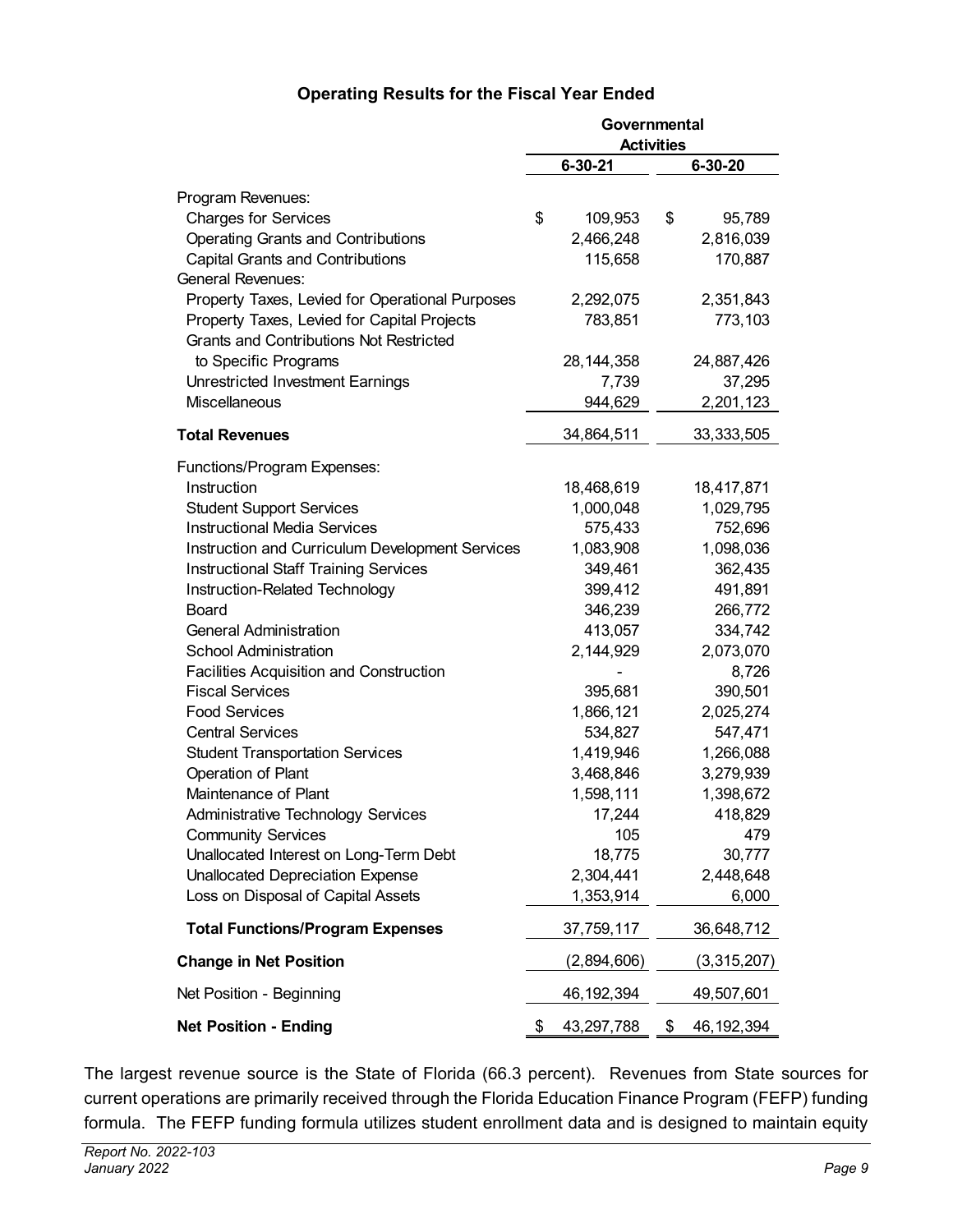## Operating Results for the Fiscal Year Ended

| | Governmental Activities | |
|---|---|---|
| | **6-30-21** | **6-30-20** |
| Program Revenues: | | |
| Charges for Services | $ 109,953 | $ 95,789 |
| Operating Grants and Contributions | 2,466,248 | 2,816,039 |
| Capital Grants and Contributions | 115,658 | 170,887 |
| General Revenues: | | |
| Property Taxes, Levied for Operational Purposes | 2,292,075 | 2,351,843 |
| Property Taxes, Levied for Capital Projects | 783,851 | 773,103 |
| Grants and Contributions Not Restricted to Specific Programs | 28,144,358 | 24,887,426 |
| Unrestricted Investment Earnings | 7,739 | 37,295 |
| Miscellaneous | 944,629 | 2,201,123 |
| **Total Revenues** | 34,864,511 | 33,333,505 |
| Functions/Program Expenses: | | |
| Instruction | 18,468,619 | 18,417,871 |
| Student Support Services | 1,000,048 | 1,029,795 |
| Instructional Media Services | 575,433 | 752,696 |
| Instruction and Curriculum Development Services | 1,083,908 | 1,098,036 |
| Instructional Staff Training Services | 349,461 | 362,435 |
| Instruction-Related Technology | 399,412 | 491,891 |
| Board | 346,239 | 266,772 |
| General Administration | 413,057 | 334,742 |
| School Administration | 2,144,929 | 2,073,070 |
| Facilities Acquisition and Construction | - | 8,726 |
| Fiscal Services | 395,681 | 390,501 |
| Food Services | 1,866,121 | 2,025,274 |
| Central Services | 534,827 | 547,471 |
| Student Transportation Services | 1,419,946 | 1,266,088 |
| Operation of Plant | 3,468,846 | 3,279,939 |
| Maintenance of Plant | 1,598,111 | 1,398,672 |
| Administrative Technology Services | 17,244 | 418,829 |
| Community Services | 105 | 479 |
| Unallocated Interest on Long-Term Debt | 18,775 | 30,777 |
| Unallocated Depreciation Expense | 2,304,441 | 2,448,648 |
| Loss on Disposal of Capital Assets | 1,353,914 | 6,000 |
| **Total Functions/Program Expenses** | 37,759,117 | 36,648,712 |
| **Change in Net Position** | (2,894,606) | (3,315,207) |
| Net Position - Beginning | 46,192,394 | 49,507,601 |
| **Net Position - Ending** | $ 43,297,788 | $ 46,192,394 |

The largest revenue source is the State of Florida (66.3 percent). Revenues from State sources for current operations are primarily received through the Florida Education Finance Program (FEFP) funding formula. The FEFP funding formula utilizes student enrollment data and is designed to maintain equity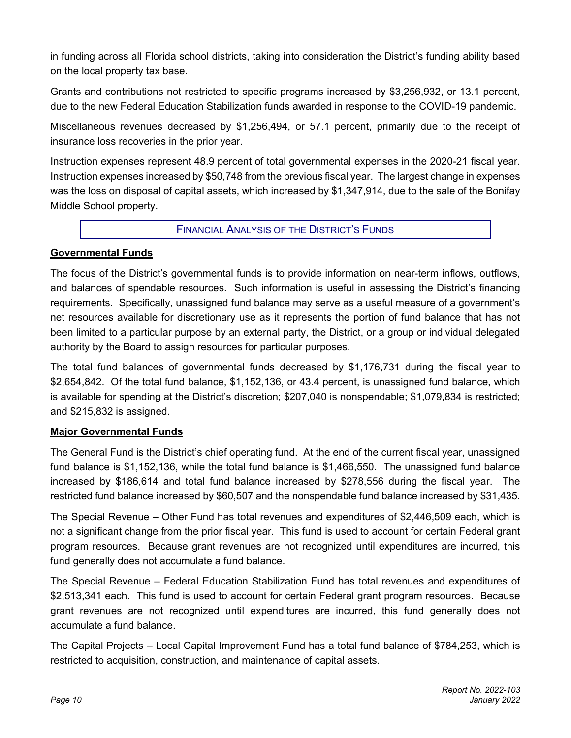in funding across all Florida school districts, taking into consideration the District's funding ability based on the local property tax base.

Grants and contributions not restricted to specific programs increased by $3,256,932, or 13.1 percent, due to the new Federal Education Stabilization funds awarded in response to the COVID-19 pandemic.

Miscellaneous revenues decreased by $1,256,494, or 57.1 percent, primarily due to the receipt of insurance loss recoveries in the prior year.

Instruction expenses represent 48.9 percent of total governmental expenses in the 2020-21 fiscal year. Instruction expenses increased by $50,748 from the previous fiscal year. The largest change in expenses was the loss on disposal of capital assets, which increased by $1,347,914, due to the sale of the Bonifay Middle School property.

## Financial Analysis of the District's Funds

### Governmental Funds

The focus of the District's governmental funds is to provide information on near-term inflows, outflows, and balances of spendable resources. Such information is useful in assessing the District's financing requirements. Specifically, unassigned fund balance may serve as a useful measure of a government's net resources available for discretionary use as it represents the portion of fund balance that has not been limited to a particular purpose by an external party, the District, or a group or individual delegated authority by the Board to assign resources for particular purposes.

The total fund balances of governmental funds decreased by $1,176,731 during the fiscal year to $2,654,842. Of the total fund balance, $1,152,136, or 43.4 percent, is unassigned fund balance, which is available for spending at the District's discretion; $207,040 is nonspendable; $1,079,834 is restricted; and $215,832 is assigned.

### Major Governmental Funds

The General Fund is the District's chief operating fund. At the end of the current fiscal year, unassigned fund balance is $1,152,136, while the total fund balance is $1,466,550. The unassigned fund balance increased by $186,614 and total fund balance increased by $278,556 during the fiscal year. The restricted fund balance increased by $60,507 and the nonspendable fund balance increased by $31,435.

The Special Revenue – Other Fund has total revenues and expenditures of $2,446,509 each, which is not a significant change from the prior fiscal year. This fund is used to account for certain Federal grant program resources. Because grant revenues are not recognized until expenditures are incurred, this fund generally does not accumulate a fund balance.

The Special Revenue – Federal Education Stabilization Fund has total revenues and expenditures of $2,513,341 each. This fund is used to account for certain Federal grant program resources. Because grant revenues are not recognized until expenditures are incurred, this fund generally does not accumulate a fund balance.

The Capital Projects – Local Capital Improvement Fund has a total fund balance of $784,253, which is restricted to acquisition, construction, and maintenance of capital assets.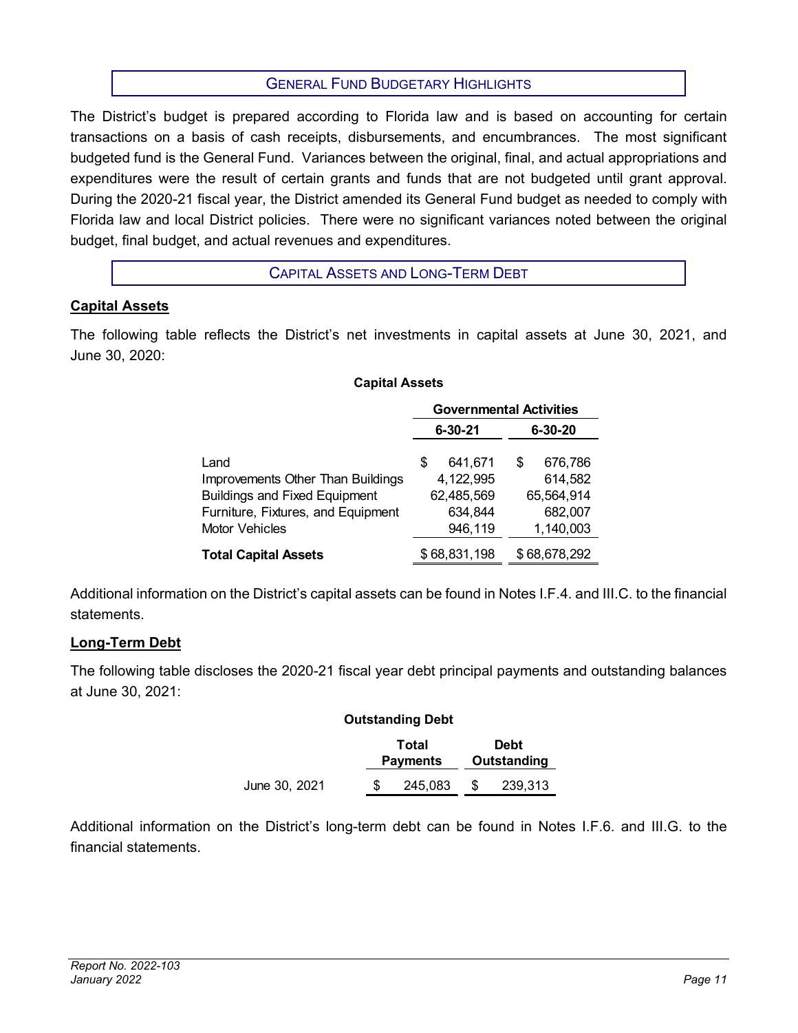## General Fund Budgetary Highlights

The District's budget is prepared according to Florida law and is based on accounting for certain transactions on a basis of cash receipts, disbursements, and encumbrances. The most significant budgeted fund is the General Fund. Variances between the original, final, and actual appropriations and expenditures were the result of certain grants and funds that are not budgeted until grant approval. During the 2020-21 fiscal year, the District amended its General Fund budget as needed to comply with Florida law and local District policies. There were no significant variances noted between the original budget, final budget, and actual revenues and expenditures.

## Capital Assets and Long-Term Debt

### Capital Assets

The following table reflects the District's net investments in capital assets at June 30, 2021, and June 30, 2020:

**Capital Assets**

| | Governmental Activities | |
|---|---|---|
| | 6-30-21 | 6-30-20 |
| Land | $ 641,671 | $ 676,786 |
| Improvements Other Than Buildings | 4,122,995 | 614,582 |
| Buildings and Fixed Equipment | 62,485,569 | 65,564,914 |
| Furniture, Fixtures, and Equipment | 634,844 | 682,007 |
| Motor Vehicles | 946,119 | 1,140,003 |
| **Total Capital Assets** | $ 68,831,198 | $ 68,678,292 |

Additional information on the District's capital assets can be found in Notes I.F.4. and III.C. to the financial statements.

### Long-Term Debt

The following table discloses the 2020-21 fiscal year debt principal payments and outstanding balances at June 30, 2021:

**Outstanding Debt**

| | Total Payments | Debt Outstanding |
|---|---|---|
| June 30, 2021 | $ 245,083 | $ 239,313 |

Additional information on the District's long-term debt can be found in Notes I.F.6. and III.G. to the financial statements.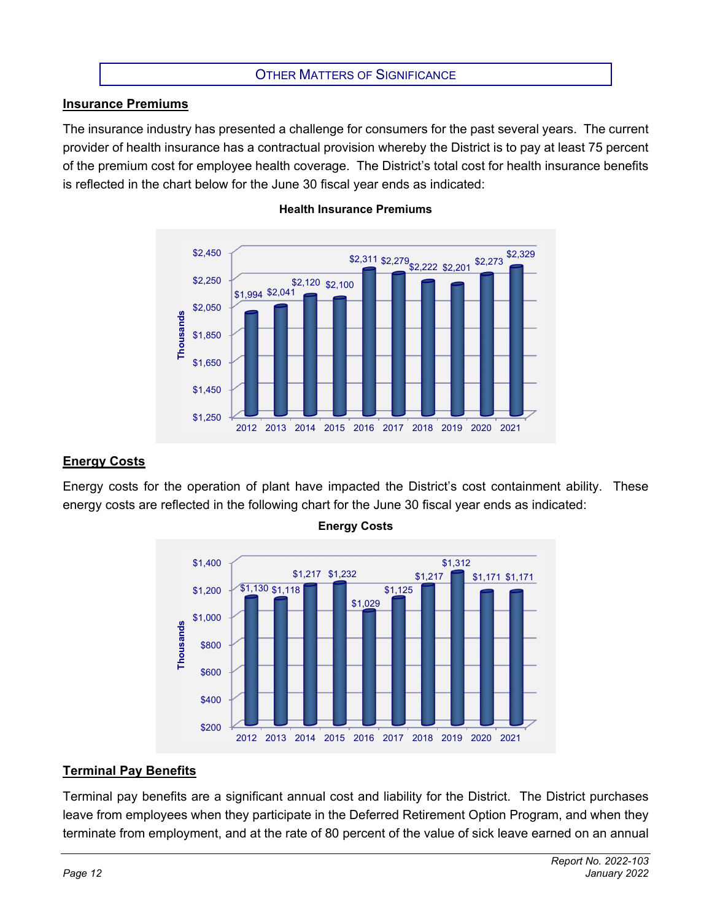## OTHER MATTERS OF SIGNIFICANCE

### Insurance Premiums

The insurance industry has presented a challenge for consumers for the past several years. The current provider of health insurance has a contractual provision whereby the District is to pay at least 75 percent of the premium cost for employee health coverage. The District's total cost for health insurance benefits is reflected in the chart below for the June 30 fiscal year ends as indicated:

**Health Insurance Premiums**

| Year | Thousands |
|---|---|
| 2012 | $1,994 |
| 2013 | $2,041 |
| 2014 | $2,120 |
| 2015 | $2,100 |
| 2016 | $2,311 |
| 2017 | $2,279 |
| 2018 | $2,222 |
| 2019 | $2,201 |
| 2020 | $2,273 |
| 2021 | $2,329 |

### Energy Costs

Energy costs for the operation of plant have impacted the District's cost containment ability. These energy costs are reflected in the following chart for the June 30 fiscal year ends as indicated:

**Energy Costs**

| Year | Thousands |
|---|---|
| 2012 | $1,130 |
| 2013 | $1,118 |
| 2014 | $1,217 |
| 2015 | $1,232 |
| 2016 | $1,029 |
| 2017 | $1,125 |
| 2018 | $1,217 |
| 2019 | $1,312 |
| 2020 | $1,171 |
| 2021 | $1,171 |

### Terminal Pay Benefits

Terminal pay benefits are a significant annual cost and liability for the District. The District purchases leave from employees when they participate in the Deferred Retirement Option Program, and when they terminate from employment, and at the rate of 80 percent of the value of sick leave earned on an annual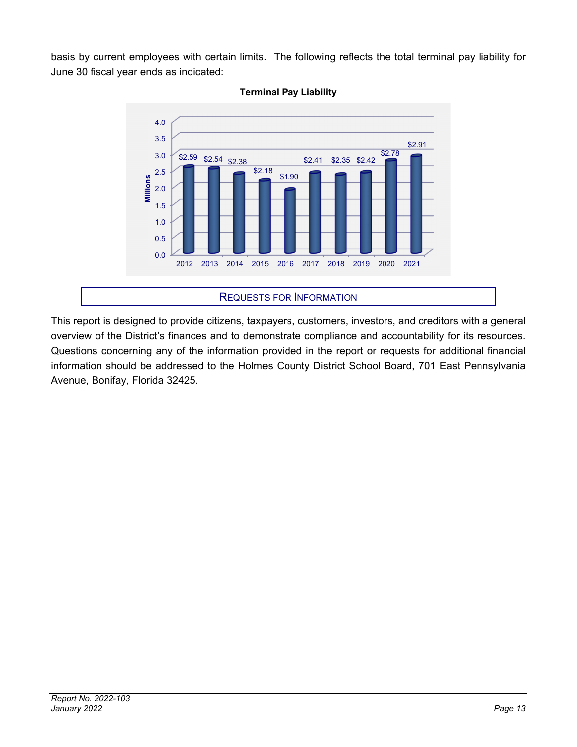basis by current employees with certain limits. The following reflects the total terminal pay liability for June 30 fiscal year ends as indicated:

**Terminal Pay Liability**

| Fiscal Year | Terminal Pay Liability (Millions) |
|---|---|
| 2012 | $2.59 |
| 2013 | $2.54 |
| 2014 | $2.38 |
| 2015 | $2.18 |
| 2016 | $1.90 |
| 2017 | $2.41 |
| 2018 | $2.35 |
| 2019 | $2.42 |
| 2020 | $2.78 |
| 2021 | $2.91 |

## REQUESTS FOR INFORMATION

This report is designed to provide citizens, taxpayers, customers, investors, and creditors with a general overview of the District's finances and to demonstrate compliance and accountability for its resources. Questions concerning any of the information provided in the report or requests for additional financial information should be addressed to the Holmes County District School Board, 701 East Pennsylvania Avenue, Bonifay, Florida 32425.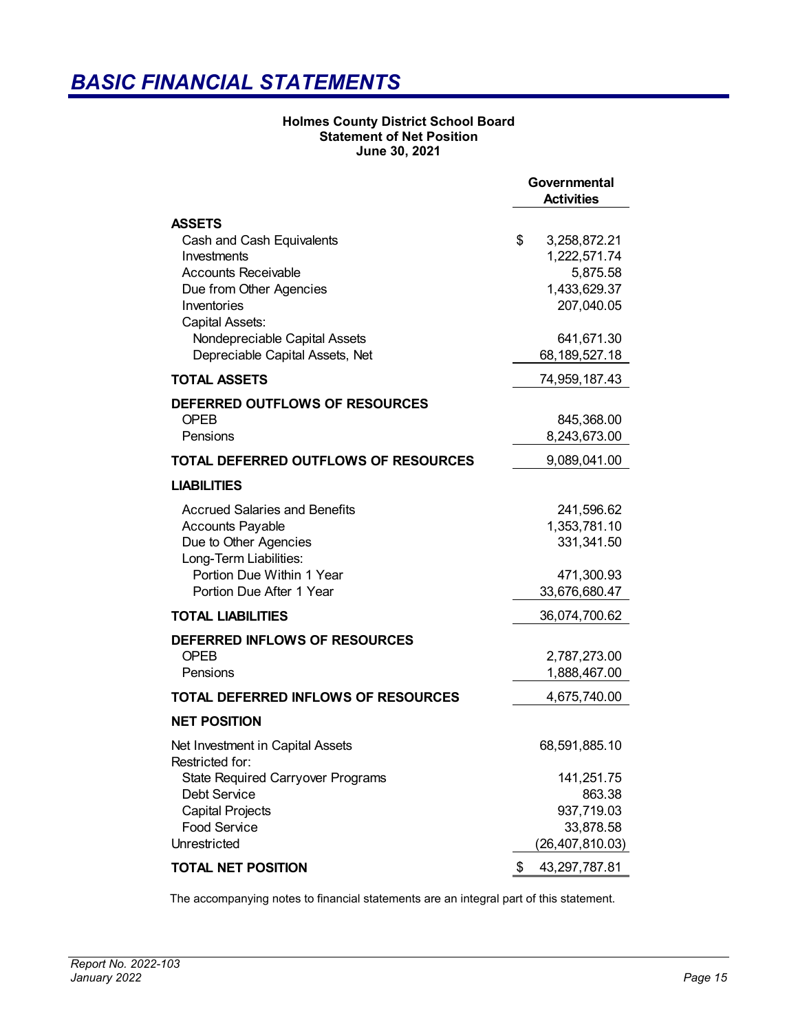# BASIC FINANCIAL STATEMENTS

**Holmes County District School Board**
**Statement of Net Position**
**June 30, 2021**

| | Governmental Activities |
|---|---|
| **ASSETS** | |
| Cash and Cash Equivalents | $ 3,258,872.21 |
| Investments | 1,222,571.74 |
| Accounts Receivable | 5,875.58 |
| Due from Other Agencies | 1,433,629.37 |
| Inventories | 207,040.05 |
| Capital Assets: | |
| Nondepreciable Capital Assets | 641,671.30 |
| Depreciable Capital Assets, Net | 68,189,527.18 |
| **TOTAL ASSETS** | 74,959,187.43 |
| **DEFERRED OUTFLOWS OF RESOURCES** | |
| OPEB | 845,368.00 |
| Pensions | 8,243,673.00 |
| **TOTAL DEFERRED OUTFLOWS OF RESOURCES** | 9,089,041.00 |
| **LIABILITIES** | |
| Accrued Salaries and Benefits | 241,596.62 |
| Accounts Payable | 1,353,781.10 |
| Due to Other Agencies | 331,341.50 |
| Long-Term Liabilities: | |
| Portion Due Within 1 Year | 471,300.93 |
| Portion Due After 1 Year | 33,676,680.47 |
| **TOTAL LIABILITIES** | 36,074,700.62 |
| **DEFERRED INFLOWS OF RESOURCES** | |
| OPEB | 2,787,273.00 |
| Pensions | 1,888,467.00 |
| **TOTAL DEFERRED INFLOWS OF RESOURCES** | 4,675,740.00 |
| **NET POSITION** | |
| Net Investment in Capital Assets | 68,591,885.10 |
| Restricted for: | |
| State Required Carryover Programs | 141,251.75 |
| Debt Service | 863.38 |
| Capital Projects | 937,719.03 |
| Food Service | 33,878.58 |
| Unrestricted | (26,407,810.03) |
| **TOTAL NET POSITION** | $ 43,297,787.81 |

The accompanying notes to financial statements are an integral part of this statement.

*Report No. 2022-103*
*January 2022*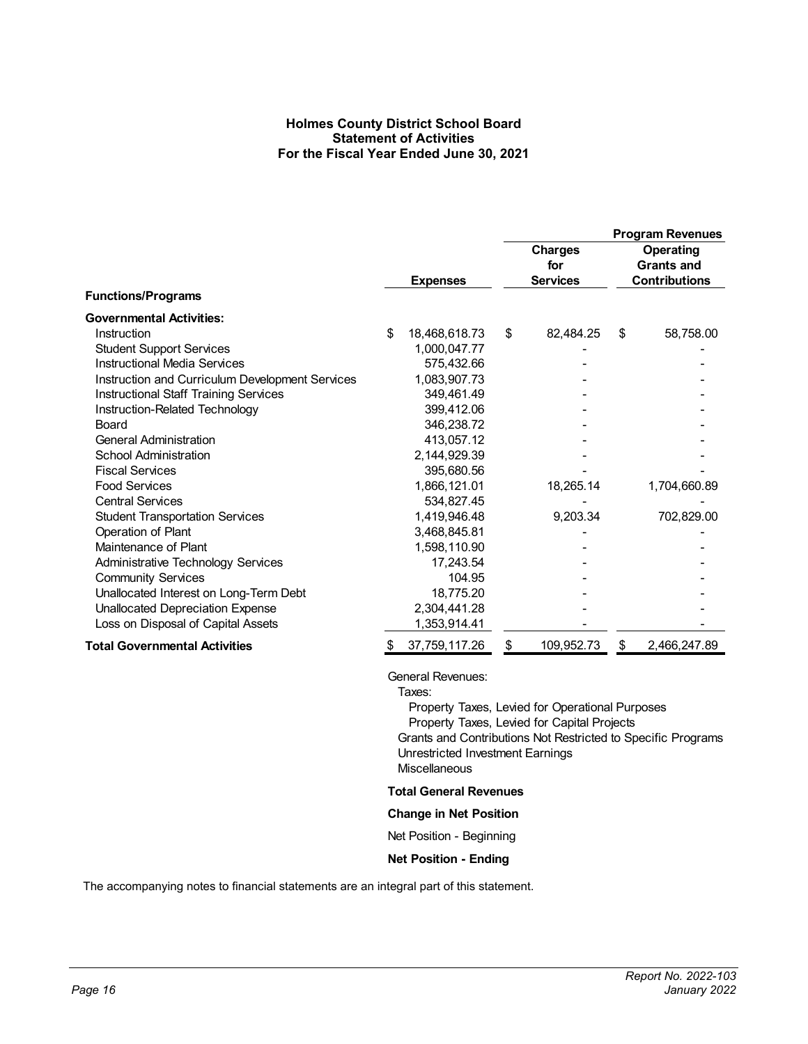**Holmes County District School Board**
**Statement of Activities**
**For the Fiscal Year Ended June 30, 2021**

| | | Program Revenues | |
|---|---|---|---|
| **Functions/Programs** | **Expenses** | **Charges for Services** | **Operating Grants and Contributions** |
| **Governmental Activities:** | | | |
| Instruction | $ 18,468,618.73 | $ 82,484.25 | $ 58,758.00 |
| Student Support Services | 1,000,047.77 | - | - |
| Instructional Media Services | 575,432.66 | - | - |
| Instruction and Curriculum Development Services | 1,083,907.73 | - | - |
| Instructional Staff Training Services | 349,461.49 | - | - |
| Instruction-Related Technology | 399,412.06 | - | - |
| Board | 346,238.72 | - | - |
| General Administration | 413,057.12 | - | - |
| School Administration | 2,144,929.39 | - | - |
| Fiscal Services | 395,680.56 | - | - |
| Food Services | 1,866,121.01 | 18,265.14 | 1,704,660.89 |
| Central Services | 534,827.45 | - | - |
| Student Transportation Services | 1,419,946.48 | 9,203.34 | 702,829.00 |
| Operation of Plant | 3,468,845.81 | - | - |
| Maintenance of Plant | 1,598,110.90 | - | - |
| Administrative Technology Services | 17,243.54 | - | - |
| Community Services | 104.95 | - | - |
| Unallocated Interest on Long-Term Debt | 18,775.20 | - | - |
| Unallocated Depreciation Expense | 2,304,441.28 | - | - |
| Loss on Disposal of Capital Assets | 1,353,914.41 | - | - |
| **Total Governmental Activities** | $ 37,759,117.26 | $ 109,952.73 | $ 2,466,247.89 |

General Revenues:
- Taxes:
  - Property Taxes, Levied for Operational Purposes
  - Property Taxes, Levied for Capital Projects
- Grants and Contributions Not Restricted to Specific Programs
- Unrestricted Investment Earnings
- Miscellaneous

**Total General Revenues**

**Change in Net Position**

Net Position - Beginning

**Net Position - Ending**

The accompanying notes to financial statements are an integral part of this statement.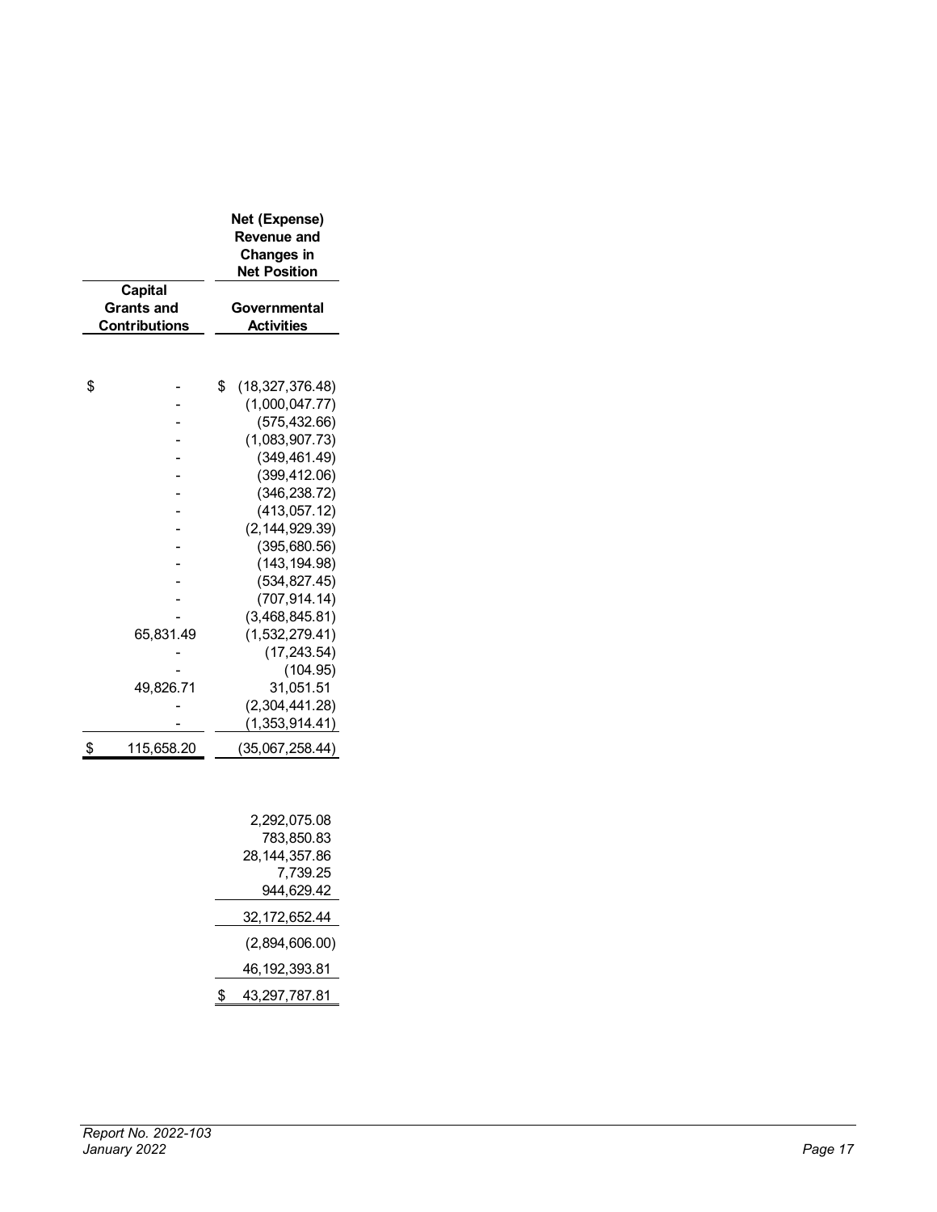| Capital Grants and Contributions | Net (Expense) Revenue and Changes in Net Position Governmental Activities |
|---|---|
| $ - | $ (18,327,376.48) |
| - | (1,000,047.77) |
| - | (575,432.66) |
| - | (1,083,907.73) |
| - | (349,461.49) |
| - | (399,412.06) |
| - | (346,238.72) |
| - | (413,057.12) |
| - | (2,144,929.39) |
| - | (395,680.56) |
| - | (143,194.98) |
| - | (534,827.45) |
| - | (707,914.14) |
| - | (3,468,845.81) |
| 65,831.49 | (1,532,279.41) |
| - | (17,243.54) |
| - | (104.95) |
| 49,826.71 | 31,051.51 |
| - | (2,304,441.28) |
| - | (1,353,914.41) |
| $ 115,658.20 | (35,067,258.44) |
| | |
| | 2,292,075.08 |
| | 783,850.83 |
| | 28,144,357.86 |
| | 7,739.25 |
| | 944,629.42 |
| | 32,172,652.44 |
| | (2,894,606.00) |
| | 46,192,393.81 |
| | $ 43,297,787.81 |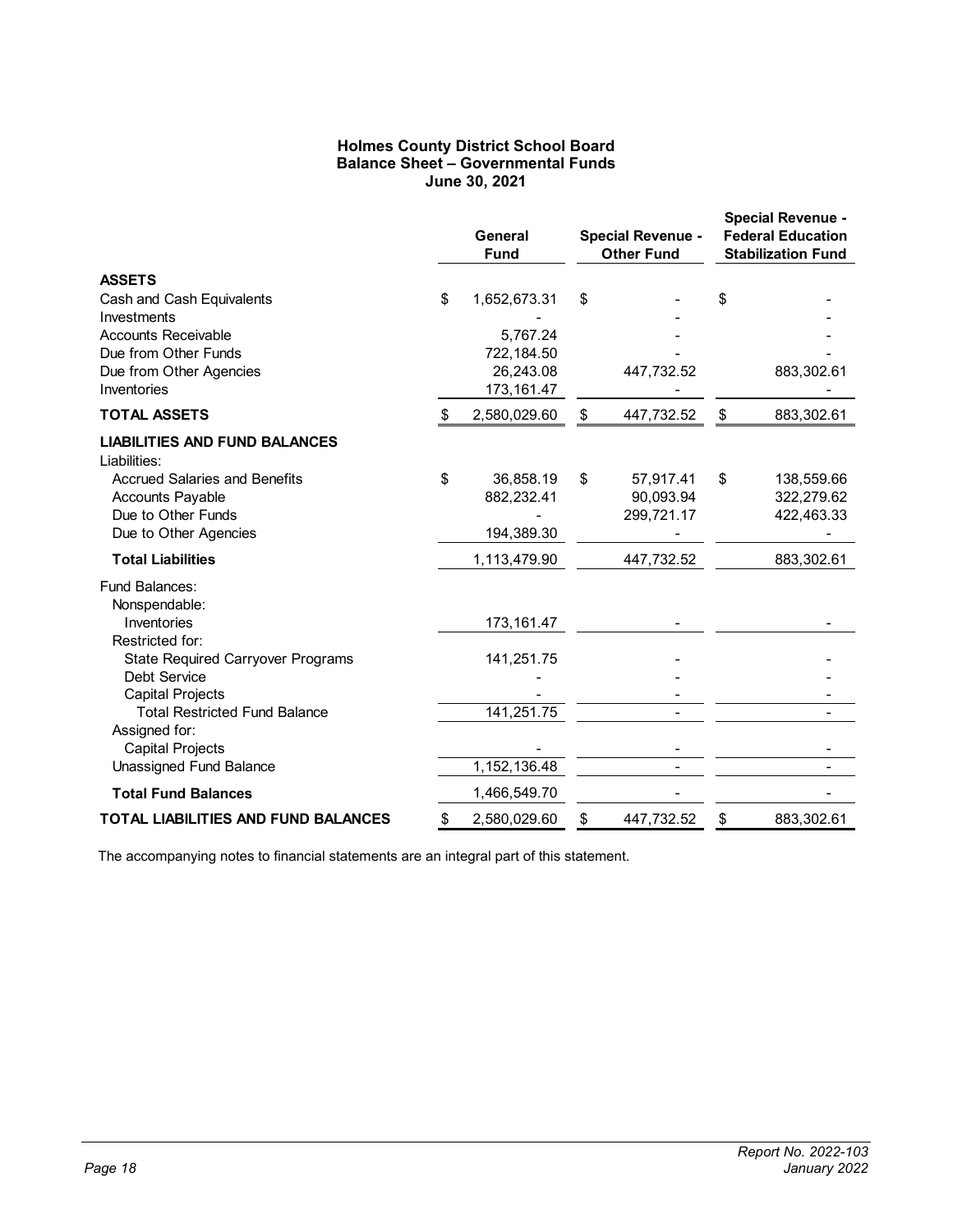# Holmes County District School Board
## Balance Sheet – Governmental Funds
### June 30, 2021

| | General Fund | Special Revenue - Other Fund | Special Revenue - Federal Education Stabilization Fund |
|---|---|---|---|
| **ASSETS** | | | |
| Cash and Cash Equivalents | $ 1,652,673.31 | $ - | $ - |
| Investments | - | - | - |
| Accounts Receivable | 5,767.24 | - | - |
| Due from Other Funds | 722,184.50 | - | - |
| Due from Other Agencies | 26,243.08 | 447,732.52 | 883,302.61 |
| Inventories | 173,161.47 | - | - |
| **TOTAL ASSETS** | $ 2,580,029.60 | $ 447,732.52 | $ 883,302.61 |
| **LIABILITIES AND FUND BALANCES** | | | |
| Liabilities: | | | |
| Accrued Salaries and Benefits | $ 36,858.19 | $ 57,917.41 | $ 138,559.66 |
| Accounts Payable | 882,232.41 | 90,093.94 | 322,279.62 |
| Due to Other Funds | - | 299,721.17 | 422,463.33 |
| Due to Other Agencies | 194,389.30 | - | - |
| **Total Liabilities** | 1,113,479.90 | 447,732.52 | 883,302.61 |
| Fund Balances: | | | |
| Nonspendable: | | | |
| Inventories | 173,161.47 | - | - |
| Restricted for: | | | |
| State Required Carryover Programs | 141,251.75 | - | - |
| Debt Service | - | - | - |
| Capital Projects | - | - | - |
| Total Restricted Fund Balance | 141,251.75 | - | - |
| Assigned for: | | | |
| Capital Projects | - | - | - |
| Unassigned Fund Balance | 1,152,136.48 | - | - |
| **Total Fund Balances** | 1,466,549.70 | - | - |
| **TOTAL LIABILITIES AND FUND BALANCES** | $ 2,580,029.60 | $ 447,732.52 | $ 883,302.61 |

The accompanying notes to financial statements are an integral part of this statement.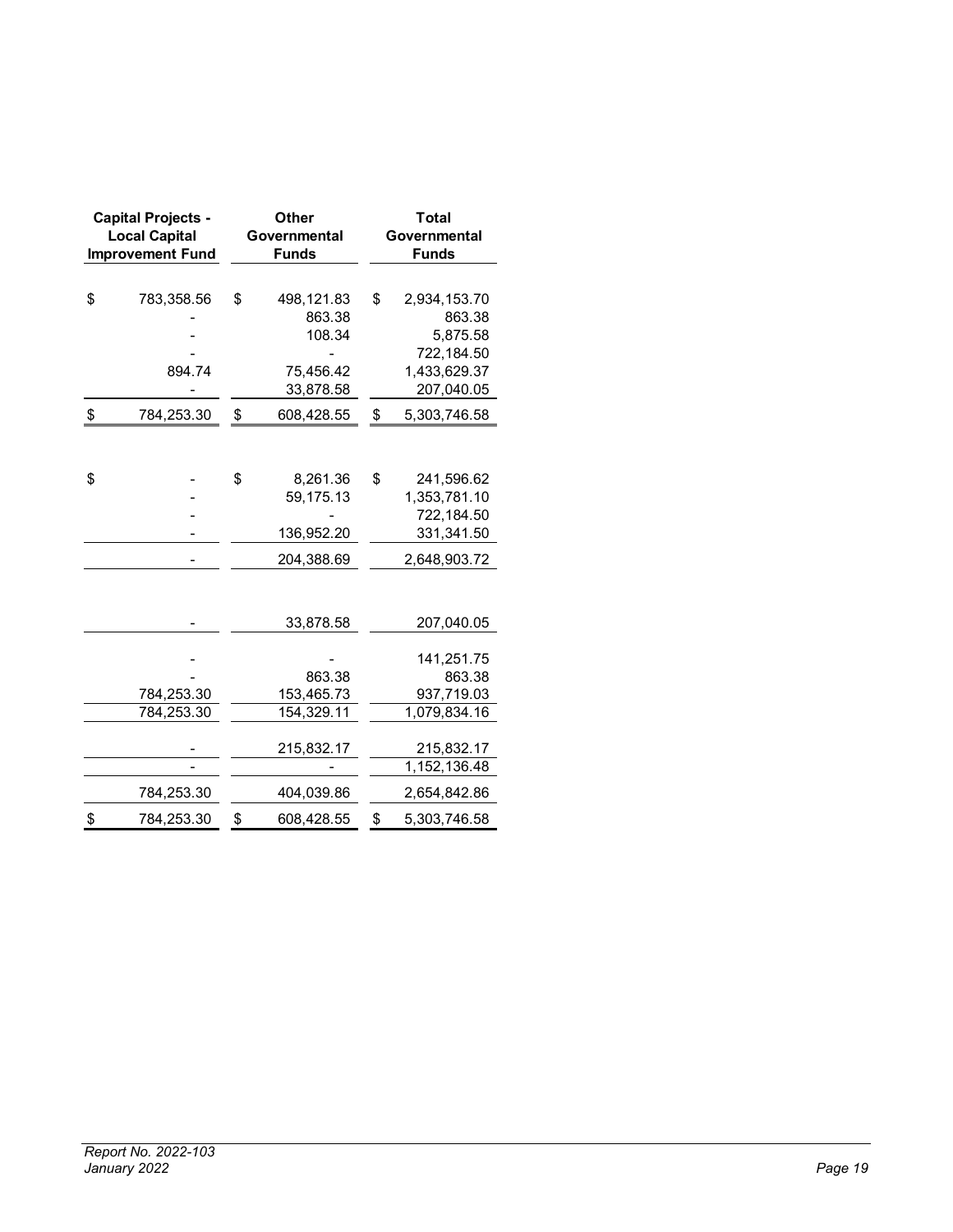| Capital Projects - Local Capital Improvement Fund | Other Governmental Funds | Total Governmental Funds |
|---|---|---|
| $ 783,358.56 | $ 498,121.83 | $ 2,934,153.70 |
| - | 863.38 | 863.38 |
| - | 108.34 | 5,875.58 |
| - | - | 722,184.50 |
| 894.74 | 75,456.42 | 1,433,629.37 |
| - | 33,878.58 | 207,040.05 |
| $ 784,253.30 | $ 608,428.55 | $ 5,303,746.58 |
| | | |
| $ - | $ 8,261.36 | $ 241,596.62 |
| - | 59,175.13 | 1,353,781.10 |
| - | - | 722,184.50 |
| - | 136,952.20 | 331,341.50 |
| - | 204,388.69 | 2,648,903.72 |
| | | |
| - | 33,878.58 | 207,040.05 |
| | | |
| - | - | 141,251.75 |
| - | 863.38 | 863.38 |
| 784,253.30 | 153,465.73 | 937,719.03 |
| 784,253.30 | 154,329.11 | 1,079,834.16 |
| | | |
| - | 215,832.17 | 215,832.17 |
| - | - | 1,152,136.48 |
| 784,253.30 | 404,039.86 | 2,654,842.86 |
| $ 784,253.30 | $ 608,428.55 | $ 5,303,746.58 |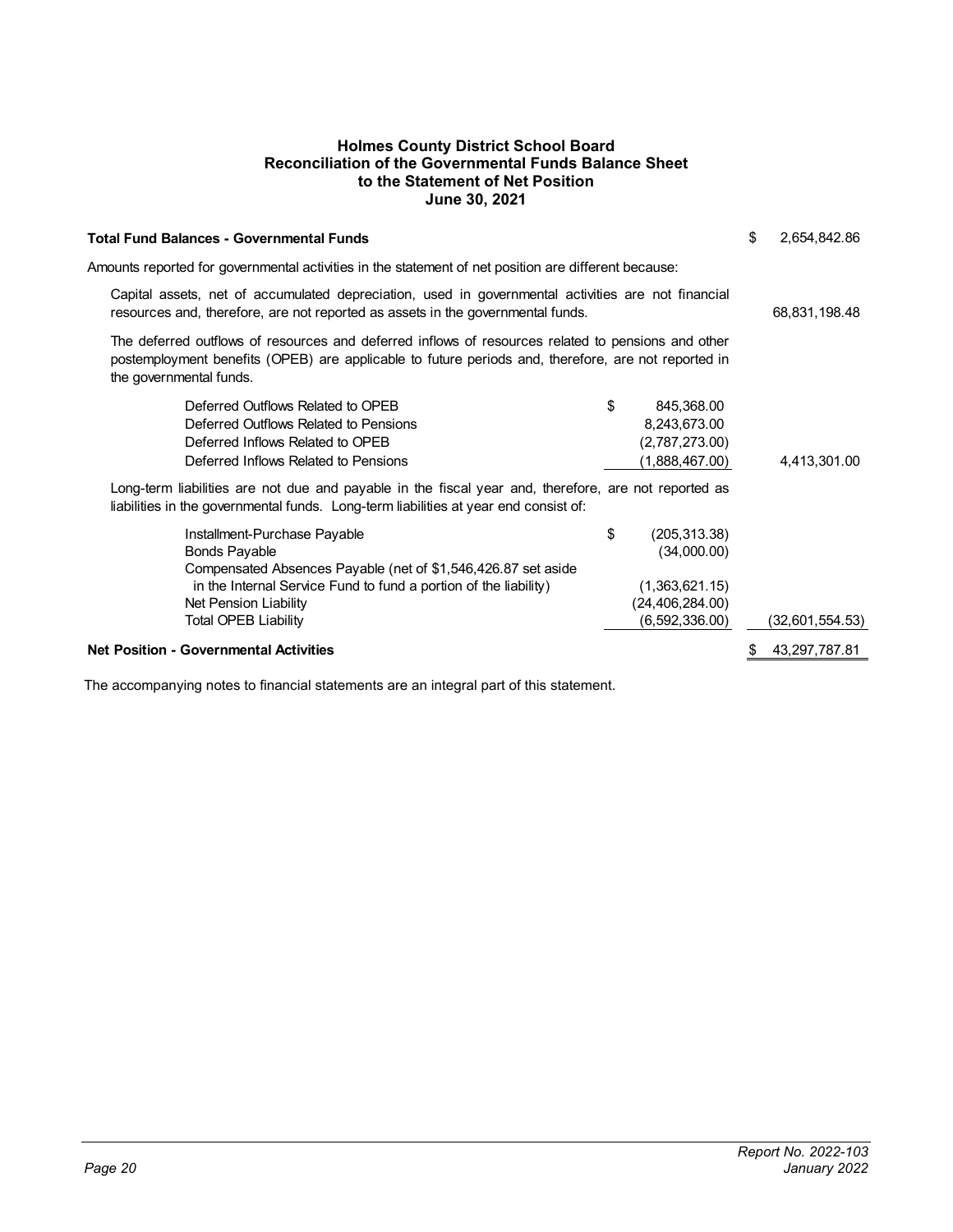# Holmes County District School Board
## Reconciliation of the Governmental Funds Balance Sheet to the Statement of Net Position
### June 30, 2021

| | | |
|---|---|---|
| **Total Fund Balances - Governmental Funds** | | $ 2,654,842.86 |
| Amounts reported for governmental activities in the statement of net position are different because: | | |
| Capital assets, net of accumulated depreciation, used in governmental activities are not financial resources and, therefore, are not reported as assets in the governmental funds. | | 68,831,198.48 |
| The deferred outflows of resources and deferred inflows of resources related to pensions and other postemployment benefits (OPEB) are applicable to future periods and, therefore, are not reported in the governmental funds. | | |
| Deferred Outflows Related to OPEB | $ 845,368.00 | |
| Deferred Outflows Related to Pensions | 8,243,673.00 | |
| Deferred Inflows Related to OPEB | (2,787,273.00) | |
| Deferred Inflows Related to Pensions | (1,888,467.00) | 4,413,301.00 |
| Long-term liabilities are not due and payable in the fiscal year and, therefore, are not reported as liabilities in the governmental funds. Long-term liabilities at year end consist of: | | |
| Installment-Purchase Payable | $ (205,313.38) | |
| Bonds Payable | (34,000.00) | |
| Compensated Absences Payable (net of $1,546,426.87 set aside in the Internal Service Fund to fund a portion of the liability) | (1,363,621.15) | |
| Net Pension Liability | (24,406,284.00) | |
| Total OPEB Liability | (6,592,336.00) | (32,601,554.53) |
| **Net Position - Governmental Activities** | | $ 43,297,787.81 |

The accompanying notes to financial statements are an integral part of this statement.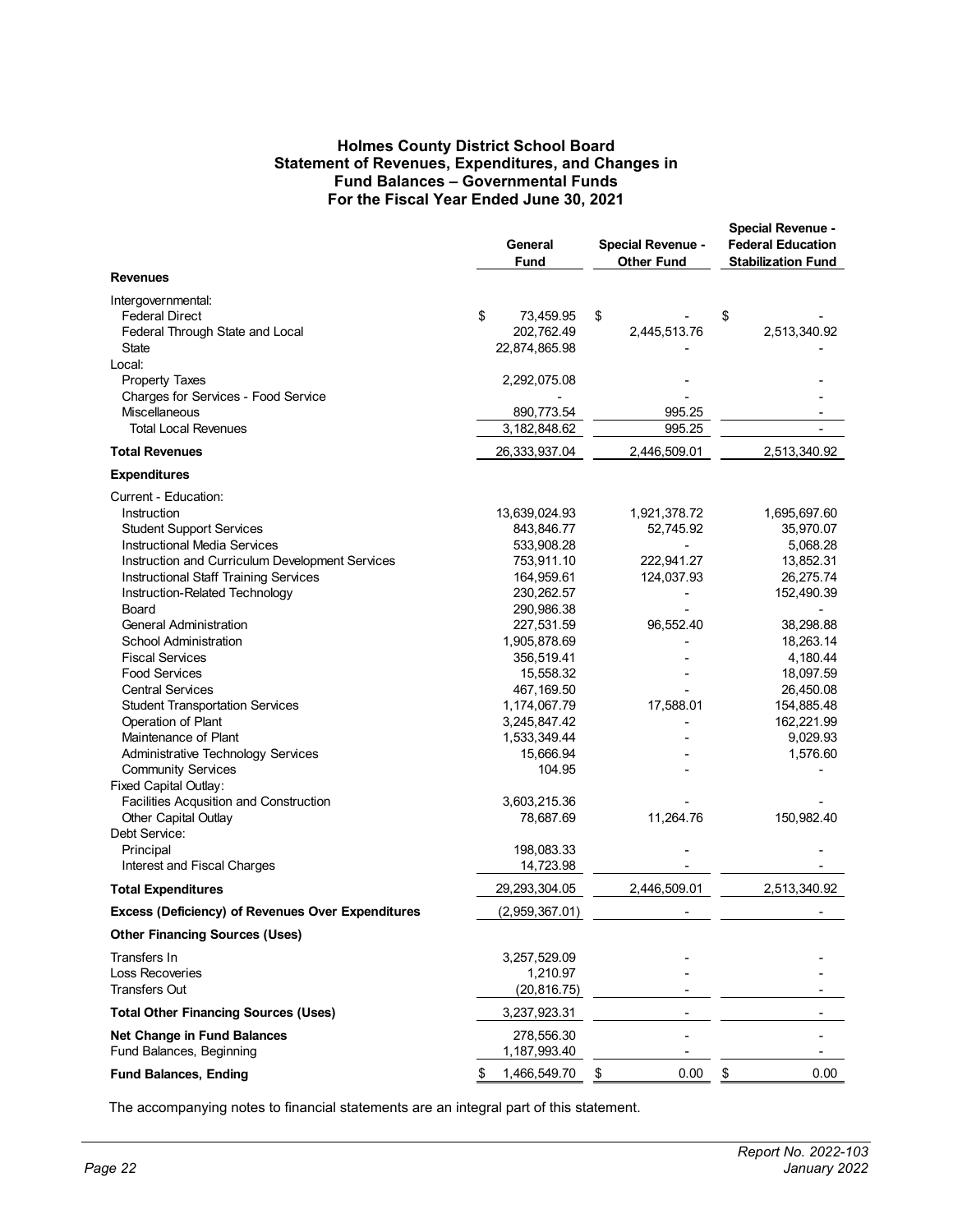# Holmes County District School Board
## Statement of Revenues, Expenditures, and Changes in Fund Balances – Governmental Funds
## For the Fiscal Year Ended June 30, 2021

| | General Fund | Special Revenue - Other Fund | Special Revenue - Federal Education Stabilization Fund |
|---|---|---|---|
| **Revenues** | | | |
| Intergovernmental: | | | |
| Federal Direct | $ 73,459.95 | $ - | $ - |
| Federal Through State and Local | 202,762.49 | 2,445,513.76 | 2,513,340.92 |
| State | 22,874,865.98 | - | - |
| Local: | | | |
| Property Taxes | 2,292,075.08 | - | - |
| Charges for Services - Food Service | - | - | - |
| Miscellaneous | 890,773.54 | 995.25 | - |
| Total Local Revenues | 3,182,848.62 | 995.25 | - |
| **Total Revenues** | 26,333,937.04 | 2,446,509.01 | 2,513,340.92 |
| **Expenditures** | | | |
| Current - Education: | | | |
| Instruction | 13,639,024.93 | 1,921,378.72 | 1,695,697.60 |
| Student Support Services | 843,846.77 | 52,745.92 | 35,970.07 |
| Instructional Media Services | 533,908.28 | - | 5,068.28 |
| Instruction and Curriculum Development Services | 753,911.10 | 222,941.27 | 13,852.31 |
| Instructional Staff Training Services | 164,959.61 | 124,037.93 | 26,275.74 |
| Instruction-Related Technology | 230,262.57 | - | 152,490.39 |
| Board | 290,986.38 | - | - |
| General Administration | 227,531.59 | 96,552.40 | 38,298.88 |
| School Administration | 1,905,878.69 | - | 18,263.14 |
| Fiscal Services | 356,519.41 | - | 4,180.44 |
| Food Services | 15,558.32 | - | 18,097.59 |
| Central Services | 467,169.50 | - | 26,450.08 |
| Student Transportation Services | 1,174,067.79 | 17,588.01 | 154,885.48 |
| Operation of Plant | 3,245,847.42 | - | 162,221.99 |
| Maintenance of Plant | 1,533,349.44 | - | 9,029.93 |
| Administrative Technology Services | 15,666.94 | - | 1,576.60 |
| Community Services | 104.95 | - | - |
| Fixed Capital Outlay: | | | |
| Facilities Acqusition and Construction | 3,603,215.36 | - | - |
| Other Capital Outlay | 78,687.69 | 11,264.76 | 150,982.40 |
| Debt Service: | | | |
| Principal | 198,083.33 | - | - |
| Interest and Fiscal Charges | 14,723.98 | - | - |
| **Total Expenditures** | 29,293,304.05 | 2,446,509.01 | 2,513,340.92 |
| **Excess (Deficiency) of Revenues Over Expenditures** | (2,959,367.01) | - | - |
| **Other Financing Sources (Uses)** | | | |
| Transfers In | 3,257,529.09 | - | - |
| Loss Recoveries | 1,210.97 | - | - |
| Transfers Out | (20,816.75) | - | - |
| **Total Other Financing Sources (Uses)** | 3,237,923.31 | - | - |
| **Net Change in Fund Balances** | 278,556.30 | - | - |
| Fund Balances, Beginning | 1,187,993.40 | - | - |
| **Fund Balances, Ending** | $ 1,466,549.70 | $ 0.00 | $ 0.00 |

The accompanying notes to financial statements are an integral part of this statement.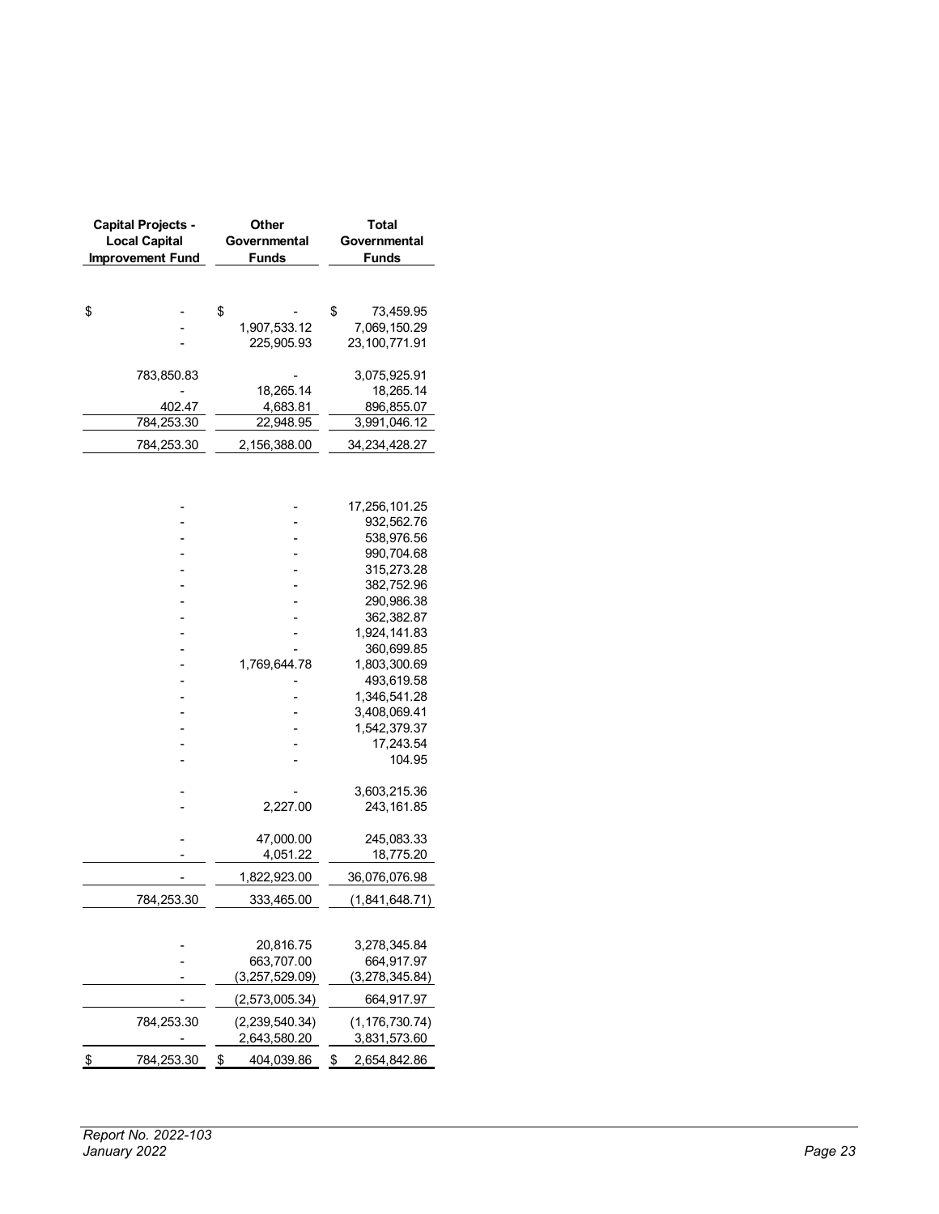| Capital Projects - Local Capital Improvement Fund | Other Governmental Funds | Total Governmental Funds |
|---|---|---|
| | | |
| $ - | $ - | $ 73,459.95 |
| - | 1,907,533.12 | 7,069,150.29 |
| - | 225,905.93 | 23,100,771.91 |
| | | |
| 783,850.83 | - | 3,075,925.91 |
| - | 18,265.14 | 18,265.14 |
| 402.47 | 4,683.81 | 896,855.07 |
| 784,253.30 | 22,948.95 | 3,991,046.12 |
| 784,253.30 | 2,156,388.00 | 34,234,428.27 |
| | | |
| - | - | 17,256,101.25 |
| - | - | 932,562.76 |
| - | - | 538,976.56 |
| - | - | 990,704.68 |
| - | - | 315,273.28 |
| - | - | 382,752.96 |
| - | - | 290,986.38 |
| - | - | 362,382.87 |
| - | - | 1,924,141.83 |
| - | - | 360,699.85 |
| - | 1,769,644.78 | 1,803,300.69 |
| - | - | 493,619.58 |
| - | - | 1,346,541.28 |
| - | - | 3,408,069.41 |
| - | - | 1,542,379.37 |
| - | - | 17,243.54 |
| - | - | 104.95 |
| | | |
| - | - | 3,603,215.36 |
| - | 2,227.00 | 243,161.85 |
| | | |
| - | 47,000.00 | 245,083.33 |
| - | 4,051.22 | 18,775.20 |
| - | 1,822,923.00 | 36,076,076.98 |
| 784,253.30 | 333,465.00 | (1,841,648.71) |
| | | |
| - | 20,816.75 | 3,278,345.84 |
| - | 663,707.00 | 664,917.97 |
| - | (3,257,529.09) | (3,278,345.84) |
| - | (2,573,005.34) | 664,917.97 |
| 784,253.30 | (2,239,540.34) | (1,176,730.74) |
| - | 2,643,580.20 | 3,831,573.60 |
| $ 784,253.30 | $ 404,039.86 | $ 2,654,842.86 |

*Report No. 2022-103*
*January 2022*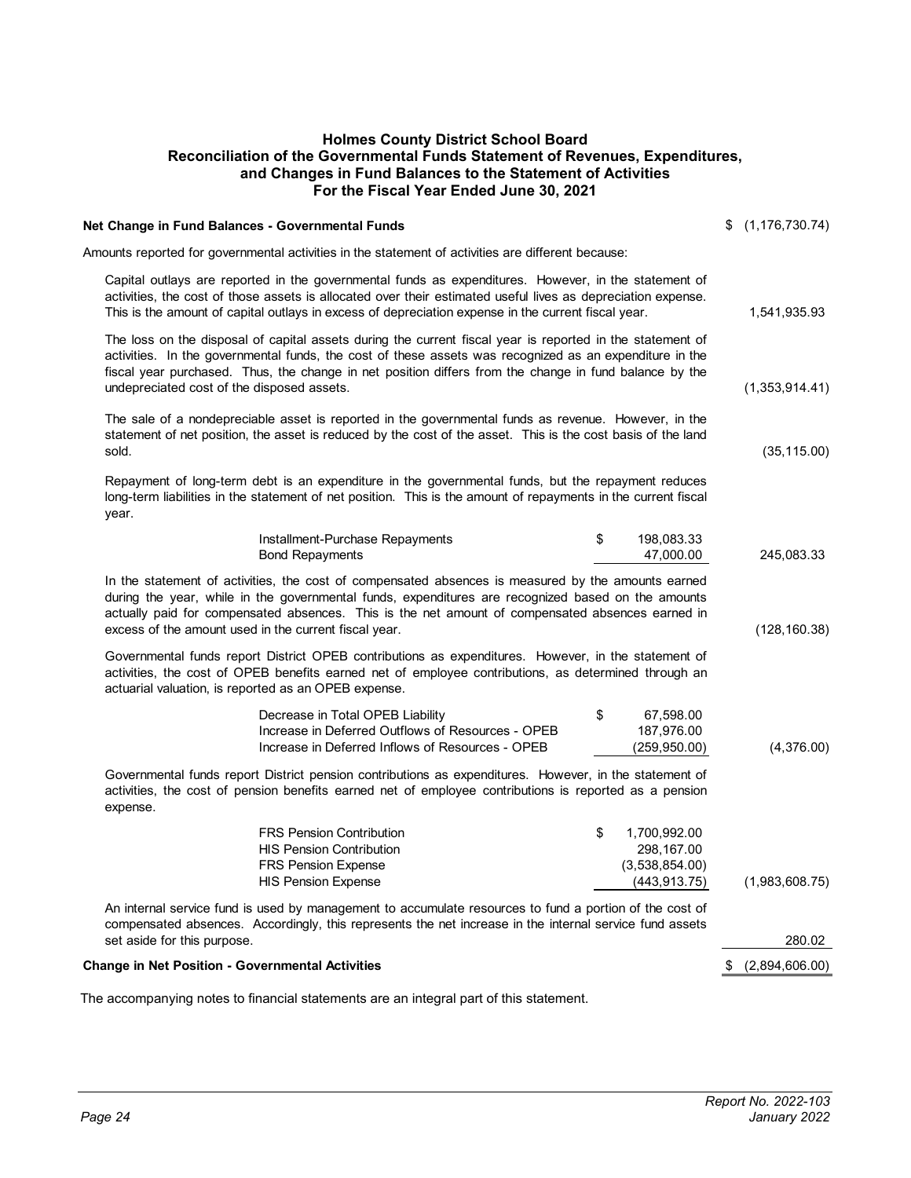# Holmes County District School Board
## Reconciliation of the Governmental Funds Statement of Revenues, Expenditures, and Changes in Fund Balances to the Statement of Activities
### For the Fiscal Year Ended June 30, 2021

| | | |
|---|---|---|
| **Net Change in Fund Balances - Governmental Funds** | | $ (1,176,730.74) |
| Amounts reported for governmental activities in the statement of activities are different because: | | |
| Capital outlays are reported in the governmental funds as expenditures. However, in the statement of activities, the cost of those assets is allocated over their estimated useful lives as depreciation expense. This is the amount of capital outlays in excess of depreciation expense in the current fiscal year. | | 1,541,935.93 |
| The loss on the disposal of capital assets during the current fiscal year is reported in the statement of activities. In the governmental funds, the cost of these assets was recognized as an expenditure in the fiscal year purchased. Thus, the change in net position differs from the change in fund balance by the undepreciated cost of the disposed assets. | | (1,353,914.41) |
| The sale of a nondepreciable asset is reported in the governmental funds as revenue. However, in the statement of net position, the asset is reduced by the cost of the asset. This is the cost basis of the land sold. | | (35,115.00) |
| Repayment of long-term debt is an expenditure in the governmental funds, but the repayment reduces long-term liabilities in the statement of net position. This is the amount of repayments in the current fiscal year. | | |
| Installment-Purchase Repayments | $ 198,083.33 | |
| Bond Repayments | 47,000.00 | 245,083.33 |
| In the statement of activities, the cost of compensated absences is measured by the amounts earned during the year, while in the governmental funds, expenditures are recognized based on the amounts actually paid for compensated absences. This is the net amount of compensated absences earned in excess of the amount used in the current fiscal year. | | (128,160.38) |
| Governmental funds report District OPEB contributions as expenditures. However, in the statement of activities, the cost of OPEB benefits earned net of employee contributions, as determined through an actuarial valuation, is reported as an OPEB expense. | | |
| Decrease in Total OPEB Liability | $ 67,598.00 | |
| Increase in Deferred Outflows of Resources - OPEB | 187,976.00 | |
| Increase in Deferred Inflows of Resources - OPEB | (259,950.00) | (4,376.00) |
| Governmental funds report District pension contributions as expenditures. However, in the statement of activities, the cost of pension benefits earned net of employee contributions is reported as a pension expense. | | |
| FRS Pension Contribution | $ 1,700,992.00 | |
| HIS Pension Contribution | 298,167.00 | |
| FRS Pension Expense | (3,538,854.00) | |
| HIS Pension Expense | (443,913.75) | (1,983,608.75) |
| An internal service fund is used by management to accumulate resources to fund a portion of the cost of compensated absences. Accordingly, this represents the net increase in the internal service fund assets set aside for this purpose. | | 280.02 |
| **Change in Net Position - Governmental Activities** | | $ (2,894,606.00) |

The accompanying notes to financial statements are an integral part of this statement.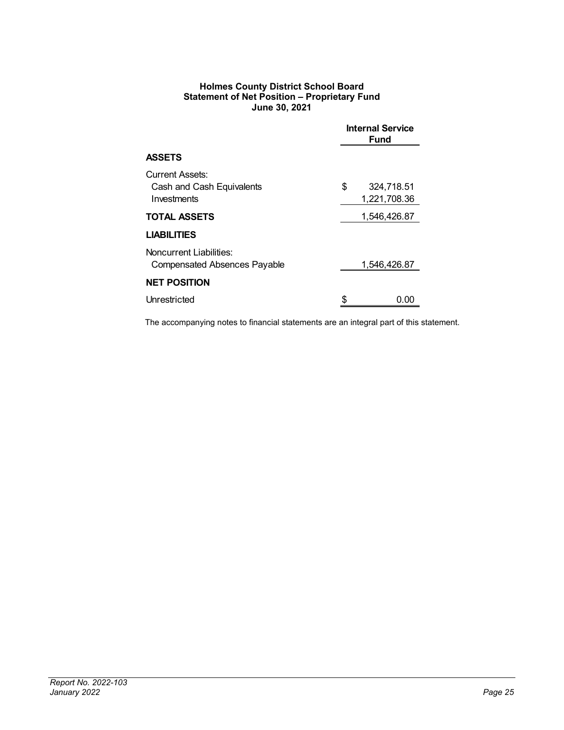**Holmes County District School Board**
**Statement of Net Position – Proprietary Fund**
**June 30, 2021**

| | Internal Service Fund |
|---|---|
| **ASSETS** | |
| Current Assets: | |
| Cash and Cash Equivalents | $ 324,718.51 |
| Investments | 1,221,708.36 |
| **TOTAL ASSETS** | 1,546,426.87 |
| **LIABILITIES** | |
| Noncurrent Liabilities: | |
| Compensated Absences Payable | 1,546,426.87 |
| **NET POSITION** | |
| Unrestricted | $ 0.00 |

The accompanying notes to financial statements are an integral part of this statement.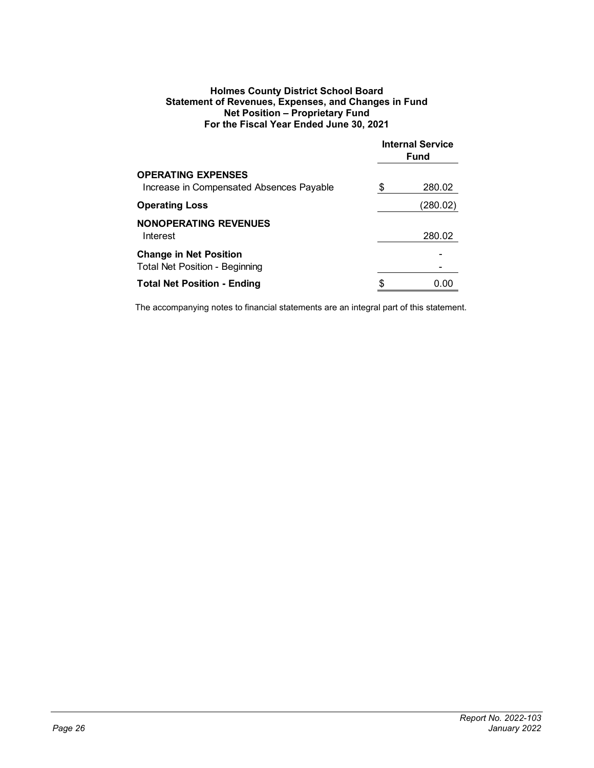**Holmes County District School Board**
**Statement of Revenues, Expenses, and Changes in Fund Net Position – Proprietary Fund**
**For the Fiscal Year Ended June 30, 2021**

| | Internal Service Fund |
|---|---|
| **OPERATING EXPENSES** | |
| Increase in Compensated Absences Payable | $ 280.02 |
| **Operating Loss** | (280.02) |
| **NONOPERATING REVENUES** | |
| Interest | 280.02 |
| **Change in Net Position** | - |
| Total Net Position - Beginning | - |
| **Total Net Position - Ending** | $ 0.00 |

The accompanying notes to financial statements are an integral part of this statement.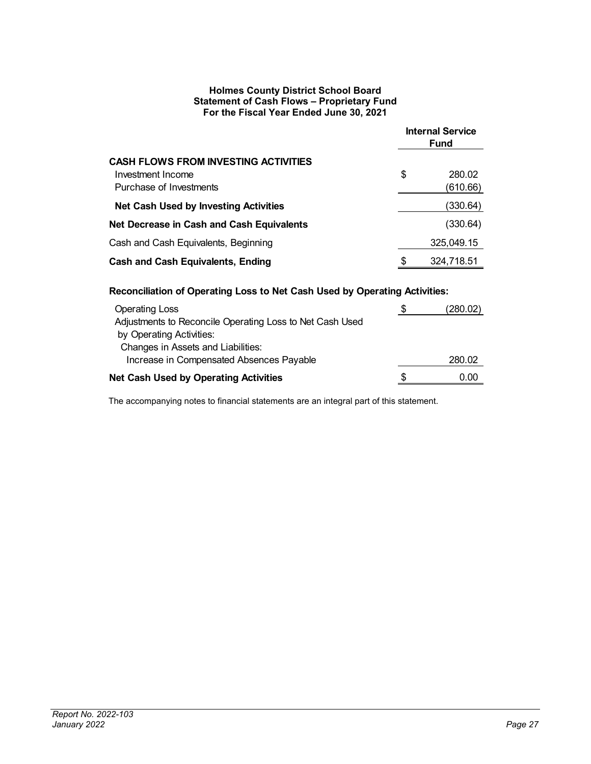**Holmes County District School Board**
**Statement of Cash Flows – Proprietary Fund**
**For the Fiscal Year Ended June 30, 2021**

| | Internal Service Fund |
|---|---|
| **CASH FLOWS FROM INVESTING ACTIVITIES** | |
| Investment Income | $ 280.02 |
| Purchase of Investments | (610.66) |
| **Net Cash Used by Investing Activities** | (330.64) |
| **Net Decrease in Cash and Cash Equivalents** | (330.64) |
| Cash and Cash Equivalents, Beginning | 325,049.15 |
| **Cash and Cash Equivalents, Ending** | $ 324,718.51 |

**Reconciliation of Operating Loss to Net Cash Used by Operating Activities:**

| | |
|---|---|
| Operating Loss | $ (280.02) |
| Adjustments to Reconcile Operating Loss to Net Cash Used by Operating Activities: | |
| Changes in Assets and Liabilities: | |
| Increase in Compensated Absences Payable | 280.02 |
| **Net Cash Used by Operating Activities** | $ 0.00 |

The accompanying notes to financial statements are an integral part of this statement.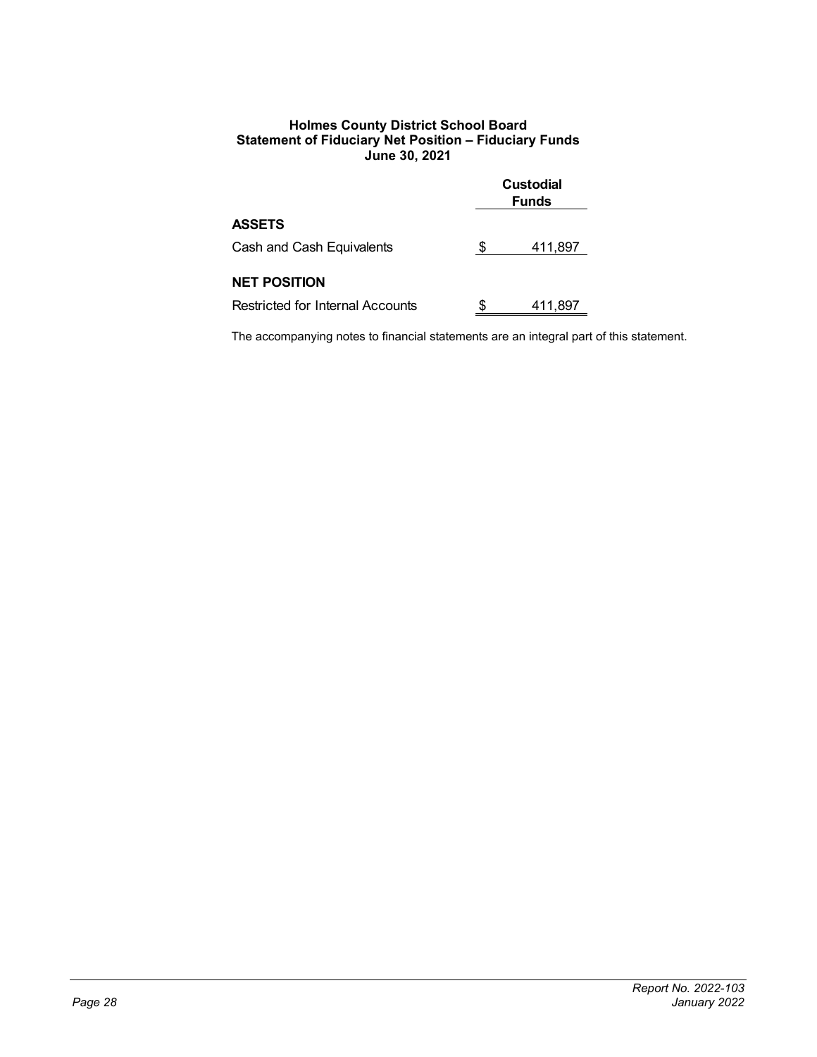**Holmes County District School Board**
**Statement of Fiduciary Net Position – Fiduciary Funds**
**June 30, 2021**

| | Custodial Funds |
|---|---|
| **ASSETS** | |
| Cash and Cash Equivalents | $ 411,897 |
| **NET POSITION** | |
| Restricted for Internal Accounts | $ 411,897 |

The accompanying notes to financial statements are an integral part of this statement.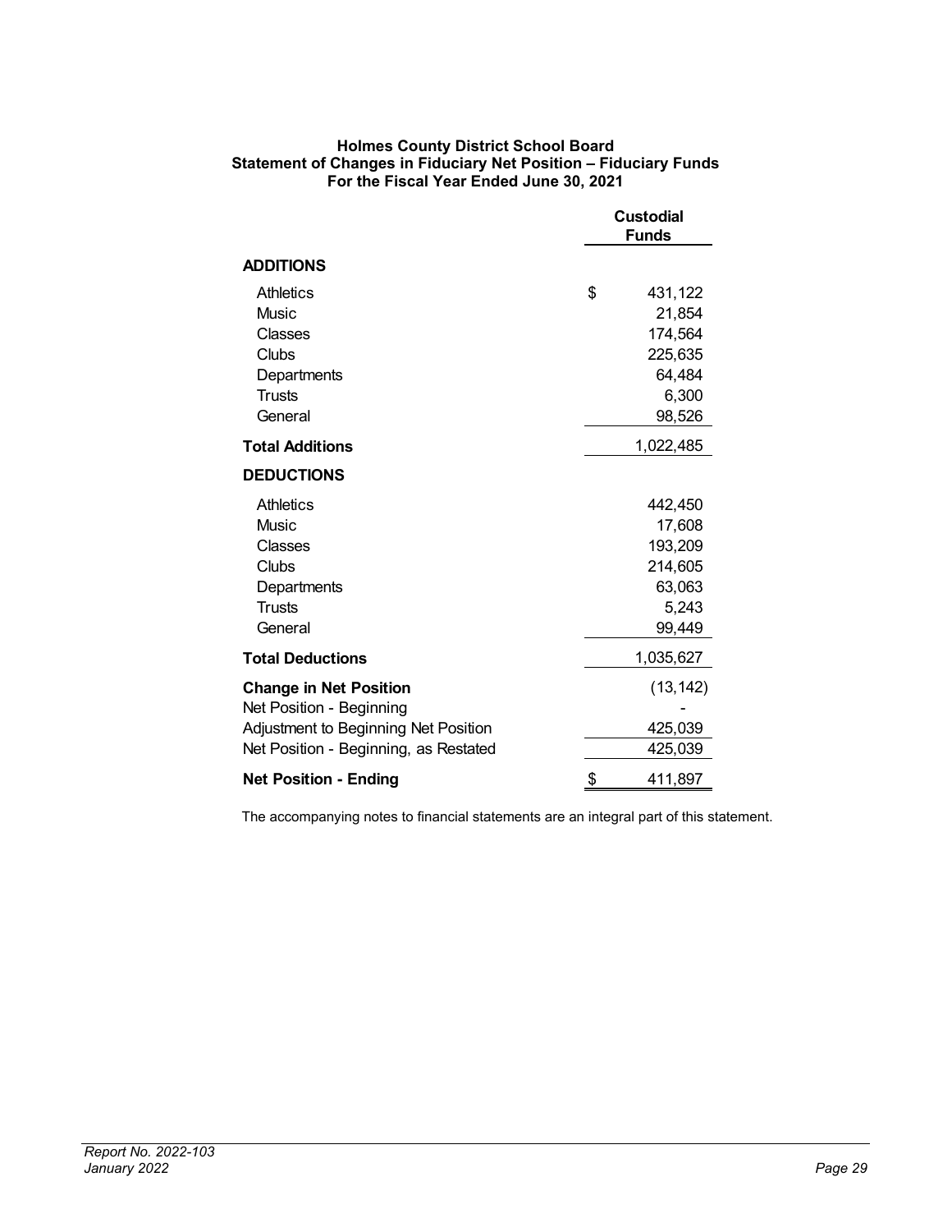**Holmes County District School Board**
**Statement of Changes in Fiduciary Net Position – Fiduciary Funds**
**For the Fiscal Year Ended June 30, 2021**

| | Custodial Funds |
|---|---|
| **ADDITIONS** | |
| Athletics | $ 431,122 |
| Music | 21,854 |
| Classes | 174,564 |
| Clubs | 225,635 |
| Departments | 64,484 |
| Trusts | 6,300 |
| General | 98,526 |
| **Total Additions** | 1,022,485 |
| **DEDUCTIONS** | |
| Athletics | 442,450 |
| Music | 17,608 |
| Classes | 193,209 |
| Clubs | 214,605 |
| Departments | 63,063 |
| Trusts | 5,243 |
| General | 99,449 |
| **Total Deductions** | 1,035,627 |
| **Change in Net Position** | (13,142) |
| Net Position - Beginning | - |
| Adjustment to Beginning Net Position | 425,039 |
| Net Position - Beginning, as Restated | 425,039 |
| **Net Position - Ending** | $ 411,897 |

The accompanying notes to financial statements are an integral part of this statement.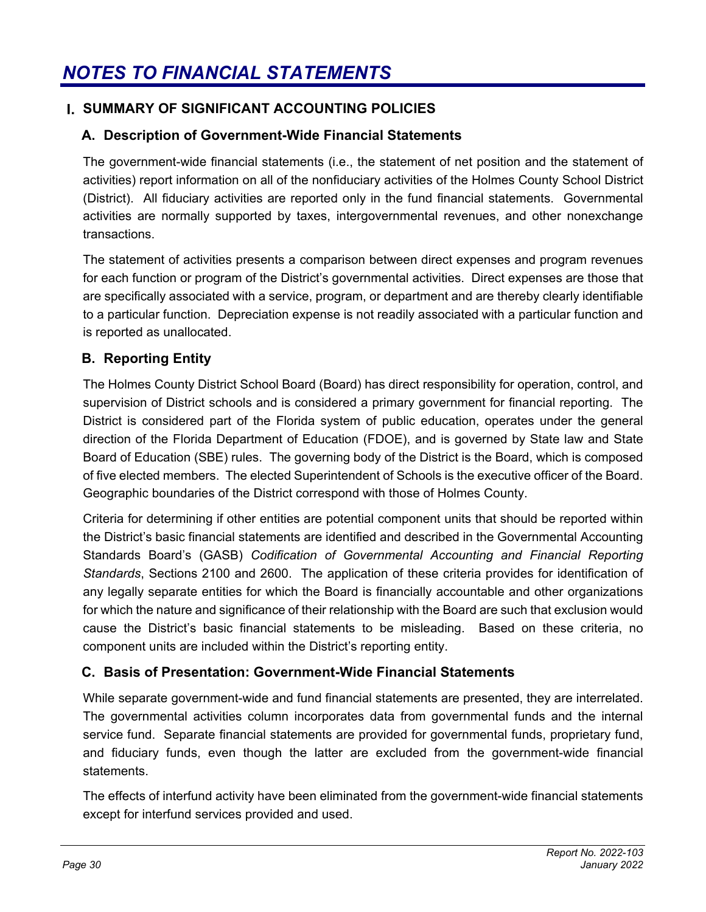# NOTES TO FINANCIAL STATEMENTS

## I. SUMMARY OF SIGNIFICANT ACCOUNTING POLICIES

### A. Description of Government-Wide Financial Statements

The government-wide financial statements (i.e., the statement of net position and the statement of activities) report information on all of the nonfiduciary activities of the Holmes County School District (District). All fiduciary activities are reported only in the fund financial statements. Governmental activities are normally supported by taxes, intergovernmental revenues, and other nonexchange transactions.

The statement of activities presents a comparison between direct expenses and program revenues for each function or program of the District's governmental activities. Direct expenses are those that are specifically associated with a service, program, or department and are thereby clearly identifiable to a particular function. Depreciation expense is not readily associated with a particular function and is reported as unallocated.

### B. Reporting Entity

The Holmes County District School Board (Board) has direct responsibility for operation, control, and supervision of District schools and is considered a primary government for financial reporting. The District is considered part of the Florida system of public education, operates under the general direction of the Florida Department of Education (FDOE), and is governed by State law and State Board of Education (SBE) rules. The governing body of the District is the Board, which is composed of five elected members. The elected Superintendent of Schools is the executive officer of the Board. Geographic boundaries of the District correspond with those of Holmes County.

Criteria for determining if other entities are potential component units that should be reported within the District's basic financial statements are identified and described in the Governmental Accounting Standards Board's (GASB) *Codification of Governmental Accounting and Financial Reporting Standards*, Sections 2100 and 2600. The application of these criteria provides for identification of any legally separate entities for which the Board is financially accountable and other organizations for which the nature and significance of their relationship with the Board are such that exclusion would cause the District's basic financial statements to be misleading. Based on these criteria, no component units are included within the District's reporting entity.

### C. Basis of Presentation: Government-Wide Financial Statements

While separate government-wide and fund financial statements are presented, they are interrelated. The governmental activities column incorporates data from governmental funds and the internal service fund. Separate financial statements are provided for governmental funds, proprietary fund, and fiduciary funds, even though the latter are excluded from the government-wide financial statements.

The effects of interfund activity have been eliminated from the government-wide financial statements except for interfund services provided and used.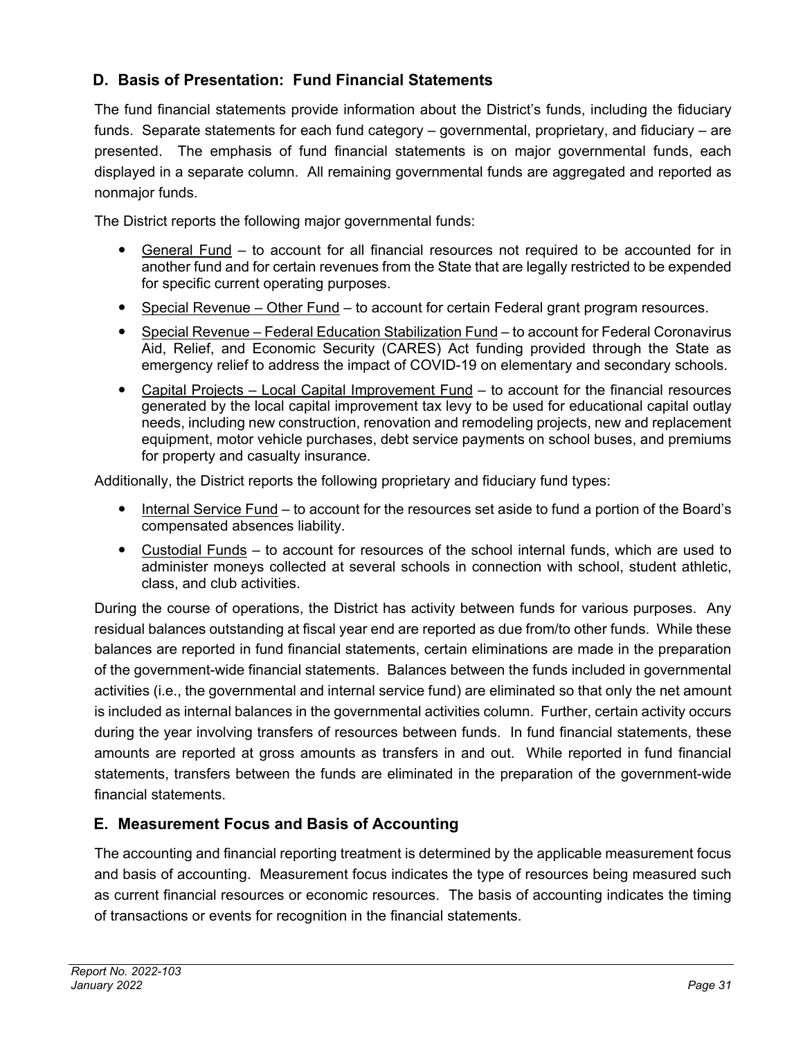## D. Basis of Presentation: Fund Financial Statements

The fund financial statements provide information about the District's funds, including the fiduciary funds. Separate statements for each fund category – governmental, proprietary, and fiduciary – are presented. The emphasis of fund financial statements is on major governmental funds, each displayed in a separate column. All remaining governmental funds are aggregated and reported as nonmajor funds.

The District reports the following major governmental funds:

- General Fund – to account for all financial resources not required to be accounted for in another fund and for certain revenues from the State that are legally restricted to be expended for specific current operating purposes.
- Special Revenue – Other Fund – to account for certain Federal grant program resources.
- Special Revenue – Federal Education Stabilization Fund – to account for Federal Coronavirus Aid, Relief, and Economic Security (CARES) Act funding provided through the State as emergency relief to address the impact of COVID-19 on elementary and secondary schools.
- Capital Projects – Local Capital Improvement Fund – to account for the financial resources generated by the local capital improvement tax levy to be used for educational capital outlay needs, including new construction, renovation and remodeling projects, new and replacement equipment, motor vehicle purchases, debt service payments on school buses, and premiums for property and casualty insurance.

Additionally, the District reports the following proprietary and fiduciary fund types:

- Internal Service Fund – to account for the resources set aside to fund a portion of the Board's compensated absences liability.
- Custodial Funds – to account for resources of the school internal funds, which are used to administer moneys collected at several schools in connection with school, student athletic, class, and club activities.

During the course of operations, the District has activity between funds for various purposes. Any residual balances outstanding at fiscal year end are reported as due from/to other funds. While these balances are reported in fund financial statements, certain eliminations are made in the preparation of the government-wide financial statements. Balances between the funds included in governmental activities (i.e., the governmental and internal service fund) are eliminated so that only the net amount is included as internal balances in the governmental activities column. Further, certain activity occurs during the year involving transfers of resources between funds. In fund financial statements, these amounts are reported at gross amounts as transfers in and out. While reported in fund financial statements, transfers between the funds are eliminated in the preparation of the government-wide financial statements.

## E. Measurement Focus and Basis of Accounting

The accounting and financial reporting treatment is determined by the applicable measurement focus and basis of accounting. Measurement focus indicates the type of resources being measured such as current financial resources or economic resources. The basis of accounting indicates the timing of transactions or events for recognition in the financial statements.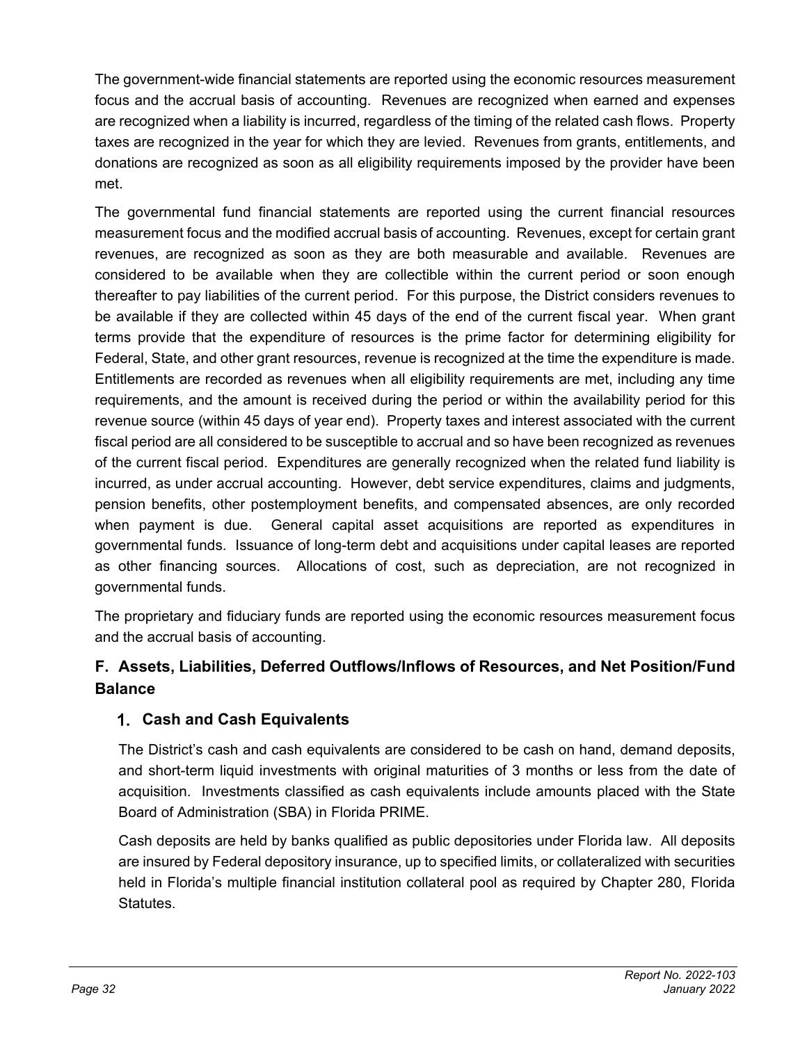The government-wide financial statements are reported using the economic resources measurement focus and the accrual basis of accounting. Revenues are recognized when earned and expenses are recognized when a liability is incurred, regardless of the timing of the related cash flows. Property taxes are recognized in the year for which they are levied. Revenues from grants, entitlements, and donations are recognized as soon as all eligibility requirements imposed by the provider have been met.

The governmental fund financial statements are reported using the current financial resources measurement focus and the modified accrual basis of accounting. Revenues, except for certain grant revenues, are recognized as soon as they are both measurable and available. Revenues are considered to be available when they are collectible within the current period or soon enough thereafter to pay liabilities of the current period. For this purpose, the District considers revenues to be available if they are collected within 45 days of the end of the current fiscal year. When grant terms provide that the expenditure of resources is the prime factor for determining eligibility for Federal, State, and other grant resources, revenue is recognized at the time the expenditure is made. Entitlements are recorded as revenues when all eligibility requirements are met, including any time requirements, and the amount is received during the period or within the availability period for this revenue source (within 45 days of year end). Property taxes and interest associated with the current fiscal period are all considered to be susceptible to accrual and so have been recognized as revenues of the current fiscal period. Expenditures are generally recognized when the related fund liability is incurred, as under accrual accounting. However, debt service expenditures, claims and judgments, pension benefits, other postemployment benefits, and compensated absences, are only recorded when payment is due. General capital asset acquisitions are reported as expenditures in governmental funds. Issuance of long-term debt and acquisitions under capital leases are reported as other financing sources. Allocations of cost, such as depreciation, are not recognized in governmental funds.

The proprietary and fiduciary funds are reported using the economic resources measurement focus and the accrual basis of accounting.

## F. Assets, Liabilities, Deferred Outflows/Inflows of Resources, and Net Position/Fund Balance

### 1. Cash and Cash Equivalents

The District's cash and cash equivalents are considered to be cash on hand, demand deposits, and short-term liquid investments with original maturities of 3 months or less from the date of acquisition. Investments classified as cash equivalents include amounts placed with the State Board of Administration (SBA) in Florida PRIME.

Cash deposits are held by banks qualified as public depositories under Florida law. All deposits are insured by Federal depository insurance, up to specified limits, or collateralized with securities held in Florida's multiple financial institution collateral pool as required by Chapter 280, Florida Statutes.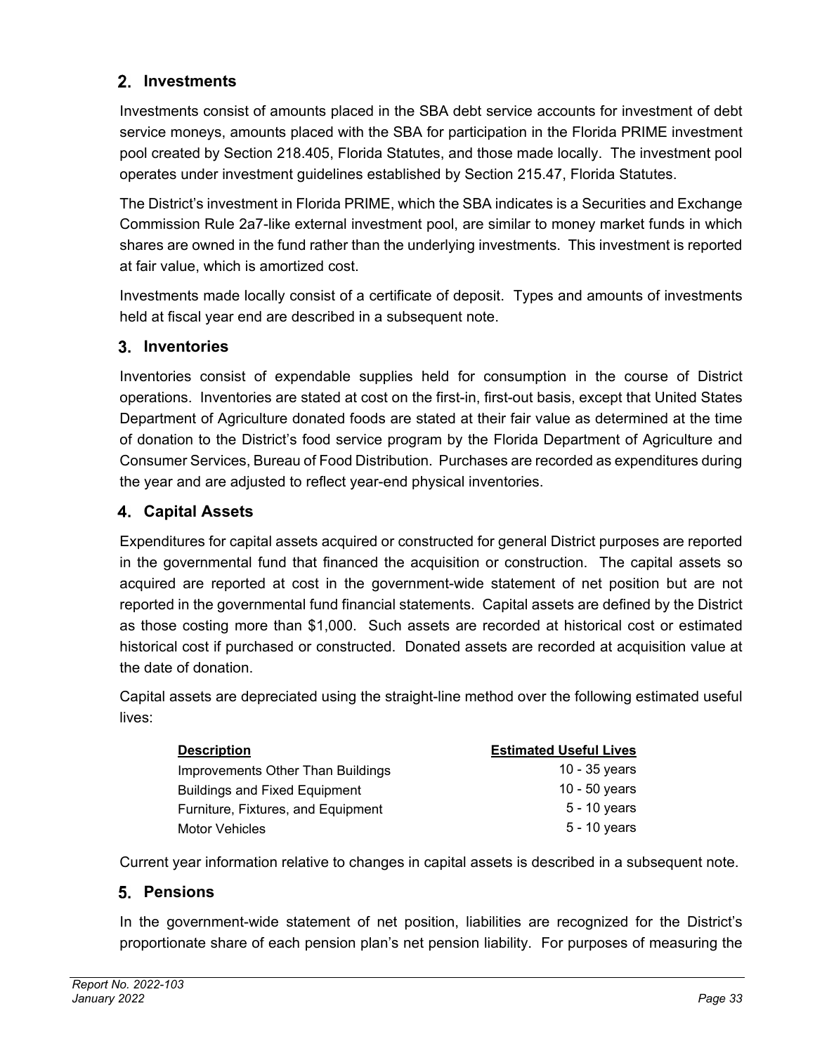## 2. Investments

Investments consist of amounts placed in the SBA debt service accounts for investment of debt service moneys, amounts placed with the SBA for participation in the Florida PRIME investment pool created by Section 218.405, Florida Statutes, and those made locally. The investment pool operates under investment guidelines established by Section 215.47, Florida Statutes.

The District's investment in Florida PRIME, which the SBA indicates is a Securities and Exchange Commission Rule 2a7-like external investment pool, are similar to money market funds in which shares are owned in the fund rather than the underlying investments. This investment is reported at fair value, which is amortized cost.

Investments made locally consist of a certificate of deposit. Types and amounts of investments held at fiscal year end are described in a subsequent note.

## 3. Inventories

Inventories consist of expendable supplies held for consumption in the course of District operations. Inventories are stated at cost on the first-in, first-out basis, except that United States Department of Agriculture donated foods are stated at their fair value as determined at the time of donation to the District's food service program by the Florida Department of Agriculture and Consumer Services, Bureau of Food Distribution. Purchases are recorded as expenditures during the year and are adjusted to reflect year-end physical inventories.

## 4. Capital Assets

Expenditures for capital assets acquired or constructed for general District purposes are reported in the governmental fund that financed the acquisition or construction. The capital assets so acquired are reported at cost in the government-wide statement of net position but are not reported in the governmental fund financial statements. Capital assets are defined by the District as those costing more than $1,000. Such assets are recorded at historical cost or estimated historical cost if purchased or constructed. Donated assets are recorded at acquisition value at the date of donation.

Capital assets are depreciated using the straight-line method over the following estimated useful lives:

| Description | Estimated Useful Lives |
|---|---|
| Improvements Other Than Buildings | 10 - 35 years |
| Buildings and Fixed Equipment | 10 - 50 years |
| Furniture, Fixtures, and Equipment | 5 - 10 years |
| Motor Vehicles | 5 - 10 years |

Current year information relative to changes in capital assets is described in a subsequent note.

## 5. Pensions

In the government-wide statement of net position, liabilities are recognized for the District's proportionate share of each pension plan's net pension liability. For purposes of measuring the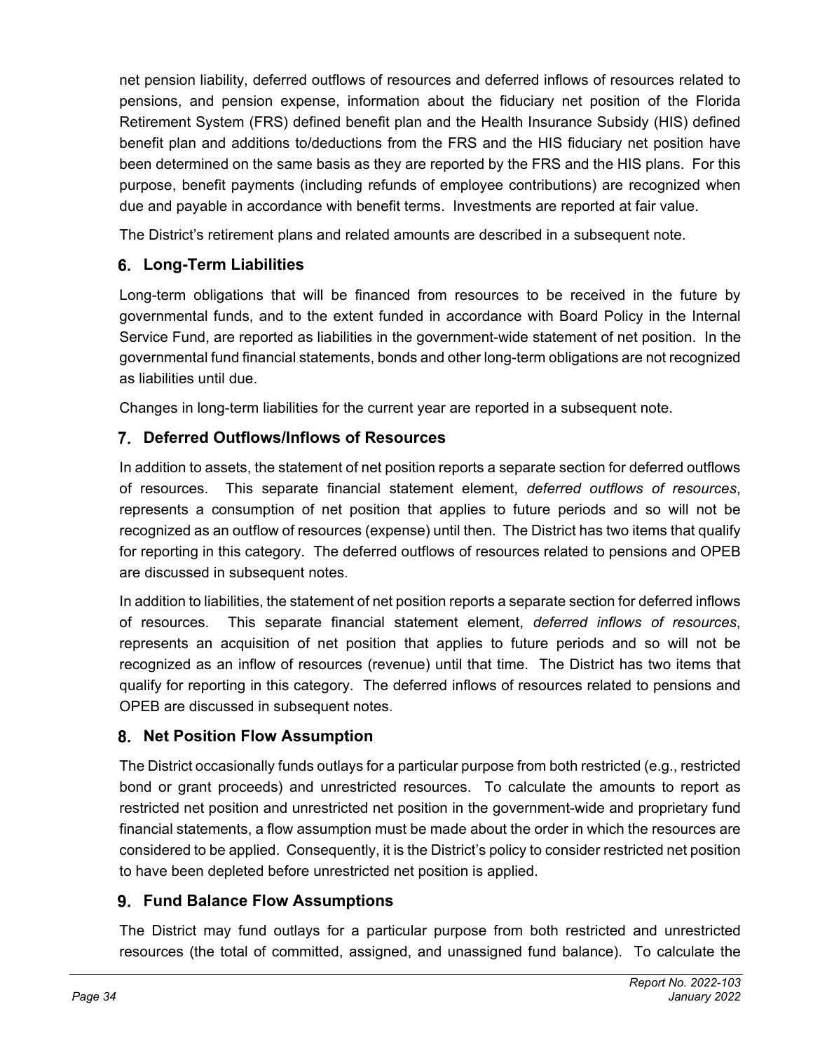net pension liability, deferred outflows of resources and deferred inflows of resources related to pensions, and pension expense, information about the fiduciary net position of the Florida Retirement System (FRS) defined benefit plan and the Health Insurance Subsidy (HIS) defined benefit plan and additions to/deductions from the FRS and the HIS fiduciary net position have been determined on the same basis as they are reported by the FRS and the HIS plans. For this purpose, benefit payments (including refunds of employee contributions) are recognized when due and payable in accordance with benefit terms. Investments are reported at fair value.

The District's retirement plans and related amounts are described in a subsequent note.

### 6. Long-Term Liabilities

Long-term obligations that will be financed from resources to be received in the future by governmental funds, and to the extent funded in accordance with Board Policy in the Internal Service Fund, are reported as liabilities in the government-wide statement of net position. In the governmental fund financial statements, bonds and other long-term obligations are not recognized as liabilities until due.

Changes in long-term liabilities for the current year are reported in a subsequent note.

### 7. Deferred Outflows/Inflows of Resources

In addition to assets, the statement of net position reports a separate section for deferred outflows of resources. This separate financial statement element, *deferred outflows of resources*, represents a consumption of net position that applies to future periods and so will not be recognized as an outflow of resources (expense) until then. The District has two items that qualify for reporting in this category. The deferred outflows of resources related to pensions and OPEB are discussed in subsequent notes.

In addition to liabilities, the statement of net position reports a separate section for deferred inflows of resources. This separate financial statement element, *deferred inflows of resources*, represents an acquisition of net position that applies to future periods and so will not be recognized as an inflow of resources (revenue) until that time. The District has two items that qualify for reporting in this category. The deferred inflows of resources related to pensions and OPEB are discussed in subsequent notes.

### 8. Net Position Flow Assumption

The District occasionally funds outlays for a particular purpose from both restricted (e.g., restricted bond or grant proceeds) and unrestricted resources. To calculate the amounts to report as restricted net position and unrestricted net position in the government-wide and proprietary fund financial statements, a flow assumption must be made about the order in which the resources are considered to be applied. Consequently, it is the District's policy to consider restricted net position to have been depleted before unrestricted net position is applied.

### 9. Fund Balance Flow Assumptions

The District may fund outlays for a particular purpose from both restricted and unrestricted resources (the total of committed, assigned, and unassigned fund balance). To calculate the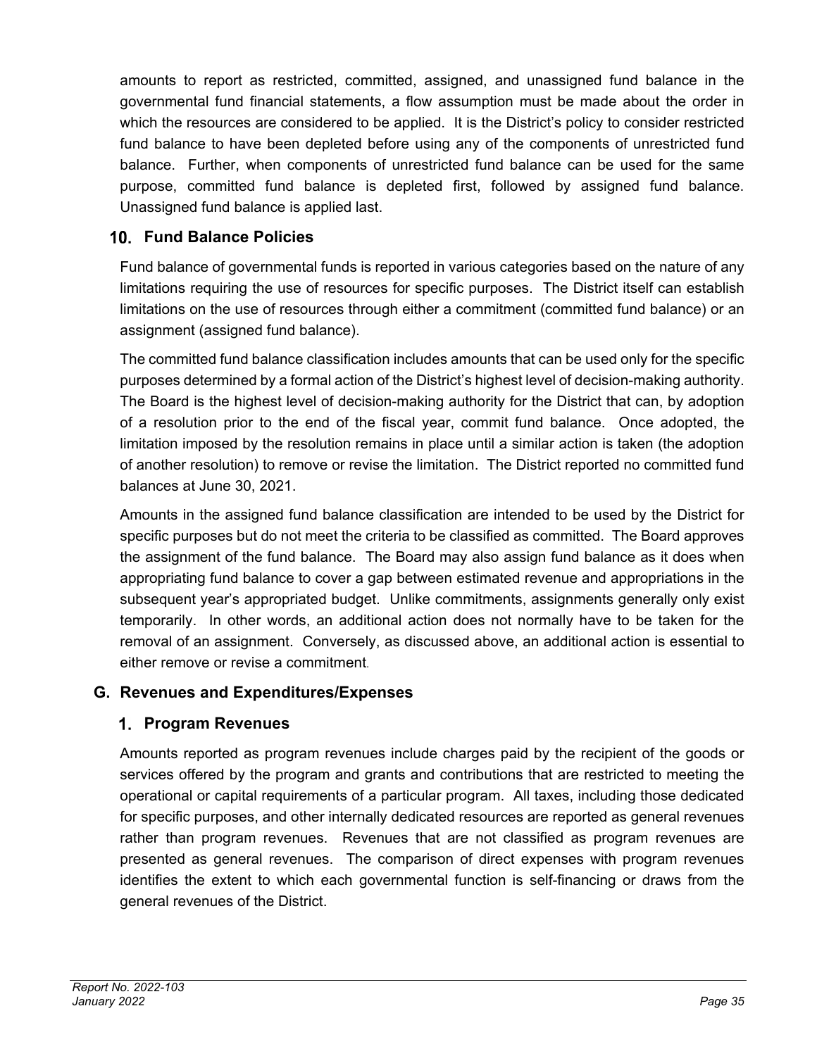amounts to report as restricted, committed, assigned, and unassigned fund balance in the governmental fund financial statements, a flow assumption must be made about the order in which the resources are considered to be applied. It is the District's policy to consider restricted fund balance to have been depleted before using any of the components of unrestricted fund balance. Further, when components of unrestricted fund balance can be used for the same purpose, committed fund balance is depleted first, followed by assigned fund balance. Unassigned fund balance is applied last.

### 10. Fund Balance Policies

Fund balance of governmental funds is reported in various categories based on the nature of any limitations requiring the use of resources for specific purposes. The District itself can establish limitations on the use of resources through either a commitment (committed fund balance) or an assignment (assigned fund balance).

The committed fund balance classification includes amounts that can be used only for the specific purposes determined by a formal action of the District's highest level of decision-making authority. The Board is the highest level of decision-making authority for the District that can, by adoption of a resolution prior to the end of the fiscal year, commit fund balance. Once adopted, the limitation imposed by the resolution remains in place until a similar action is taken (the adoption of another resolution) to remove or revise the limitation. The District reported no committed fund balances at June 30, 2021.

Amounts in the assigned fund balance classification are intended to be used by the District for specific purposes but do not meet the criteria to be classified as committed. The Board approves the assignment of the fund balance. The Board may also assign fund balance as it does when appropriating fund balance to cover a gap between estimated revenue and appropriations in the subsequent year's appropriated budget. Unlike commitments, assignments generally only exist temporarily. In other words, an additional action does not normally have to be taken for the removal of an assignment. Conversely, as discussed above, an additional action is essential to either remove or revise a commitment.

## G. Revenues and Expenditures/Expenses

### 1. Program Revenues

Amounts reported as program revenues include charges paid by the recipient of the goods or services offered by the program and grants and contributions that are restricted to meeting the operational or capital requirements of a particular program. All taxes, including those dedicated for specific purposes, and other internally dedicated resources are reported as general revenues rather than program revenues. Revenues that are not classified as program revenues are presented as general revenues. The comparison of direct expenses with program revenues identifies the extent to which each governmental function is self-financing or draws from the general revenues of the District.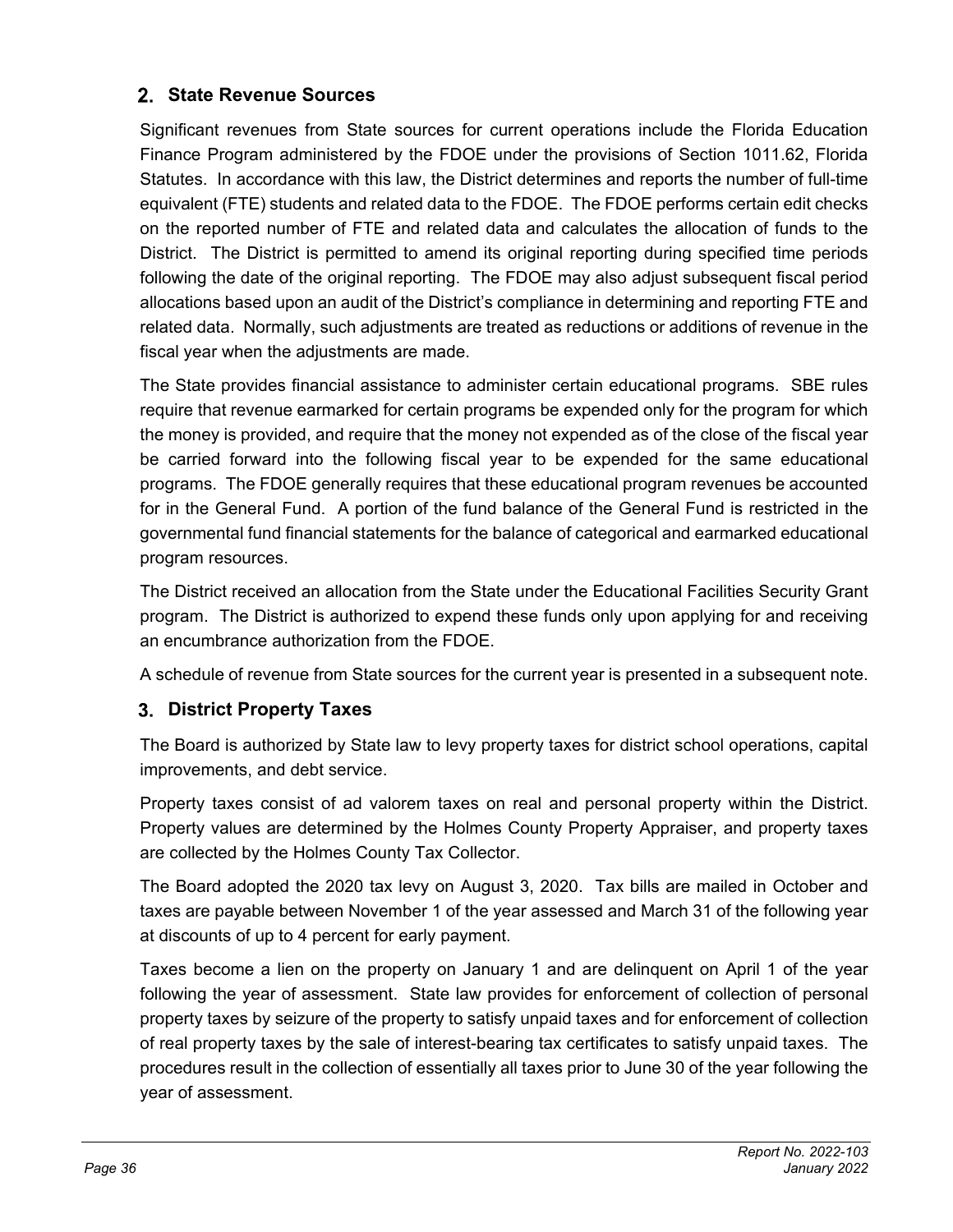## 2. State Revenue Sources

Significant revenues from State sources for current operations include the Florida Education Finance Program administered by the FDOE under the provisions of Section 1011.62, Florida Statutes. In accordance with this law, the District determines and reports the number of full-time equivalent (FTE) students and related data to the FDOE. The FDOE performs certain edit checks on the reported number of FTE and related data and calculates the allocation of funds to the District. The District is permitted to amend its original reporting during specified time periods following the date of the original reporting. The FDOE may also adjust subsequent fiscal period allocations based upon an audit of the District's compliance in determining and reporting FTE and related data. Normally, such adjustments are treated as reductions or additions of revenue in the fiscal year when the adjustments are made.

The State provides financial assistance to administer certain educational programs. SBE rules require that revenue earmarked for certain programs be expended only for the program for which the money is provided, and require that the money not expended as of the close of the fiscal year be carried forward into the following fiscal year to be expended for the same educational programs. The FDOE generally requires that these educational program revenues be accounted for in the General Fund. A portion of the fund balance of the General Fund is restricted in the governmental fund financial statements for the balance of categorical and earmarked educational program resources.

The District received an allocation from the State under the Educational Facilities Security Grant program. The District is authorized to expend these funds only upon applying for and receiving an encumbrance authorization from the FDOE.

A schedule of revenue from State sources for the current year is presented in a subsequent note.

## 3. District Property Taxes

The Board is authorized by State law to levy property taxes for district school operations, capital improvements, and debt service.

Property taxes consist of ad valorem taxes on real and personal property within the District. Property values are determined by the Holmes County Property Appraiser, and property taxes are collected by the Holmes County Tax Collector.

The Board adopted the 2020 tax levy on August 3, 2020. Tax bills are mailed in October and taxes are payable between November 1 of the year assessed and March 31 of the following year at discounts of up to 4 percent for early payment.

Taxes become a lien on the property on January 1 and are delinquent on April 1 of the year following the year of assessment. State law provides for enforcement of collection of personal property taxes by seizure of the property to satisfy unpaid taxes and for enforcement of collection of real property taxes by the sale of interest-bearing tax certificates to satisfy unpaid taxes. The procedures result in the collection of essentially all taxes prior to June 30 of the year following the year of assessment.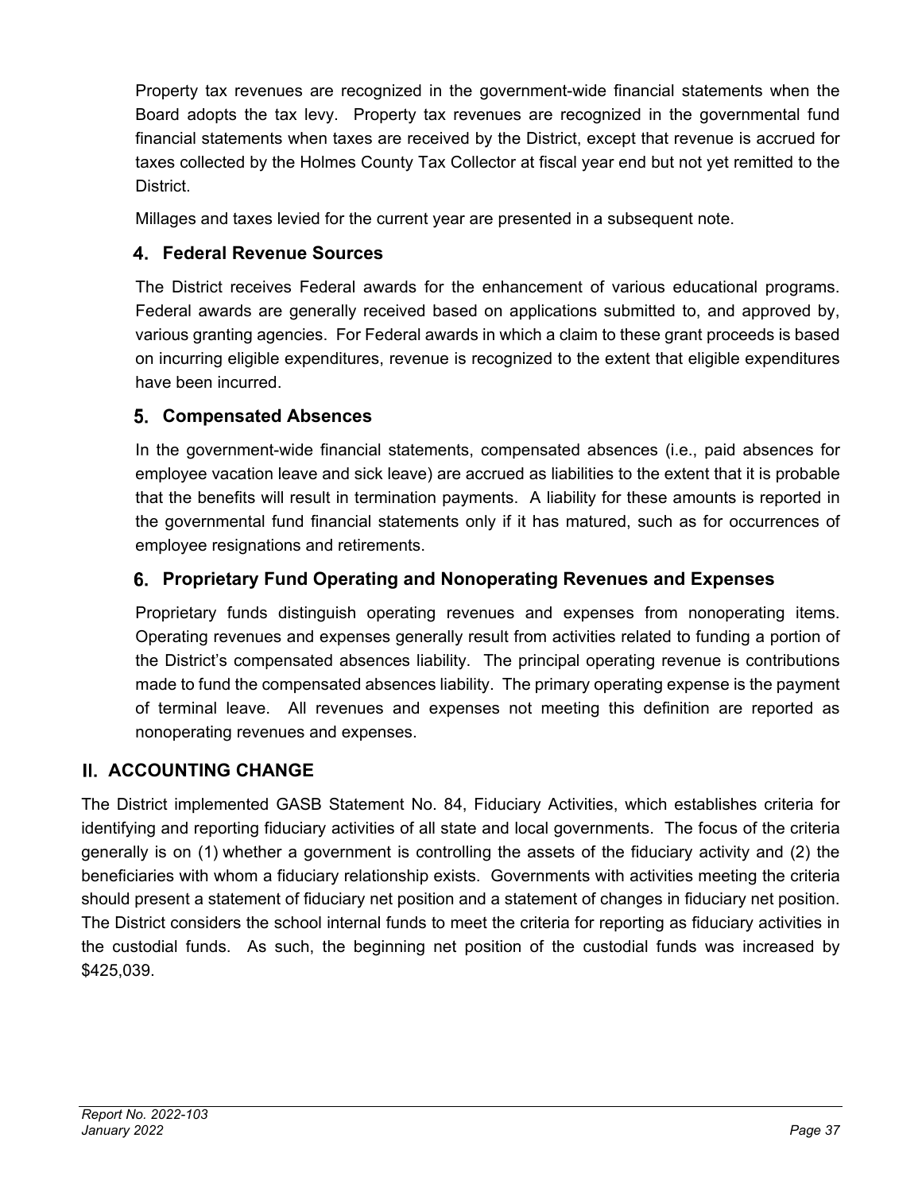Property tax revenues are recognized in the government-wide financial statements when the Board adopts the tax levy. Property tax revenues are recognized in the governmental fund financial statements when taxes are received by the District, except that revenue is accrued for taxes collected by the Holmes County Tax Collector at fiscal year end but not yet remitted to the District.

Millages and taxes levied for the current year are presented in a subsequent note.

### 4. Federal Revenue Sources

The District receives Federal awards for the enhancement of various educational programs. Federal awards are generally received based on applications submitted to, and approved by, various granting agencies. For Federal awards in which a claim to these grant proceeds is based on incurring eligible expenditures, revenue is recognized to the extent that eligible expenditures have been incurred.

### 5. Compensated Absences

In the government-wide financial statements, compensated absences (i.e., paid absences for employee vacation leave and sick leave) are accrued as liabilities to the extent that it is probable that the benefits will result in termination payments. A liability for these amounts is reported in the governmental fund financial statements only if it has matured, such as for occurrences of employee resignations and retirements.

### 6. Proprietary Fund Operating and Nonoperating Revenues and Expenses

Proprietary funds distinguish operating revenues and expenses from nonoperating items. Operating revenues and expenses generally result from activities related to funding a portion of the District's compensated absences liability. The principal operating revenue is contributions made to fund the compensated absences liability. The primary operating expense is the payment of terminal leave. All revenues and expenses not meeting this definition are reported as nonoperating revenues and expenses.

## II. ACCOUNTING CHANGE

The District implemented GASB Statement No. 84, Fiduciary Activities, which establishes criteria for identifying and reporting fiduciary activities of all state and local governments. The focus of the criteria generally is on (1) whether a government is controlling the assets of the fiduciary activity and (2) the beneficiaries with whom a fiduciary relationship exists. Governments with activities meeting the criteria should present a statement of fiduciary net position and a statement of changes in fiduciary net position. The District considers the school internal funds to meet the criteria for reporting as fiduciary activities in the custodial funds. As such, the beginning net position of the custodial funds was increased by $425,039.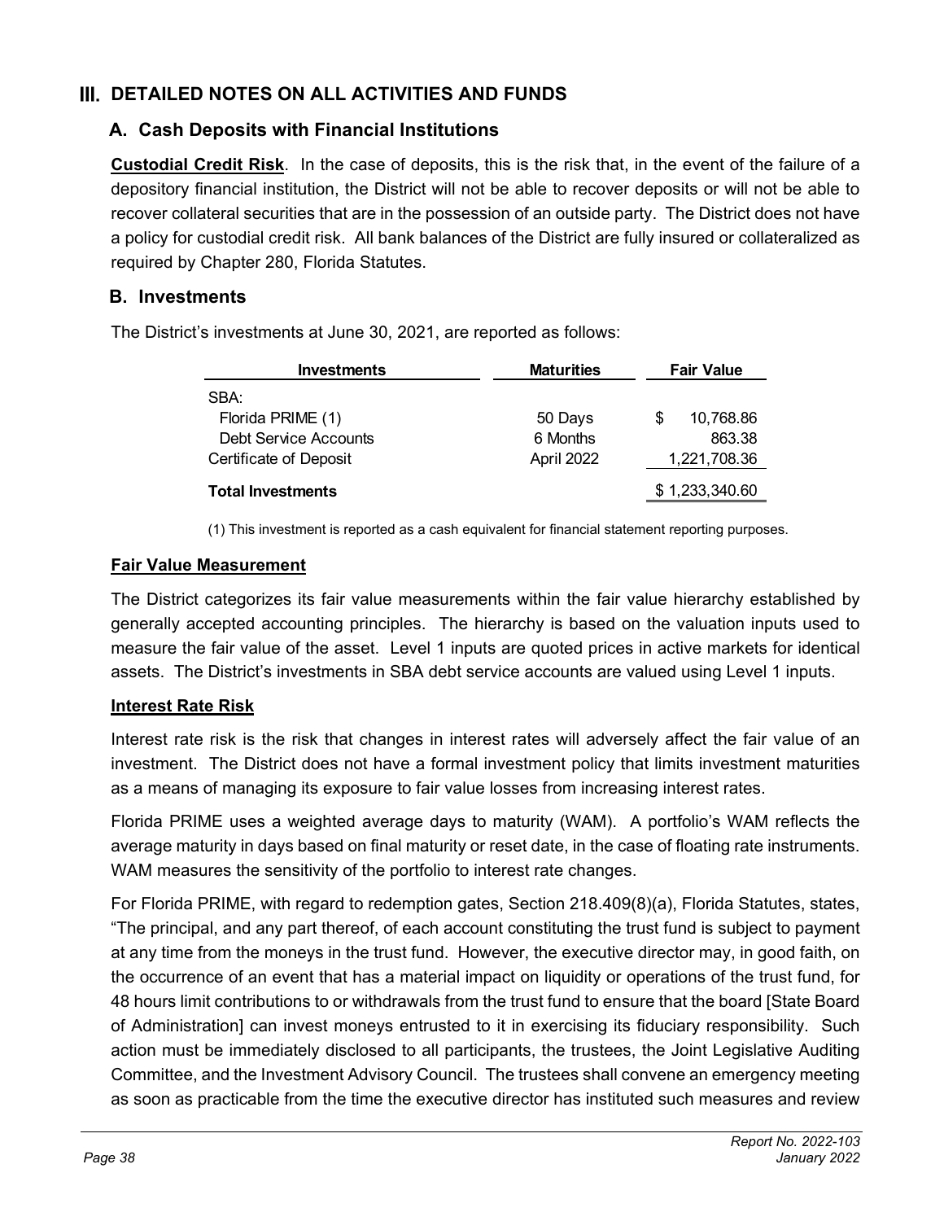## III. DETAILED NOTES ON ALL ACTIVITIES AND FUNDS

### A. Cash Deposits with Financial Institutions

**Custodial Credit Risk**. In the case of deposits, this is the risk that, in the event of the failure of a depository financial institution, the District will not be able to recover deposits or will not be able to recover collateral securities that are in the possession of an outside party. The District does not have a policy for custodial credit risk. All bank balances of the District are fully insured or collateralized as required by Chapter 280, Florida Statutes.

### B. Investments

The District's investments at June 30, 2021, are reported as follows:

| Investments | Maturities | Fair Value |
|---|---|---|
| SBA: | | |
| Florida PRIME (1) | 50 Days | $ 10,768.86 |
| Debt Service Accounts | 6 Months | 863.38 |
| Certificate of Deposit | April 2022 | 1,221,708.36 |
| **Total Investments** | | $ 1,233,340.60 |

(1) This investment is reported as a cash equivalent for financial statement reporting purposes.

**Fair Value Measurement**

The District categorizes its fair value measurements within the fair value hierarchy established by generally accepted accounting principles. The hierarchy is based on the valuation inputs used to measure the fair value of the asset. Level 1 inputs are quoted prices in active markets for identical assets. The District's investments in SBA debt service accounts are valued using Level 1 inputs.

**Interest Rate Risk**

Interest rate risk is the risk that changes in interest rates will adversely affect the fair value of an investment. The District does not have a formal investment policy that limits investment maturities as a means of managing its exposure to fair value losses from increasing interest rates.

Florida PRIME uses a weighted average days to maturity (WAM). A portfolio's WAM reflects the average maturity in days based on final maturity or reset date, in the case of floating rate instruments. WAM measures the sensitivity of the portfolio to interest rate changes.

For Florida PRIME, with regard to redemption gates, Section 218.409(8)(a), Florida Statutes, states, "The principal, and any part thereof, of each account constituting the trust fund is subject to payment at any time from the moneys in the trust fund. However, the executive director may, in good faith, on the occurrence of an event that has a material impact on liquidity or operations of the trust fund, for 48 hours limit contributions to or withdrawals from the trust fund to ensure that the board [State Board of Administration] can invest moneys entrusted to it in exercising its fiduciary responsibility. Such action must be immediately disclosed to all participants, the trustees, the Joint Legislative Auditing Committee, and the Investment Advisory Council. The trustees shall convene an emergency meeting as soon as practicable from the time the executive director has instituted such measures and review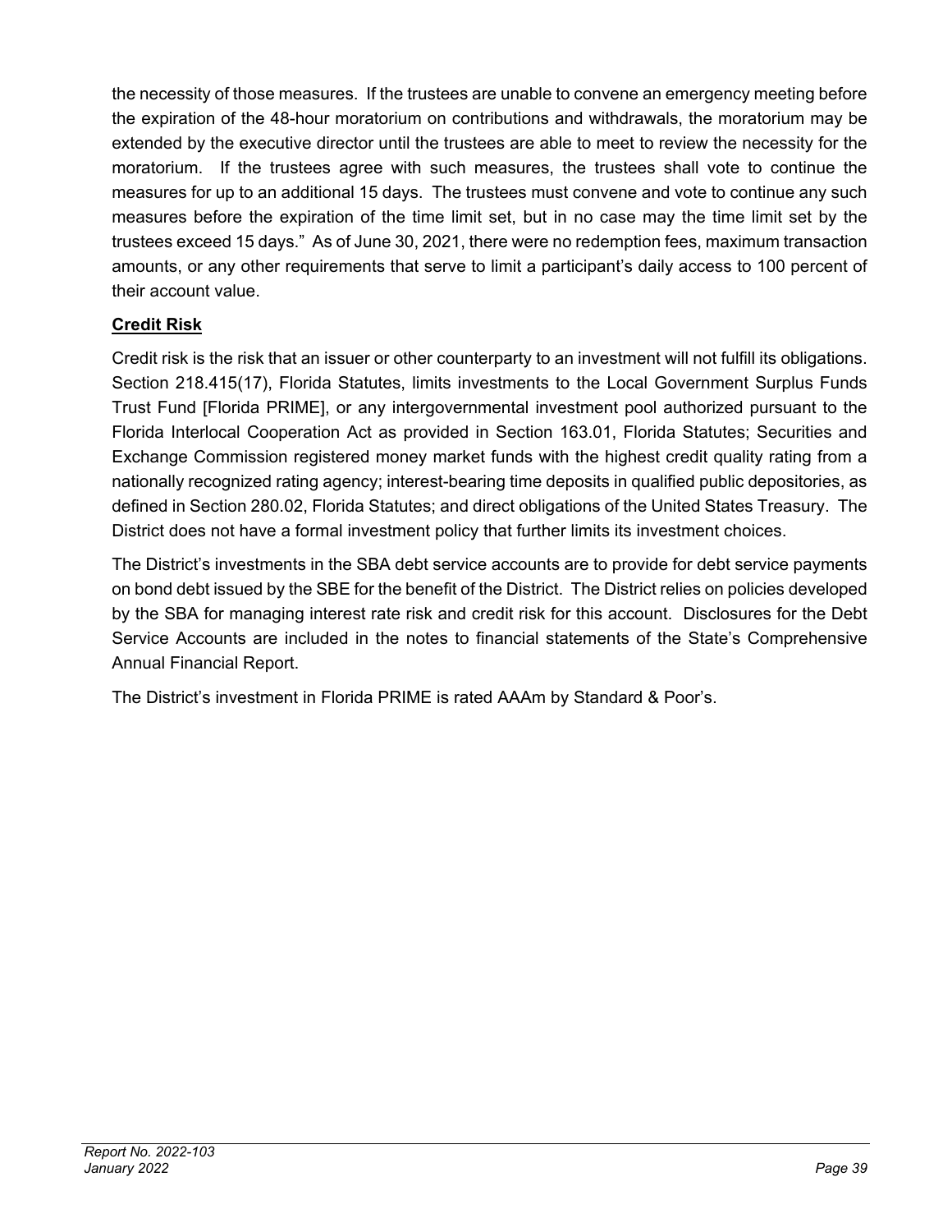the necessity of those measures. If the trustees are unable to convene an emergency meeting before the expiration of the 48-hour moratorium on contributions and withdrawals, the moratorium may be extended by the executive director until the trustees are able to meet to review the necessity for the moratorium. If the trustees agree with such measures, the trustees shall vote to continue the measures for up to an additional 15 days. The trustees must convene and vote to continue any such measures before the expiration of the time limit set, but in no case may the time limit set by the trustees exceed 15 days." As of June 30, 2021, there were no redemption fees, maximum transaction amounts, or any other requirements that serve to limit a participant's daily access to 100 percent of their account value.

**Credit Risk**

Credit risk is the risk that an issuer or other counterparty to an investment will not fulfill its obligations. Section 218.415(17), Florida Statutes, limits investments to the Local Government Surplus Funds Trust Fund [Florida PRIME], or any intergovernmental investment pool authorized pursuant to the Florida Interlocal Cooperation Act as provided in Section 163.01, Florida Statutes; Securities and Exchange Commission registered money market funds with the highest credit quality rating from a nationally recognized rating agency; interest-bearing time deposits in qualified public depositories, as defined in Section 280.02, Florida Statutes; and direct obligations of the United States Treasury. The District does not have a formal investment policy that further limits its investment choices.

The District's investments in the SBA debt service accounts are to provide for debt service payments on bond debt issued by the SBE for the benefit of the District. The District relies on policies developed by the SBA for managing interest rate risk and credit risk for this account. Disclosures for the Debt Service Accounts are included in the notes to financial statements of the State's Comprehensive Annual Financial Report.

The District's investment in Florida PRIME is rated AAAm by Standard & Poor's.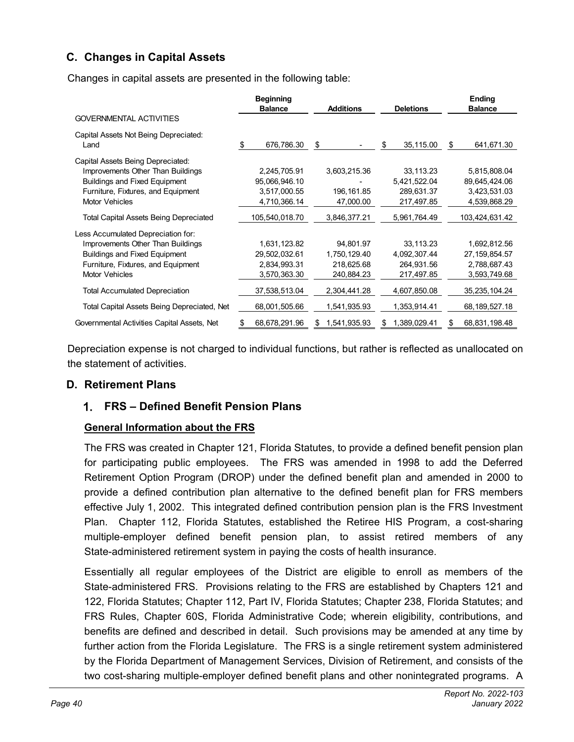## C. Changes in Capital Assets

Changes in capital assets are presented in the following table:

| | Beginning Balance | Additions | Deletions | Ending Balance |
|---|---|---|---|---|
| GOVERNMENTAL ACTIVITIES | | | | |
| Capital Assets Not Being Depreciated: | | | | |
| Land | $ 676,786.30 | $ - | $ 35,115.00 | $ 641,671.30 |
| Capital Assets Being Depreciated: | | | | |
| Improvements Other Than Buildings | 2,245,705.91 | 3,603,215.36 | 33,113.23 | 5,815,808.04 |
| Buildings and Fixed Equipment | 95,066,946.10 | - | 5,421,522.04 | 89,645,424.06 |
| Furniture, Fixtures, and Equipment | 3,517,000.55 | 196,161.85 | 289,631.37 | 3,423,531.03 |
| Motor Vehicles | 4,710,366.14 | 47,000.00 | 217,497.85 | 4,539,868.29 |
| Total Capital Assets Being Depreciated | 105,540,018.70 | 3,846,377.21 | 5,961,764.49 | 103,424,631.42 |
| Less Accumulated Depreciation for: | | | | |
| Improvements Other Than Buildings | 1,631,123.82 | 94,801.97 | 33,113.23 | 1,692,812.56 |
| Buildings and Fixed Equipment | 29,502,032.61 | 1,750,129.40 | 4,092,307.44 | 27,159,854.57 |
| Furniture, Fixtures, and Equipment | 2,834,993.31 | 218,625.68 | 264,931.56 | 2,788,687.43 |
| Motor Vehicles | 3,570,363.30 | 240,884.23 | 217,497.85 | 3,593,749.68 |
| Total Accumulated Depreciation | 37,538,513.04 | 2,304,441.28 | 4,607,850.08 | 35,235,104.24 |
| Total Capital Assets Being Depreciated, Net | 68,001,505.66 | 1,541,935.93 | 1,353,914.41 | 68,189,527.18 |
| Governmental Activities Capital Assets, Net | $ 68,678,291.96 | $ 1,541,935.93 | $ 1,389,029.41 | $ 68,831,198.48 |

Depreciation expense is not charged to individual functions, but rather is reflected as unallocated on the statement of activities.

## D. Retirement Plans

### 1. FRS – Defined Benefit Pension Plans

**General Information about the FRS**

The FRS was created in Chapter 121, Florida Statutes, to provide a defined benefit pension plan for participating public employees. The FRS was amended in 1998 to add the Deferred Retirement Option Program (DROP) under the defined benefit plan and amended in 2000 to provide a defined contribution plan alternative to the defined benefit plan for FRS members effective July 1, 2002. This integrated defined contribution pension plan is the FRS Investment Plan. Chapter 112, Florida Statutes, established the Retiree HIS Program, a cost-sharing multiple-employer defined benefit pension plan, to assist retired members of any State-administered retirement system in paying the costs of health insurance.

Essentially all regular employees of the District are eligible to enroll as members of the State-administered FRS. Provisions relating to the FRS are established by Chapters 121 and 122, Florida Statutes; Chapter 112, Part IV, Florida Statutes; Chapter 238, Florida Statutes; and FRS Rules, Chapter 60S, Florida Administrative Code; wherein eligibility, contributions, and benefits are defined and described in detail. Such provisions may be amended at any time by further action from the Florida Legislature. The FRS is a single retirement system administered by the Florida Department of Management Services, Division of Retirement, and consists of the two cost-sharing multiple-employer defined benefit plans and other nonintegrated programs. A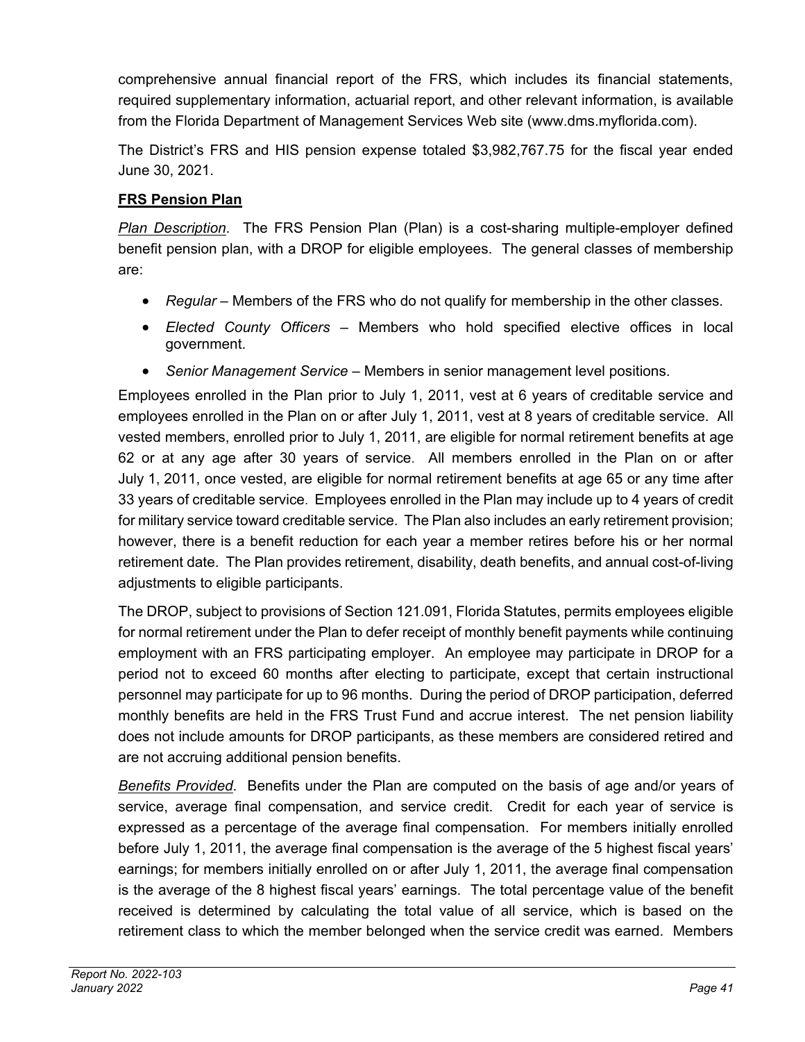comprehensive annual financial report of the FRS, which includes its financial statements, required supplementary information, actuarial report, and other relevant information, is available from the Florida Department of Management Services Web site (www.dms.myflorida.com).

The District's FRS and HIS pension expense totaled $3,982,767.75 for the fiscal year ended June 30, 2021.

**FRS Pension Plan**

*Plan Description*. The FRS Pension Plan (Plan) is a cost-sharing multiple-employer defined benefit pension plan, with a DROP for eligible employees. The general classes of membership are:

- *Regular* – Members of the FRS who do not qualify for membership in the other classes.
- *Elected County Officers* – Members who hold specified elective offices in local government.
- *Senior Management Service* – Members in senior management level positions.

Employees enrolled in the Plan prior to July 1, 2011, vest at 6 years of creditable service and employees enrolled in the Plan on or after July 1, 2011, vest at 8 years of creditable service. All vested members, enrolled prior to July 1, 2011, are eligible for normal retirement benefits at age 62 or at any age after 30 years of service. All members enrolled in the Plan on or after July 1, 2011, once vested, are eligible for normal retirement benefits at age 65 or any time after 33 years of creditable service. Employees enrolled in the Plan may include up to 4 years of credit for military service toward creditable service. The Plan also includes an early retirement provision; however, there is a benefit reduction for each year a member retires before his or her normal retirement date. The Plan provides retirement, disability, death benefits, and annual cost-of-living adjustments to eligible participants.

The DROP, subject to provisions of Section 121.091, Florida Statutes, permits employees eligible for normal retirement under the Plan to defer receipt of monthly benefit payments while continuing employment with an FRS participating employer. An employee may participate in DROP for a period not to exceed 60 months after electing to participate, except that certain instructional personnel may participate for up to 96 months. During the period of DROP participation, deferred monthly benefits are held in the FRS Trust Fund and accrue interest. The net pension liability does not include amounts for DROP participants, as these members are considered retired and are not accruing additional pension benefits.

*Benefits Provided*. Benefits under the Plan are computed on the basis of age and/or years of service, average final compensation, and service credit. Credit for each year of service is expressed as a percentage of the average final compensation. For members initially enrolled before July 1, 2011, the average final compensation is the average of the 5 highest fiscal years' earnings; for members initially enrolled on or after July 1, 2011, the average final compensation is the average of the 8 highest fiscal years' earnings. The total percentage value of the benefit received is determined by calculating the total value of all service, which is based on the retirement class to which the member belonged when the service credit was earned. Members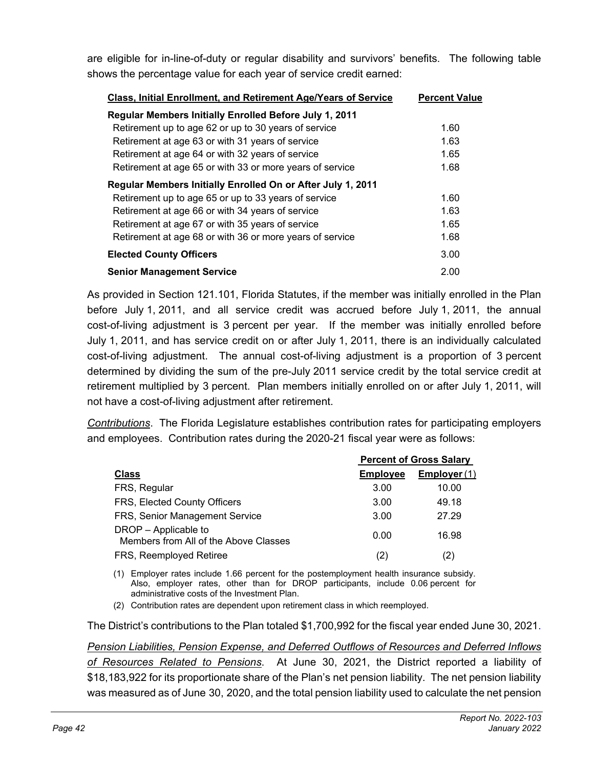are eligible for in-line-of-duty or regular disability and survivors' benefits. The following table shows the percentage value for each year of service credit earned:

| Class, Initial Enrollment, and Retirement Age/Years of Service | Percent Value |
|---|---|
| **Regular Members Initially Enrolled Before July 1, 2011** | |
| Retirement up to age 62 or up to 30 years of service | 1.60 |
| Retirement at age 63 or with 31 years of service | 1.63 |
| Retirement at age 64 or with 32 years of service | 1.65 |
| Retirement at age 65 or with 33 or more years of service | 1.68 |
| **Regular Members Initially Enrolled On or After July 1, 2011** | |
| Retirement up to age 65 or up to 33 years of service | 1.60 |
| Retirement at age 66 or with 34 years of service | 1.63 |
| Retirement at age 67 or with 35 years of service | 1.65 |
| Retirement at age 68 or with 36 or more years of service | 1.68 |
| **Elected County Officers** | 3.00 |
| **Senior Management Service** | 2.00 |

As provided in Section 121.101, Florida Statutes, if the member was initially enrolled in the Plan before July 1, 2011, and all service credit was accrued before July 1, 2011, the annual cost-of-living adjustment is 3 percent per year. If the member was initially enrolled before July 1, 2011, and has service credit on or after July 1, 2011, there is an individually calculated cost-of-living adjustment. The annual cost-of-living adjustment is a proportion of 3 percent determined by dividing the sum of the pre-July 2011 service credit by the total service credit at retirement multiplied by 3 percent. Plan members initially enrolled on or after July 1, 2011, will not have a cost-of-living adjustment after retirement.

*Contributions*. The Florida Legislature establishes contribution rates for participating employers and employees. Contribution rates during the 2020-21 fiscal year were as follows:

| | Percent of Gross Salary | |
|---|---|---|
| **Class** | **Employee** | **Employer (1)** |
| FRS, Regular | 3.00 | 10.00 |
| FRS, Elected County Officers | 3.00 | 49.18 |
| FRS, Senior Management Service | 3.00 | 27.29 |
| DROP – Applicable to Members from All of the Above Classes | 0.00 | 16.98 |
| FRS, Reemployed Retiree | (2) | (2) |

(1) Employer rates include 1.66 percent for the postemployment health insurance subsidy. Also, employer rates, other than for DROP participants, include 0.06 percent for administrative costs of the Investment Plan.

(2) Contribution rates are dependent upon retirement class in which reemployed.

The District's contributions to the Plan totaled $1,700,992 for the fiscal year ended June 30, 2021.

*Pension Liabilities, Pension Expense, and Deferred Outflows of Resources and Deferred Inflows of Resources Related to Pensions*. At June 30, 2021, the District reported a liability of $18,183,922 for its proportionate share of the Plan's net pension liability. The net pension liability was measured as of June 30, 2020, and the total pension liability used to calculate the net pension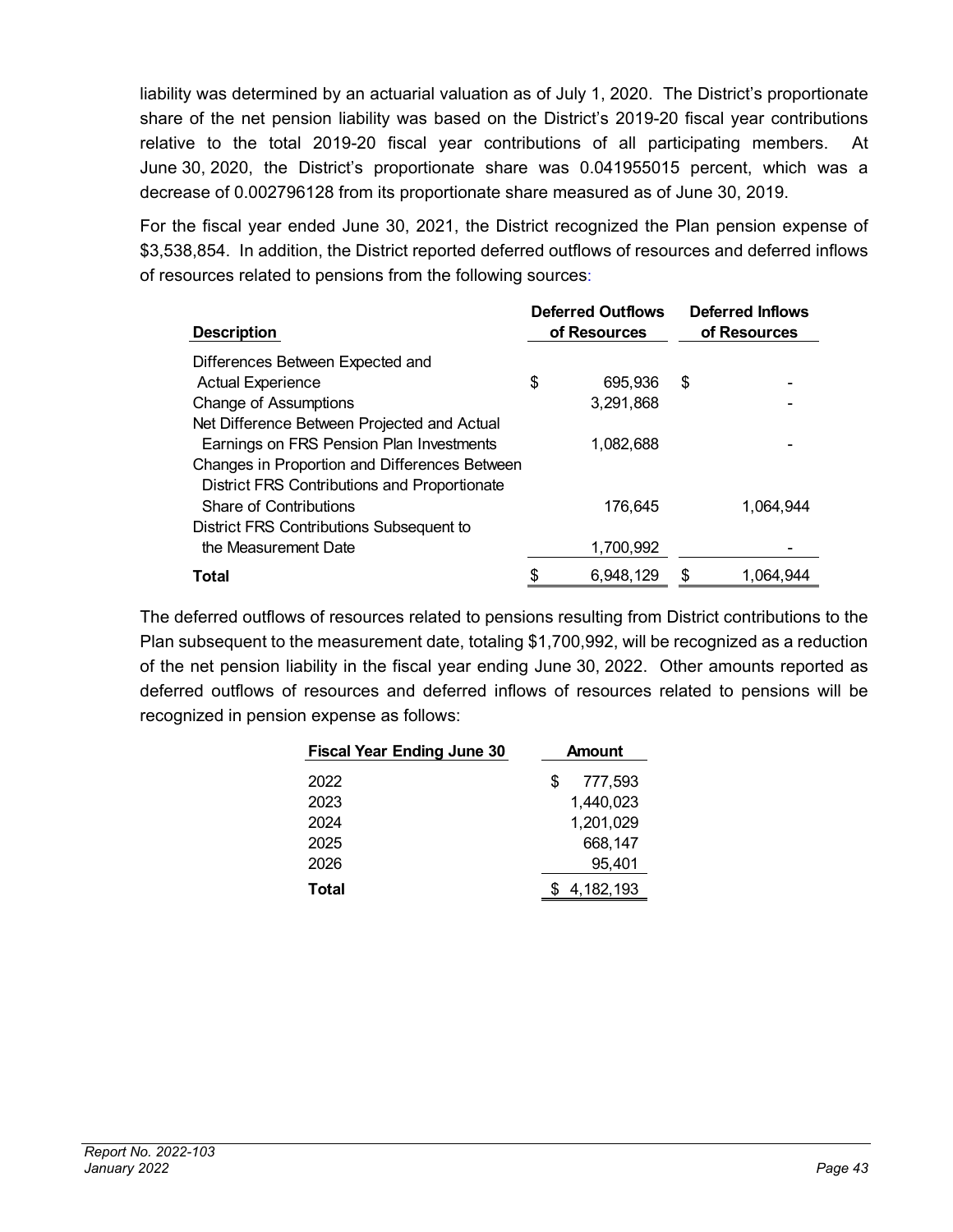liability was determined by an actuarial valuation as of July 1, 2020. The District's proportionate share of the net pension liability was based on the District's 2019-20 fiscal year contributions relative to the total 2019-20 fiscal year contributions of all participating members. At June 30, 2020, the District's proportionate share was 0.041955015 percent, which was a decrease of 0.002796128 from its proportionate share measured as of June 30, 2019.

For the fiscal year ended June 30, 2021, the District recognized the Plan pension expense of $3,538,854. In addition, the District reported deferred outflows of resources and deferred inflows of resources related to pensions from the following sources:

| Description | Deferred Outflows of Resources | Deferred Inflows of Resources |
|---|---|---|
| Differences Between Expected and Actual Experience | $ 695,936 | $ - |
| Change of Assumptions | 3,291,868 | - |
| Net Difference Between Projected and Actual Earnings on FRS Pension Plan Investments | 1,082,688 | - |
| Changes in Proportion and Differences Between District FRS Contributions and Proportionate Share of Contributions | 176,645 | 1,064,944 |
| District FRS Contributions Subsequent to the Measurement Date | 1,700,992 | - |
| **Total** | $ 6,948,129 | $ 1,064,944 |

The deferred outflows of resources related to pensions resulting from District contributions to the Plan subsequent to the measurement date, totaling $1,700,992, will be recognized as a reduction of the net pension liability in the fiscal year ending June 30, 2022. Other amounts reported as deferred outflows of resources and deferred inflows of resources related to pensions will be recognized in pension expense as follows:

| Fiscal Year Ending June 30 | Amount |
|---|---|
| 2022 | $ 777,593 |
| 2023 | 1,440,023 |
| 2024 | 1,201,029 |
| 2025 | 668,147 |
| 2026 | 95,401 |
| **Total** | $ 4,182,193 |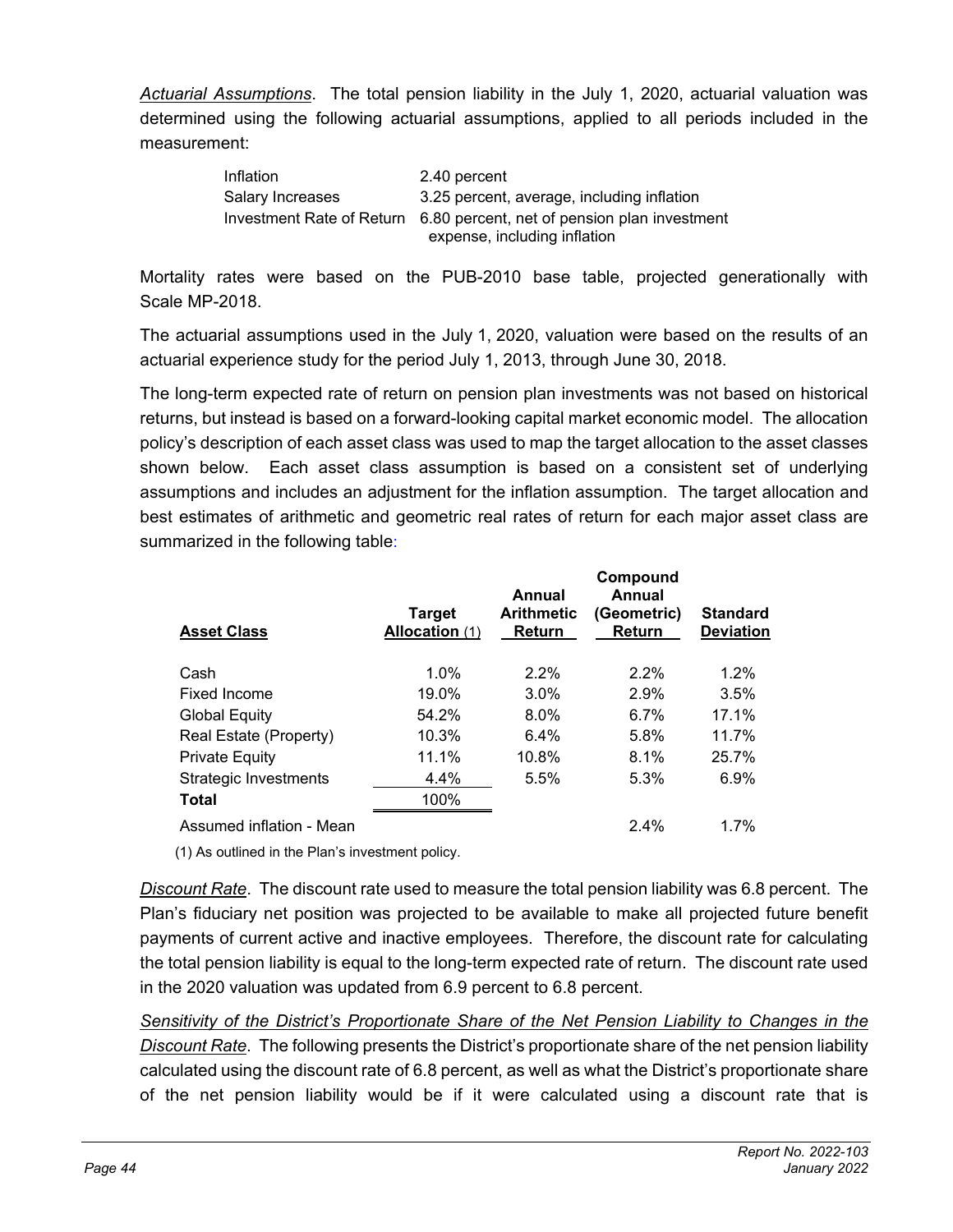*Actuarial Assumptions*. The total pension liability in the July 1, 2020, actuarial valuation was determined using the following actuarial assumptions, applied to all periods included in the measurement:

| | |
|---|---|
| Inflation | 2.40 percent |
| Salary Increases | 3.25 percent, average, including inflation |
| Investment Rate of Return | 6.80 percent, net of pension plan investment expense, including inflation |

Mortality rates were based on the PUB-2010 base table, projected generationally with Scale MP-2018.

The actuarial assumptions used in the July 1, 2020, valuation were based on the results of an actuarial experience study for the period July 1, 2013, through June 30, 2018.

The long-term expected rate of return on pension plan investments was not based on historical returns, but instead is based on a forward-looking capital market economic model. The allocation policy's description of each asset class was used to map the target allocation to the asset classes shown below. Each asset class assumption is based on a consistent set of underlying assumptions and includes an adjustment for the inflation assumption. The target allocation and best estimates of arithmetic and geometric real rates of return for each major asset class are summarized in the following table:

| Asset Class | Target Allocation (1) | Annual Arithmetic Return | Compound Annual (Geometric) Return | Standard Deviation |
|---|---|---|---|---|
| Cash | 1.0% | 2.2% | 2.2% | 1.2% |
| Fixed Income | 19.0% | 3.0% | 2.9% | 3.5% |
| Global Equity | 54.2% | 8.0% | 6.7% | 17.1% |
| Real Estate (Property) | 10.3% | 6.4% | 5.8% | 11.7% |
| Private Equity | 11.1% | 10.8% | 8.1% | 25.7% |
| Strategic Investments | 4.4% | 5.5% | 5.3% | 6.9% |
| **Total** | 100% | | | |
| Assumed inflation - Mean | | | 2.4% | 1.7% |

(1) As outlined in the Plan's investment policy.

*Discount Rate*. The discount rate used to measure the total pension liability was 6.8 percent. The Plan's fiduciary net position was projected to be available to make all projected future benefit payments of current active and inactive employees. Therefore, the discount rate for calculating the total pension liability is equal to the long-term expected rate of return. The discount rate used in the 2020 valuation was updated from 6.9 percent to 6.8 percent.

*Sensitivity of the District's Proportionate Share of the Net Pension Liability to Changes in the Discount Rate*. The following presents the District's proportionate share of the net pension liability calculated using the discount rate of 6.8 percent, as well as what the District's proportionate share of the net pension liability would be if it were calculated using a discount rate that is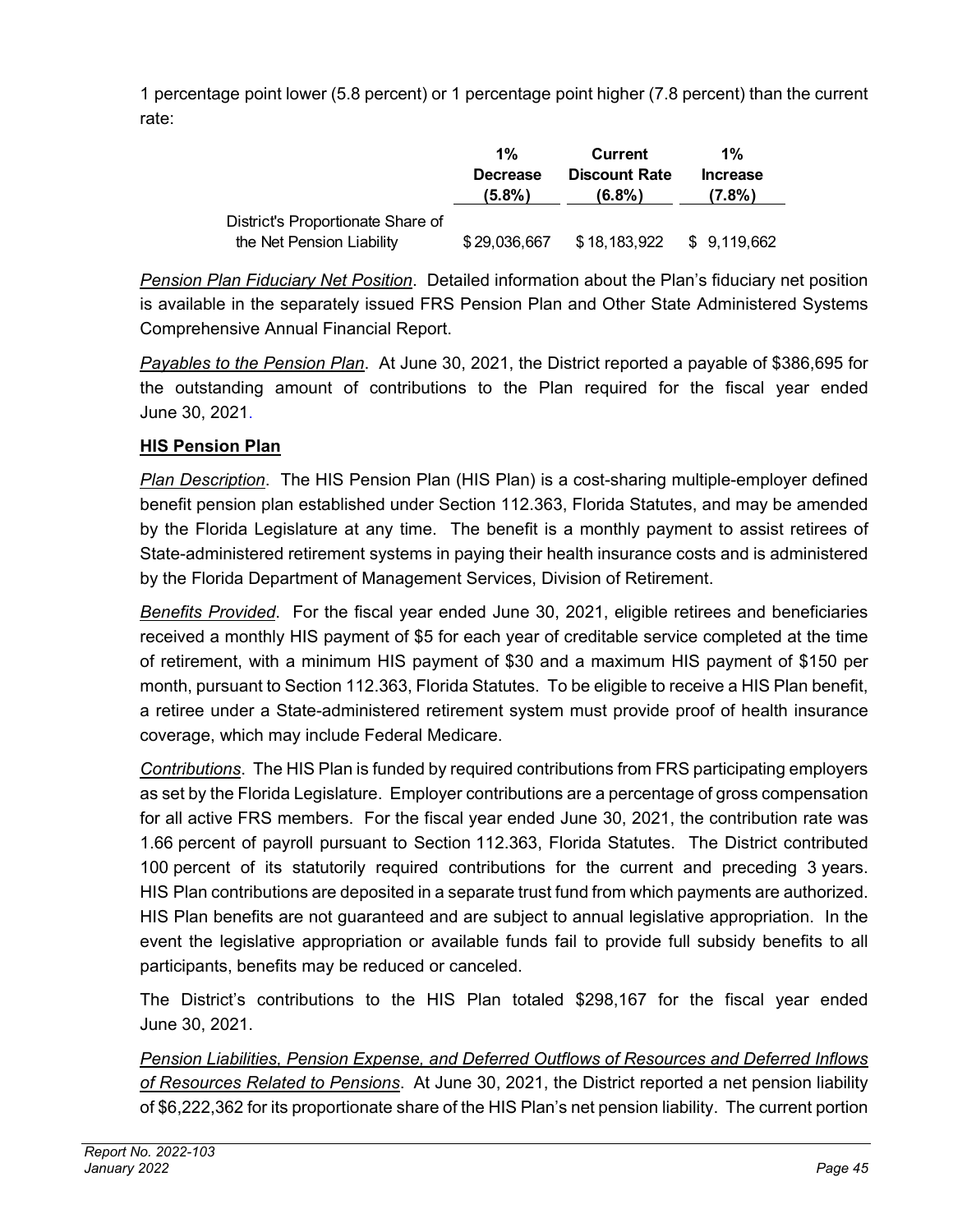1 percentage point lower (5.8 percent) or 1 percentage point higher (7.8 percent) than the current rate:

| | 1% Decrease (5.8%) | Current Discount Rate (6.8%) | 1% Increase (7.8%) |
|---|---|---|---|
| District's Proportionate Share of the Net Pension Liability | $ 29,036,667 | $ 18,183,922 | $ 9,119,662 |

*Pension Plan Fiduciary Net Position*. Detailed information about the Plan's fiduciary net position is available in the separately issued FRS Pension Plan and Other State Administered Systems Comprehensive Annual Financial Report.

*Payables to the Pension Plan*. At June 30, 2021, the District reported a payable of $386,695 for the outstanding amount of contributions to the Plan required for the fiscal year ended June 30, 2021.

**HIS Pension Plan**

*Plan Description*. The HIS Pension Plan (HIS Plan) is a cost-sharing multiple-employer defined benefit pension plan established under Section 112.363, Florida Statutes, and may be amended by the Florida Legislature at any time. The benefit is a monthly payment to assist retirees of State-administered retirement systems in paying their health insurance costs and is administered by the Florida Department of Management Services, Division of Retirement.

*Benefits Provided*. For the fiscal year ended June 30, 2021, eligible retirees and beneficiaries received a monthly HIS payment of $5 for each year of creditable service completed at the time of retirement, with a minimum HIS payment of $30 and a maximum HIS payment of $150 per month, pursuant to Section 112.363, Florida Statutes. To be eligible to receive a HIS Plan benefit, a retiree under a State-administered retirement system must provide proof of health insurance coverage, which may include Federal Medicare.

*Contributions*. The HIS Plan is funded by required contributions from FRS participating employers as set by the Florida Legislature. Employer contributions are a percentage of gross compensation for all active FRS members. For the fiscal year ended June 30, 2021, the contribution rate was 1.66 percent of payroll pursuant to Section 112.363, Florida Statutes. The District contributed 100 percent of its statutorily required contributions for the current and preceding 3 years. HIS Plan contributions are deposited in a separate trust fund from which payments are authorized. HIS Plan benefits are not guaranteed and are subject to annual legislative appropriation. In the event the legislative appropriation or available funds fail to provide full subsidy benefits to all participants, benefits may be reduced or canceled.

The District's contributions to the HIS Plan totaled $298,167 for the fiscal year ended June 30, 2021.

*Pension Liabilities, Pension Expense, and Deferred Outflows of Resources and Deferred Inflows of Resources Related to Pensions*. At June 30, 2021, the District reported a net pension liability of $6,222,362 for its proportionate share of the HIS Plan's net pension liability. The current portion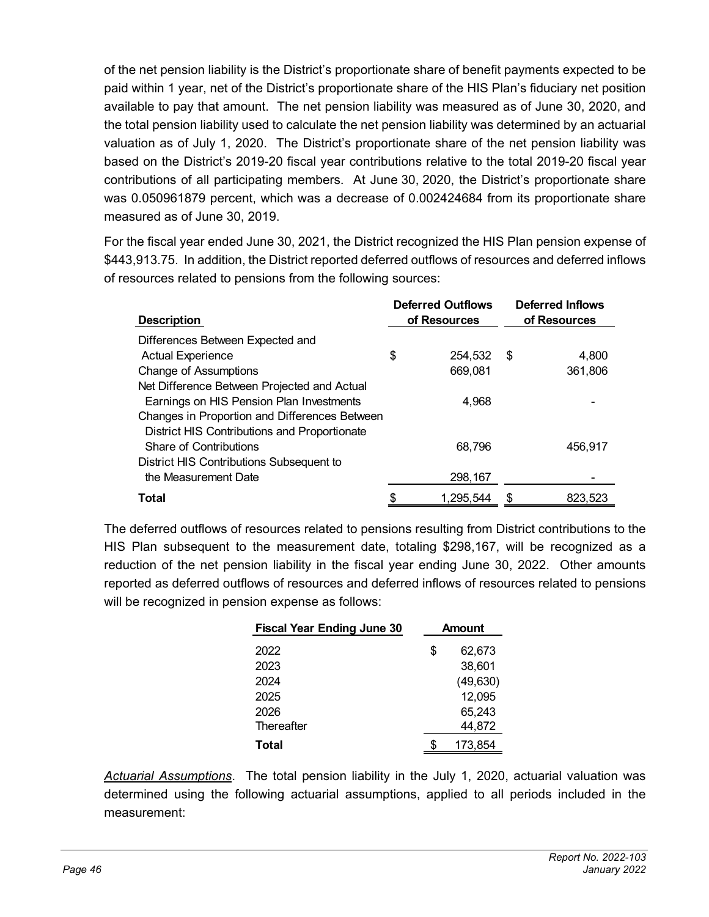of the net pension liability is the District's proportionate share of benefit payments expected to be paid within 1 year, net of the District's proportionate share of the HIS Plan's fiduciary net position available to pay that amount. The net pension liability was measured as of June 30, 2020, and the total pension liability used to calculate the net pension liability was determined by an actuarial valuation as of July 1, 2020. The District's proportionate share of the net pension liability was based on the District's 2019-20 fiscal year contributions relative to the total 2019-20 fiscal year contributions of all participating members. At June 30, 2020, the District's proportionate share was 0.050961879 percent, which was a decrease of 0.002424684 from its proportionate share measured as of June 30, 2019.

For the fiscal year ended June 30, 2021, the District recognized the HIS Plan pension expense of $443,913.75. In addition, the District reported deferred outflows of resources and deferred inflows of resources related to pensions from the following sources:

| Description | Deferred Outflows of Resources | Deferred Inflows of Resources |
|---|---|---|
| Differences Between Expected and Actual Experience | $ 254,532 | $ 4,800 |
| Change of Assumptions | 669,081 | 361,806 |
| Net Difference Between Projected and Actual Earnings on HIS Pension Plan Investments | 4,968 | - |
| Changes in Proportion and Differences Between District HIS Contributions and Proportionate Share of Contributions | 68,796 | 456,917 |
| District HIS Contributions Subsequent to the Measurement Date | 298,167 | - |
| **Total** | $ 1,295,544 | $ 823,523 |

The deferred outflows of resources related to pensions resulting from District contributions to the HIS Plan subsequent to the measurement date, totaling $298,167, will be recognized as a reduction of the net pension liability in the fiscal year ending June 30, 2022. Other amounts reported as deferred outflows of resources and deferred inflows of resources related to pensions will be recognized in pension expense as follows:

| Fiscal Year Ending June 30 | Amount |
|---|---|
| 2022 | $ 62,673 |
| 2023 | 38,601 |
| 2024 | (49,630) |
| 2025 | 12,095 |
| 2026 | 65,243 |
| Thereafter | 44,872 |
| **Total** | $ 173,854 |

*Actuarial Assumptions*. The total pension liability in the July 1, 2020, actuarial valuation was determined using the following actuarial assumptions, applied to all periods included in the measurement: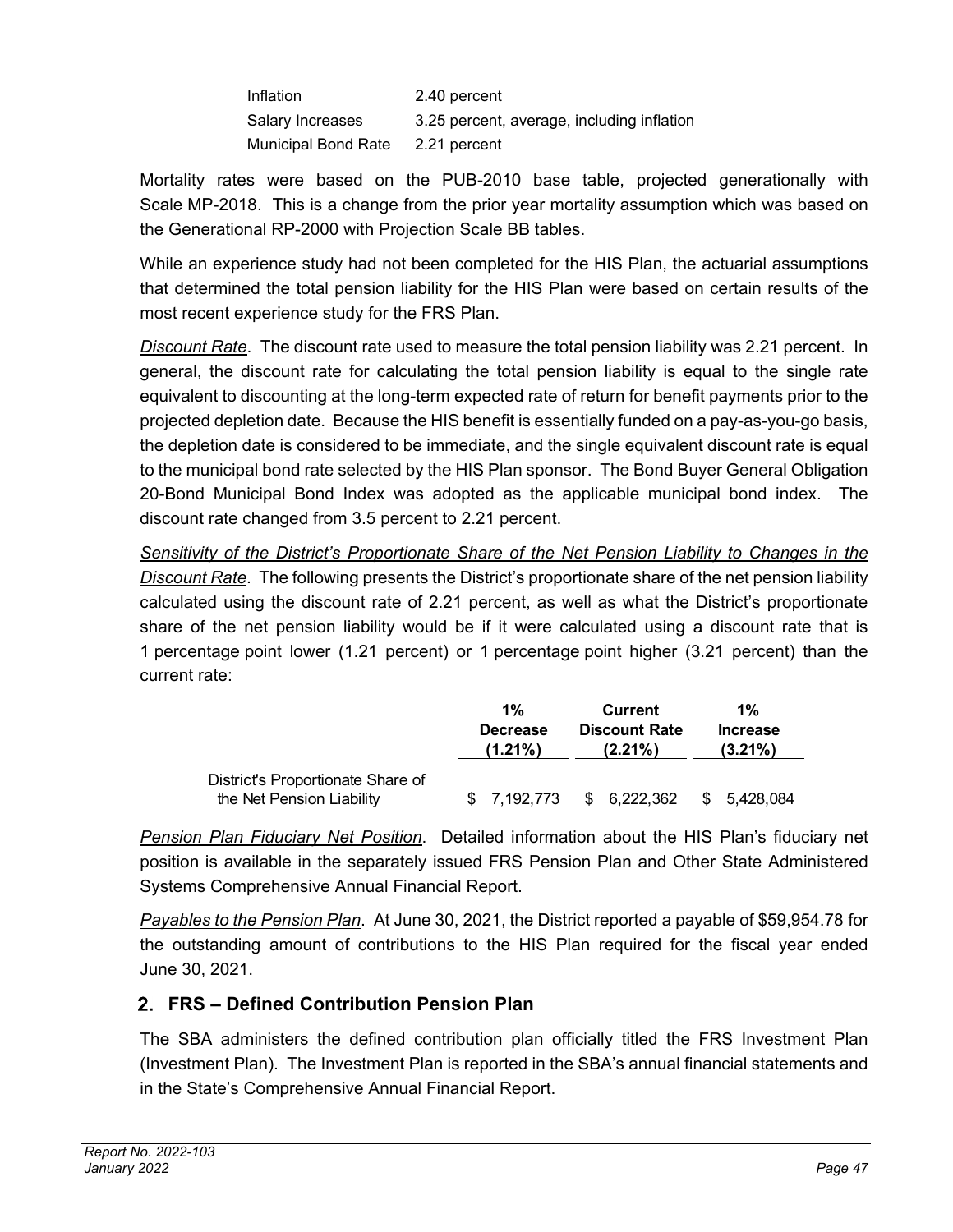| | |
|---|---|
| Inflation | 2.40 percent |
| Salary Increases | 3.25 percent, average, including inflation |
| Municipal Bond Rate | 2.21 percent |

Mortality rates were based on the PUB-2010 base table, projected generationally with Scale MP-2018. This is a change from the prior year mortality assumption which was based on the Generational RP-2000 with Projection Scale BB tables.

While an experience study had not been completed for the HIS Plan, the actuarial assumptions that determined the total pension liability for the HIS Plan were based on certain results of the most recent experience study for the FRS Plan.

*Discount Rate*. The discount rate used to measure the total pension liability was 2.21 percent. In general, the discount rate for calculating the total pension liability is equal to the single rate equivalent to discounting at the long-term expected rate of return for benefit payments prior to the projected depletion date. Because the HIS benefit is essentially funded on a pay-as-you-go basis, the depletion date is considered to be immediate, and the single equivalent discount rate is equal to the municipal bond rate selected by the HIS Plan sponsor. The Bond Buyer General Obligation 20-Bond Municipal Bond Index was adopted as the applicable municipal bond index. The discount rate changed from 3.5 percent to 2.21 percent.

*Sensitivity of the District's Proportionate Share of the Net Pension Liability to Changes in the Discount Rate*. The following presents the District's proportionate share of the net pension liability calculated using the discount rate of 2.21 percent, as well as what the District's proportionate share of the net pension liability would be if it were calculated using a discount rate that is 1 percentage point lower (1.21 percent) or 1 percentage point higher (3.21 percent) than the current rate:

| | 1% Decrease (1.21%) | Current Discount Rate (2.21%) | 1% Increase (3.21%) |
|---|---|---|---|
| District's Proportionate Share of the Net Pension Liability | $ 7,192,773 | $ 6,222,362 | $ 5,428,084 |

*Pension Plan Fiduciary Net Position*. Detailed information about the HIS Plan's fiduciary net position is available in the separately issued FRS Pension Plan and Other State Administered Systems Comprehensive Annual Financial Report.

*Payables to the Pension Plan*. At June 30, 2021, the District reported a payable of $59,954.78 for the outstanding amount of contributions to the HIS Plan required for the fiscal year ended June 30, 2021.

## 2. FRS – Defined Contribution Pension Plan

The SBA administers the defined contribution plan officially titled the FRS Investment Plan (Investment Plan). The Investment Plan is reported in the SBA's annual financial statements and in the State's Comprehensive Annual Financial Report.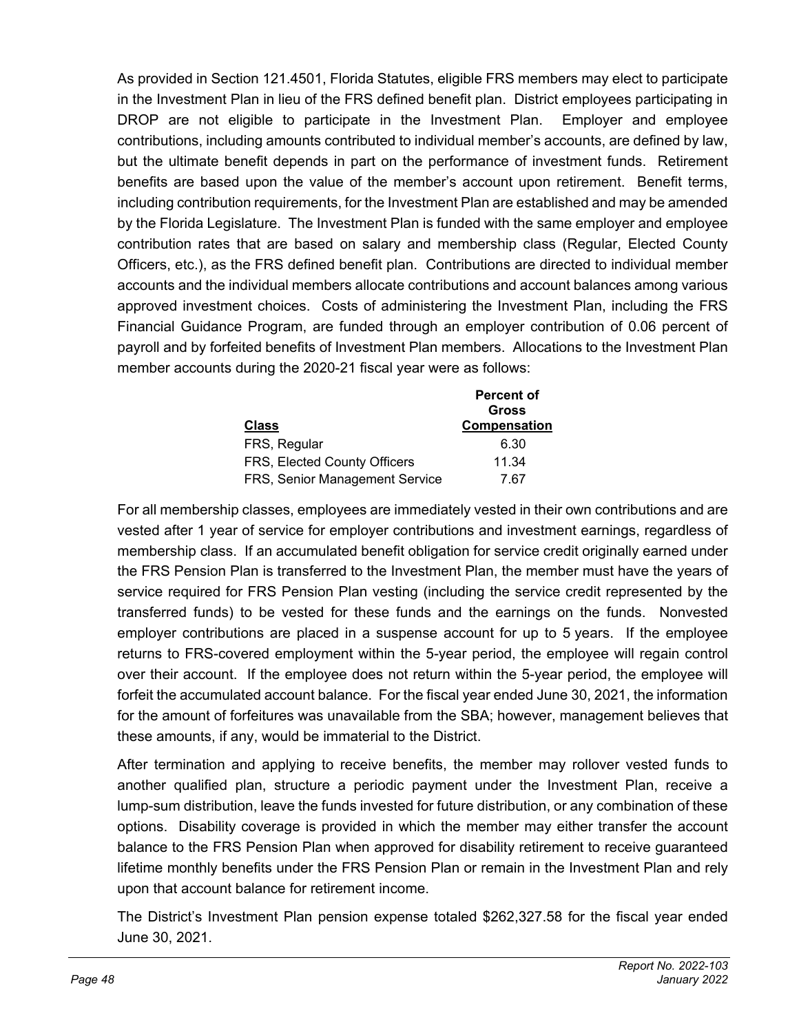As provided in Section 121.4501, Florida Statutes, eligible FRS members may elect to participate in the Investment Plan in lieu of the FRS defined benefit plan. District employees participating in DROP are not eligible to participate in the Investment Plan. Employer and employee contributions, including amounts contributed to individual member's accounts, are defined by law, but the ultimate benefit depends in part on the performance of investment funds. Retirement benefits are based upon the value of the member's account upon retirement. Benefit terms, including contribution requirements, for the Investment Plan are established and may be amended by the Florida Legislature. The Investment Plan is funded with the same employer and employee contribution rates that are based on salary and membership class (Regular, Elected County Officers, etc.), as the FRS defined benefit plan. Contributions are directed to individual member accounts and the individual members allocate contributions and account balances among various approved investment choices. Costs of administering the Investment Plan, including the FRS Financial Guidance Program, are funded through an employer contribution of 0.06 percent of payroll and by forfeited benefits of Investment Plan members. Allocations to the Investment Plan member accounts during the 2020-21 fiscal year were as follows:

| Class | Percent of Gross Compensation |
|---|---|
| FRS, Regular | 6.30 |
| FRS, Elected County Officers | 11.34 |
| FRS, Senior Management Service | 7.67 |

For all membership classes, employees are immediately vested in their own contributions and are vested after 1 year of service for employer contributions and investment earnings, regardless of membership class. If an accumulated benefit obligation for service credit originally earned under the FRS Pension Plan is transferred to the Investment Plan, the member must have the years of service required for FRS Pension Plan vesting (including the service credit represented by the transferred funds) to be vested for these funds and the earnings on the funds. Nonvested employer contributions are placed in a suspense account for up to 5 years. If the employee returns to FRS-covered employment within the 5-year period, the employee will regain control over their account. If the employee does not return within the 5-year period, the employee will forfeit the accumulated account balance. For the fiscal year ended June 30, 2021, the information for the amount of forfeitures was unavailable from the SBA; however, management believes that these amounts, if any, would be immaterial to the District.

After termination and applying to receive benefits, the member may rollover vested funds to another qualified plan, structure a periodic payment under the Investment Plan, receive a lump-sum distribution, leave the funds invested for future distribution, or any combination of these options. Disability coverage is provided in which the member may either transfer the account balance to the FRS Pension Plan when approved for disability retirement to receive guaranteed lifetime monthly benefits under the FRS Pension Plan or remain in the Investment Plan and rely upon that account balance for retirement income.

The District's Investment Plan pension expense totaled $262,327.58 for the fiscal year ended June 30, 2021.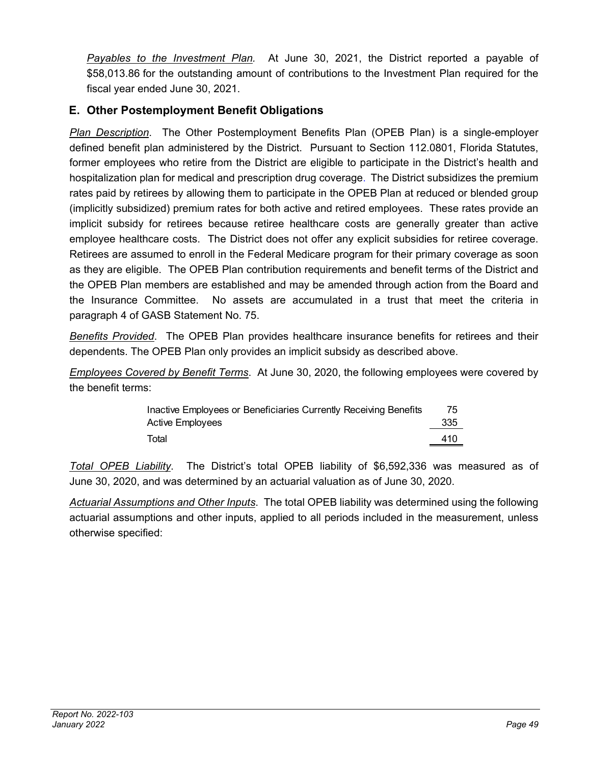*Payables to the Investment Plan.* At June 30, 2021, the District reported a payable of $58,013.86 for the outstanding amount of contributions to the Investment Plan required for the fiscal year ended June 30, 2021.

## E. Other Postemployment Benefit Obligations

*Plan Description*. The Other Postemployment Benefits Plan (OPEB Plan) is a single-employer defined benefit plan administered by the District. Pursuant to Section 112.0801, Florida Statutes, former employees who retire from the District are eligible to participate in the District's health and hospitalization plan for medical and prescription drug coverage. The District subsidizes the premium rates paid by retirees by allowing them to participate in the OPEB Plan at reduced or blended group (implicitly subsidized) premium rates for both active and retired employees. These rates provide an implicit subsidy for retirees because retiree healthcare costs are generally greater than active employee healthcare costs. The District does not offer any explicit subsidies for retiree coverage. Retirees are assumed to enroll in the Federal Medicare program for their primary coverage as soon as they are eligible. The OPEB Plan contribution requirements and benefit terms of the District and the OPEB Plan members are established and may be amended through action from the Board and the Insurance Committee. No assets are accumulated in a trust that meet the criteria in paragraph 4 of GASB Statement No. 75.

*Benefits Provided*. The OPEB Plan provides healthcare insurance benefits for retirees and their dependents. The OPEB Plan only provides an implicit subsidy as described above.

*Employees Covered by Benefit Terms*. At June 30, 2020, the following employees were covered by the benefit terms:

| | |
|---|---|
| Inactive Employees or Beneficiaries Currently Receiving Benefits | 75 |
| Active Employees | 335 |
| Total | 410 |

*Total OPEB Liability*. The District's total OPEB liability of $6,592,336 was measured as of June 30, 2020, and was determined by an actuarial valuation as of June 30, 2020.

*Actuarial Assumptions and Other Inputs*. The total OPEB liability was determined using the following actuarial assumptions and other inputs, applied to all periods included in the measurement, unless otherwise specified: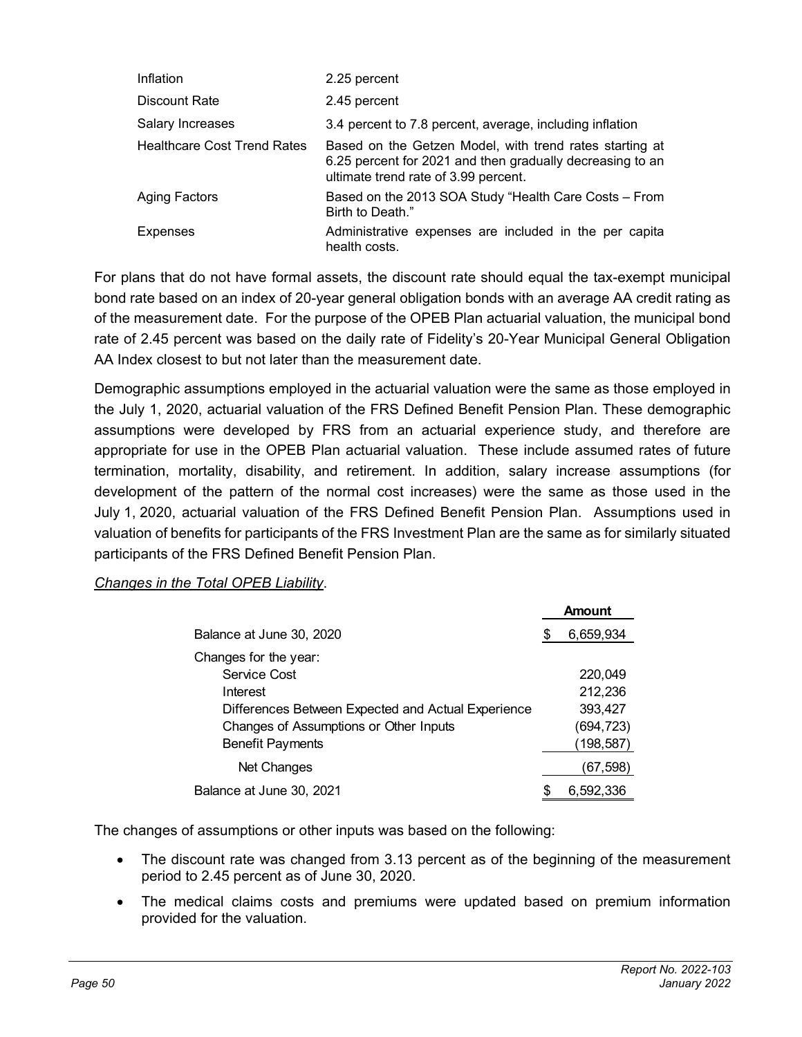| | |
|---|---|
| Inflation | 2.25 percent |
| Discount Rate | 2.45 percent |
| Salary Increases | 3.4 percent to 7.8 percent, average, including inflation |
| Healthcare Cost Trend Rates | Based on the Getzen Model, with trend rates starting at 6.25 percent for 2021 and then gradually decreasing to an ultimate trend rate of 3.99 percent. |
| Aging Factors | Based on the 2013 SOA Study "Health Care Costs – From Birth to Death." |
| Expenses | Administrative expenses are included in the per capita health costs. |

For plans that do not have formal assets, the discount rate should equal the tax-exempt municipal bond rate based on an index of 20-year general obligation bonds with an average AA credit rating as of the measurement date. For the purpose of the OPEB Plan actuarial valuation, the municipal bond rate of 2.45 percent was based on the daily rate of Fidelity's 20-Year Municipal General Obligation AA Index closest to but not later than the measurement date.

Demographic assumptions employed in the actuarial valuation were the same as those employed in the July 1, 2020, actuarial valuation of the FRS Defined Benefit Pension Plan. These demographic assumptions were developed by FRS from an actuarial experience study, and therefore are appropriate for use in the OPEB Plan actuarial valuation. These include assumed rates of future termination, mortality, disability, and retirement. In addition, salary increase assumptions (for development of the pattern of the normal cost increases) were the same as those used in the July 1, 2020, actuarial valuation of the FRS Defined Benefit Pension Plan. Assumptions used in valuation of benefits for participants of the FRS Investment Plan are the same as for similarly situated participants of the FRS Defined Benefit Pension Plan.

*Changes in the Total OPEB Liability*.

| | **Amount** |
|---|---|
| Balance at June 30, 2020 | $ 6,659,934 |
| Changes for the year: | |
| Service Cost | 220,049 |
| Interest | 212,236 |
| Differences Between Expected and Actual Experience | 393,427 |
| Changes of Assumptions or Other Inputs | (694,723) |
| Benefit Payments | (198,587) |
| Net Changes | (67,598) |
| Balance at June 30, 2021 | $ 6,592,336 |

The changes of assumptions or other inputs was based on the following:

- The discount rate was changed from 3.13 percent as of the beginning of the measurement period to 2.45 percent as of June 30, 2020.
- The medical claims costs and premiums were updated based on premium information provided for the valuation.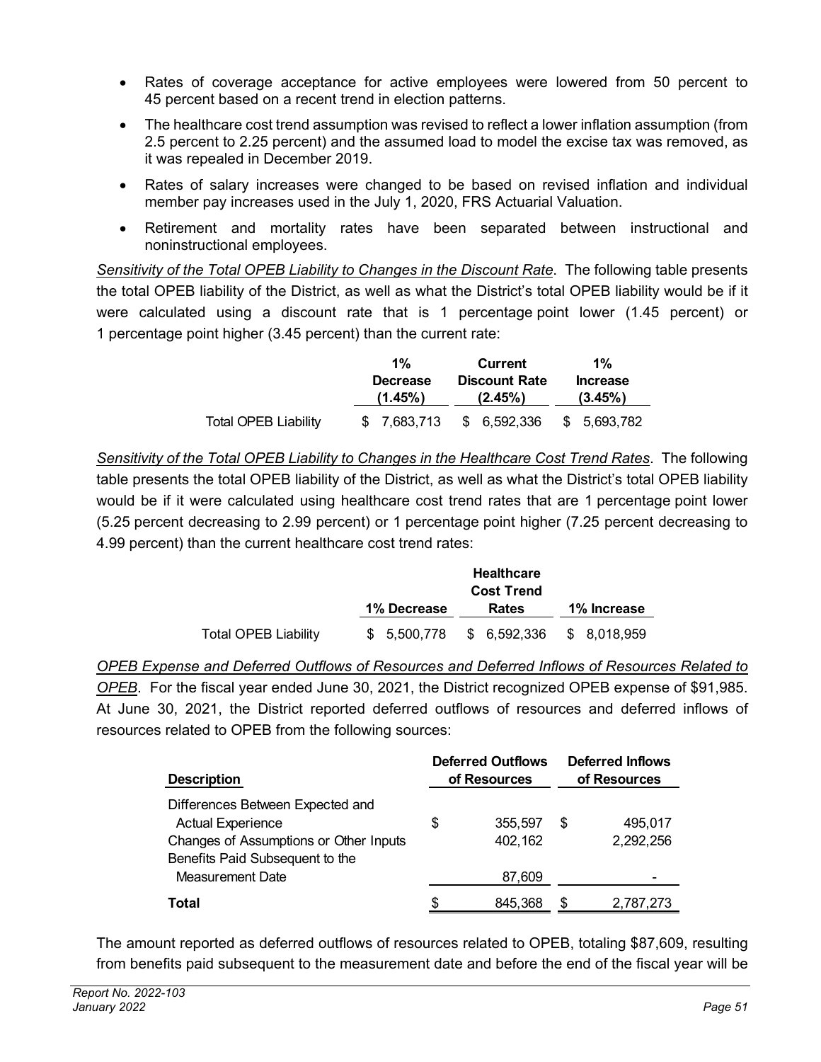- Rates of coverage acceptance for active employees were lowered from 50 percent to 45 percent based on a recent trend in election patterns.
- The healthcare cost trend assumption was revised to reflect a lower inflation assumption (from 2.5 percent to 2.25 percent) and the assumed load to model the excise tax was removed, as it was repealed in December 2019.
- Rates of salary increases were changed to be based on revised inflation and individual member pay increases used in the July 1, 2020, FRS Actuarial Valuation.
- Retirement and mortality rates have been separated between instructional and noninstructional employees.

*Sensitivity of the Total OPEB Liability to Changes in the Discount Rate.* The following table presents the total OPEB liability of the District, as well as what the District's total OPEB liability would be if it were calculated using a discount rate that is 1 percentage point lower (1.45 percent) or 1 percentage point higher (3.45 percent) than the current rate:

| | 1% Decrease (1.45%) | Current Discount Rate (2.45%) | 1% Increase (3.45%) |
|---|---|---|---|
| Total OPEB Liability | $ 7,683,713 | $ 6,592,336 | $ 5,693,782 |

*Sensitivity of the Total OPEB Liability to Changes in the Healthcare Cost Trend Rates.* The following table presents the total OPEB liability of the District, as well as what the District's total OPEB liability would be if it were calculated using healthcare cost trend rates that are 1 percentage point lower (5.25 percent decreasing to 2.99 percent) or 1 percentage point higher (7.25 percent decreasing to 4.99 percent) than the current healthcare cost trend rates:

| | 1% Decrease | Healthcare Cost Trend Rates | 1% Increase |
|---|---|---|---|
| Total OPEB Liability | $ 5,500,778 | $ 6,592,336 | $ 8,018,959 |

*OPEB Expense and Deferred Outflows of Resources and Deferred Inflows of Resources Related to OPEB.* For the fiscal year ended June 30, 2021, the District recognized OPEB expense of $91,985. At June 30, 2021, the District reported deferred outflows of resources and deferred inflows of resources related to OPEB from the following sources:

| Description | Deferred Outflows of Resources | Deferred Inflows of Resources |
|---|---|---|
| Differences Between Expected and Actual Experience | $ 355,597 | $ 495,017 |
| Changes of Assumptions or Other Inputs | 402,162 | 2,292,256 |
| Benefits Paid Subsequent to the Measurement Date | 87,609 | - |
| **Total** | $ 845,368 | $ 2,787,273 |

The amount reported as deferred outflows of resources related to OPEB, totaling $87,609, resulting from benefits paid subsequent to the measurement date and before the end of the fiscal year will be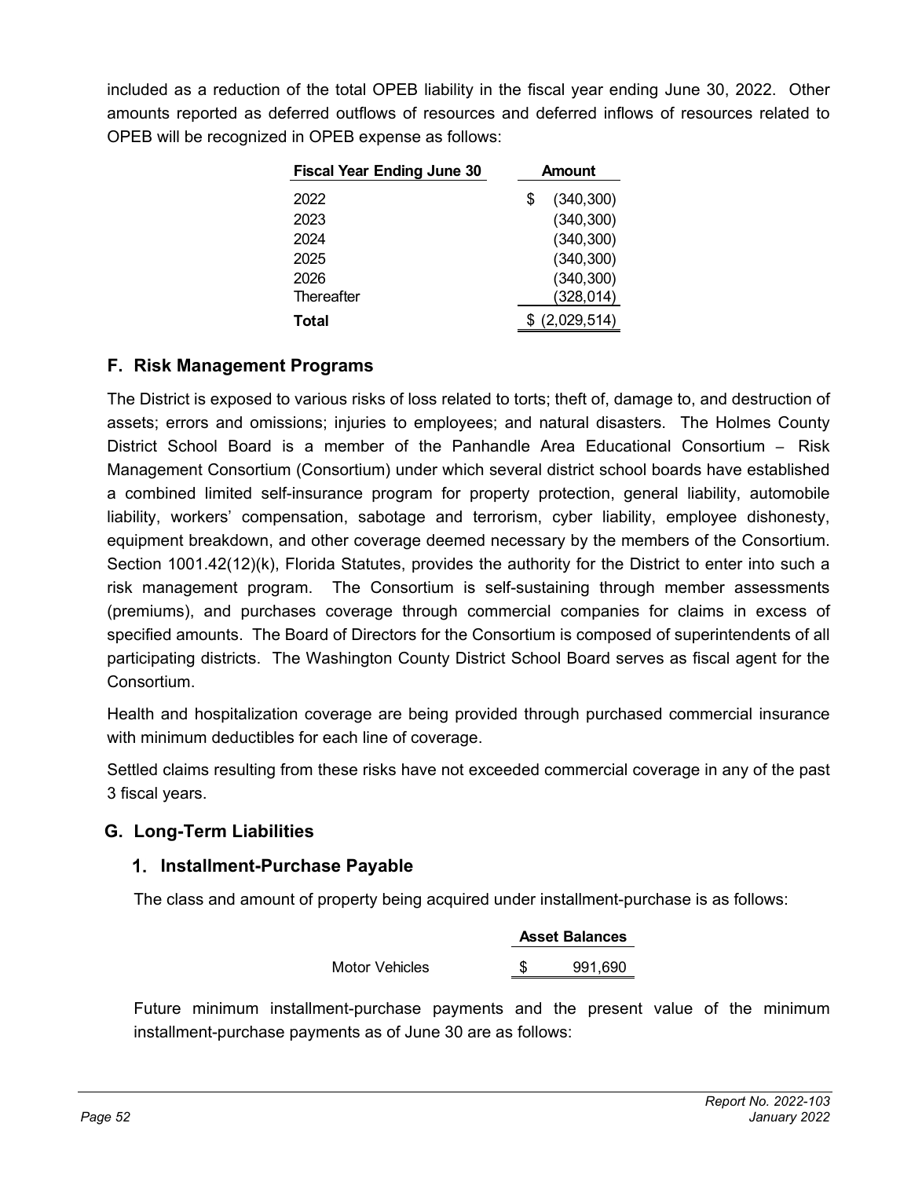included as a reduction of the total OPEB liability in the fiscal year ending June 30, 2022. Other amounts reported as deferred outflows of resources and deferred inflows of resources related to OPEB will be recognized in OPEB expense as follows:

| Fiscal Year Ending June 30 | Amount |
|---|---|
| 2022 | $ (340,300) |
| 2023 | (340,300) |
| 2024 | (340,300) |
| 2025 | (340,300) |
| 2026 | (340,300) |
| Thereafter | (328,014) |
| **Total** | $ (2,029,514) |

## F. Risk Management Programs

The District is exposed to various risks of loss related to torts; theft of, damage to, and destruction of assets; errors and omissions; injuries to employees; and natural disasters. The Holmes County District School Board is a member of the Panhandle Area Educational Consortium – Risk Management Consortium (Consortium) under which several district school boards have established a combined limited self-insurance program for property protection, general liability, automobile liability, workers' compensation, sabotage and terrorism, cyber liability, employee dishonesty, equipment breakdown, and other coverage deemed necessary by the members of the Consortium. Section 1001.42(12)(k), Florida Statutes, provides the authority for the District to enter into such a risk management program. The Consortium is self-sustaining through member assessments (premiums), and purchases coverage through commercial companies for claims in excess of specified amounts. The Board of Directors for the Consortium is composed of superintendents of all participating districts. The Washington County District School Board serves as fiscal agent for the Consortium.

Health and hospitalization coverage are being provided through purchased commercial insurance with minimum deductibles for each line of coverage.

Settled claims resulting from these risks have not exceeded commercial coverage in any of the past 3 fiscal years.

## G. Long-Term Liabilities

### 1. Installment-Purchase Payable

The class and amount of property being acquired under installment-purchase is as follows:

| | Asset Balances |
|---|---|
| Motor Vehicles | $ 991,690 |

Future minimum installment-purchase payments and the present value of the minimum installment-purchase payments as of June 30 are as follows: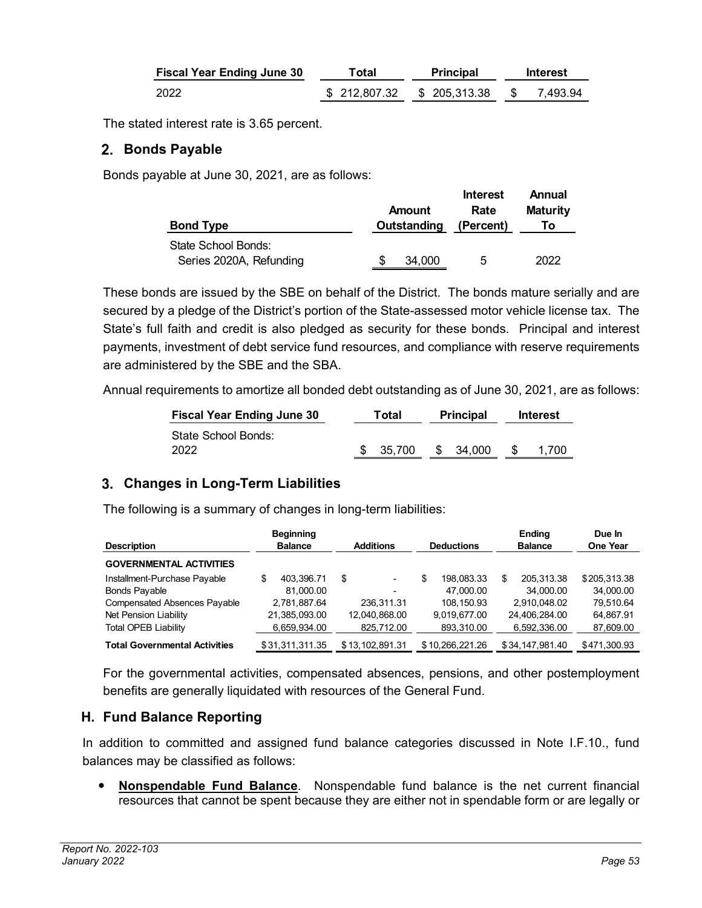| Fiscal Year Ending June 30 | Total | Principal | Interest |
|---|---|---|---|
| 2022 | $ 212,807.32 | $ 205,313.38 | $ 7,493.94 |

The stated interest rate is 3.65 percent.

## 2. Bonds Payable

Bonds payable at June 30, 2021, are as follows:

| Bond Type | Amount Outstanding | Interest Rate (Percent) | Annual Maturity To |
|---|---|---|---|
| State School Bonds: | | | |
| Series 2020A, Refunding | $ 34,000 | 5 | 2022 |

These bonds are issued by the SBE on behalf of the District. The bonds mature serially and are secured by a pledge of the District's portion of the State-assessed motor vehicle license tax. The State's full faith and credit is also pledged as security for these bonds. Principal and interest payments, investment of debt service fund resources, and compliance with reserve requirements are administered by the SBE and the SBA.

Annual requirements to amortize all bonded debt outstanding as of June 30, 2021, are as follows:

| Fiscal Year Ending June 30 | Total | Principal | Interest |
|---|---|---|---|
| State School Bonds: | | | |
| 2022 | $ 35,700 | $ 34,000 | $ 1,700 |

## 3. Changes in Long-Term Liabilities

The following is a summary of changes in long-term liabilities:

| Description | Beginning Balance | Additions | Deductions | Ending Balance | Due In One Year |
|---|---|---|---|---|---|
| **GOVERNMENTAL ACTIVITIES** | | | | | |
| Installment-Purchase Payable | $ 403,396.71 | $ - | $ 198,083.33 | $ 205,313.38 | $205,313.38 |
| Bonds Payable | 81,000.00 | - | 47,000.00 | 34,000.00 | 34,000.00 |
| Compensated Absences Payable | 2,781,887.64 | 236,311.31 | 108,150.93 | 2,910,048.02 | 79,510.64 |
| Net Pension Liability | 21,385,093.00 | 12,040,868.00 | 9,019,677.00 | 24,406,284.00 | 64,867.91 |
| Total OPEB Liability | 6,659,934.00 | 825,712.00 | 893,310.00 | 6,592,336.00 | 87,609.00 |
| **Total Governmental Activities** | $31,311,311.35 | $13,102,891.31 | $10,266,221.26 | $34,147,981.40 | $471,300.93 |

For the governmental activities, compensated absences, pensions, and other postemployment benefits are generally liquidated with resources of the General Fund.

## H. Fund Balance Reporting

In addition to committed and assigned fund balance categories discussed in Note I.F.10., fund balances may be classified as follows:

- **Nonspendable Fund Balance**. Nonspendable fund balance is the net current financial resources that cannot be spent because they are either not in spendable form or are legally or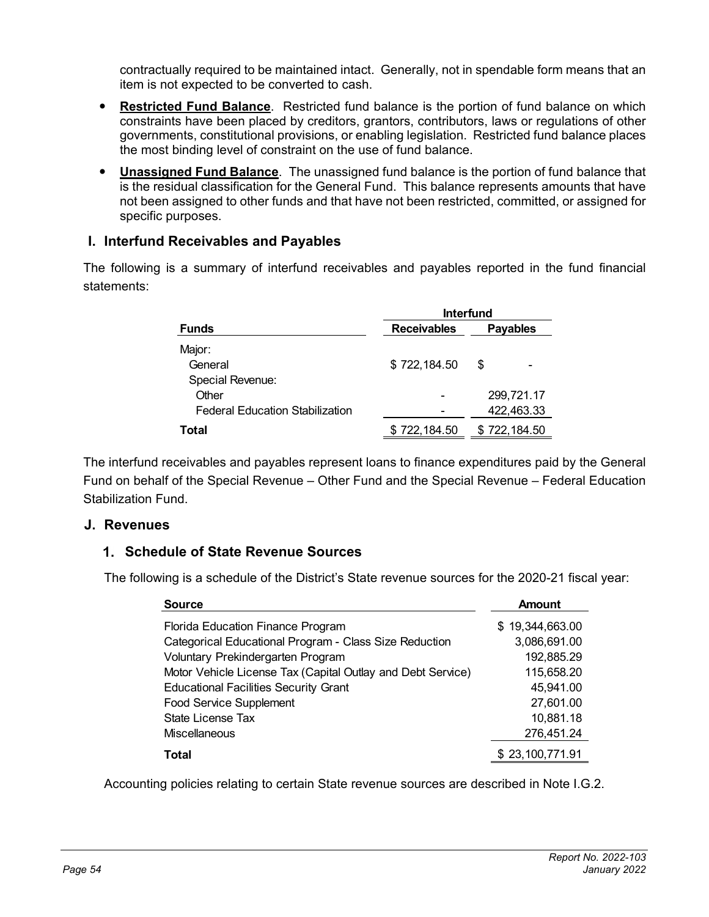contractually required to be maintained intact. Generally, not in spendable form means that an item is not expected to be converted to cash.

- **Restricted Fund Balance**. Restricted fund balance is the portion of fund balance on which constraints have been placed by creditors, grantors, contributors, laws or regulations of other governments, constitutional provisions, or enabling legislation. Restricted fund balance places the most binding level of constraint on the use of fund balance.
- **Unassigned Fund Balance**. The unassigned fund balance is the portion of fund balance that is the residual classification for the General Fund. This balance represents amounts that have not been assigned to other funds and that have not been restricted, committed, or assigned for specific purposes.

## I. Interfund Receivables and Payables

The following is a summary of interfund receivables and payables reported in the fund financial statements:

| Funds | Interfund Receivables | Interfund Payables |
|---|---|---|
| Major: | | |
| General | $ 722,184.50 | $ - |
| Special Revenue: | | |
| Other | - | 299,721.17 |
| Federal Education Stabilization | - | 422,463.33 |
| **Total** | $ 722,184.50 | $ 722,184.50 |

The interfund receivables and payables represent loans to finance expenditures paid by the General Fund on behalf of the Special Revenue – Other Fund and the Special Revenue – Federal Education Stabilization Fund.

## J. Revenues

### 1. Schedule of State Revenue Sources

The following is a schedule of the District's State revenue sources for the 2020-21 fiscal year:

| Source | Amount |
|---|---|
| Florida Education Finance Program | $ 19,344,663.00 |
| Categorical Educational Program - Class Size Reduction | 3,086,691.00 |
| Voluntary Prekindergarten Program | 192,885.29 |
| Motor Vehicle License Tax (Capital Outlay and Debt Service) | 115,658.20 |
| Educational Facilities Security Grant | 45,941.00 |
| Food Service Supplement | 27,601.00 |
| State License Tax | 10,881.18 |
| Miscellaneous | 276,451.24 |
| **Total** | $ 23,100,771.91 |

Accounting policies relating to certain State revenue sources are described in Note I.G.2.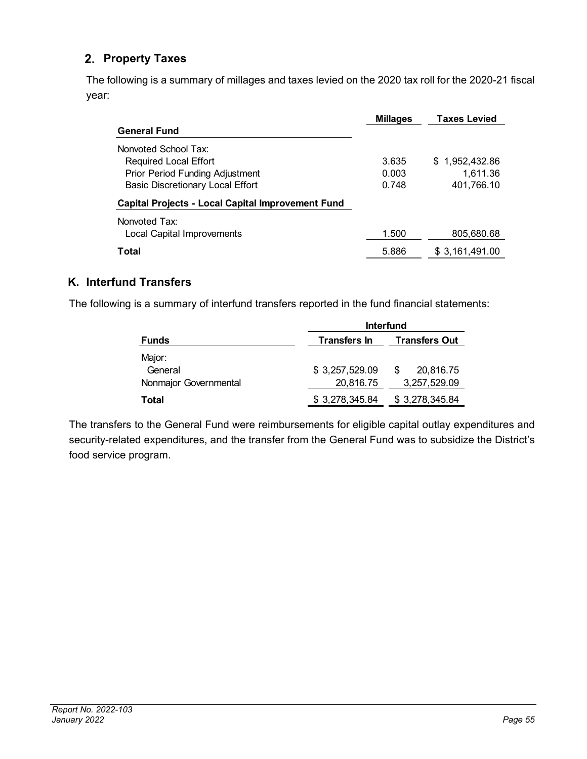## 2. Property Taxes

The following is a summary of millages and taxes levied on the 2020 tax roll for the 2020-21 fiscal year:

| | Millages | Taxes Levied |
|---|---|---|
| **General Fund** | | |
| Nonvoted School Tax: | | |
| Required Local Effort | 3.635 | $ 1,952,432.86 |
| Prior Period Funding Adjustment | 0.003 | 1,611.36 |
| Basic Discretionary Local Effort | 0.748 | 401,766.10 |
| **Capital Projects - Local Capital Improvement Fund** | | |
| Nonvoted Tax: | | |
| Local Capital Improvements | 1.500 | 805,680.68 |
| **Total** | 5.886 | $ 3,161,491.00 |

## K. Interfund Transfers

The following is a summary of interfund transfers reported in the fund financial statements:

| | Interfund | |
|---|---|---|
| **Funds** | **Transfers In** | **Transfers Out** |
| Major: | | |
| General | $ 3,257,529.09 | $ 20,816.75 |
| Nonmajor Governmental | 20,816.75 | 3,257,529.09 |
| **Total** | $ 3,278,345.84 | $ 3,278,345.84 |

The transfers to the General Fund were reimbursements for eligible capital outlay expenditures and security-related expenditures, and the transfer from the General Fund was to subsidize the District's food service program.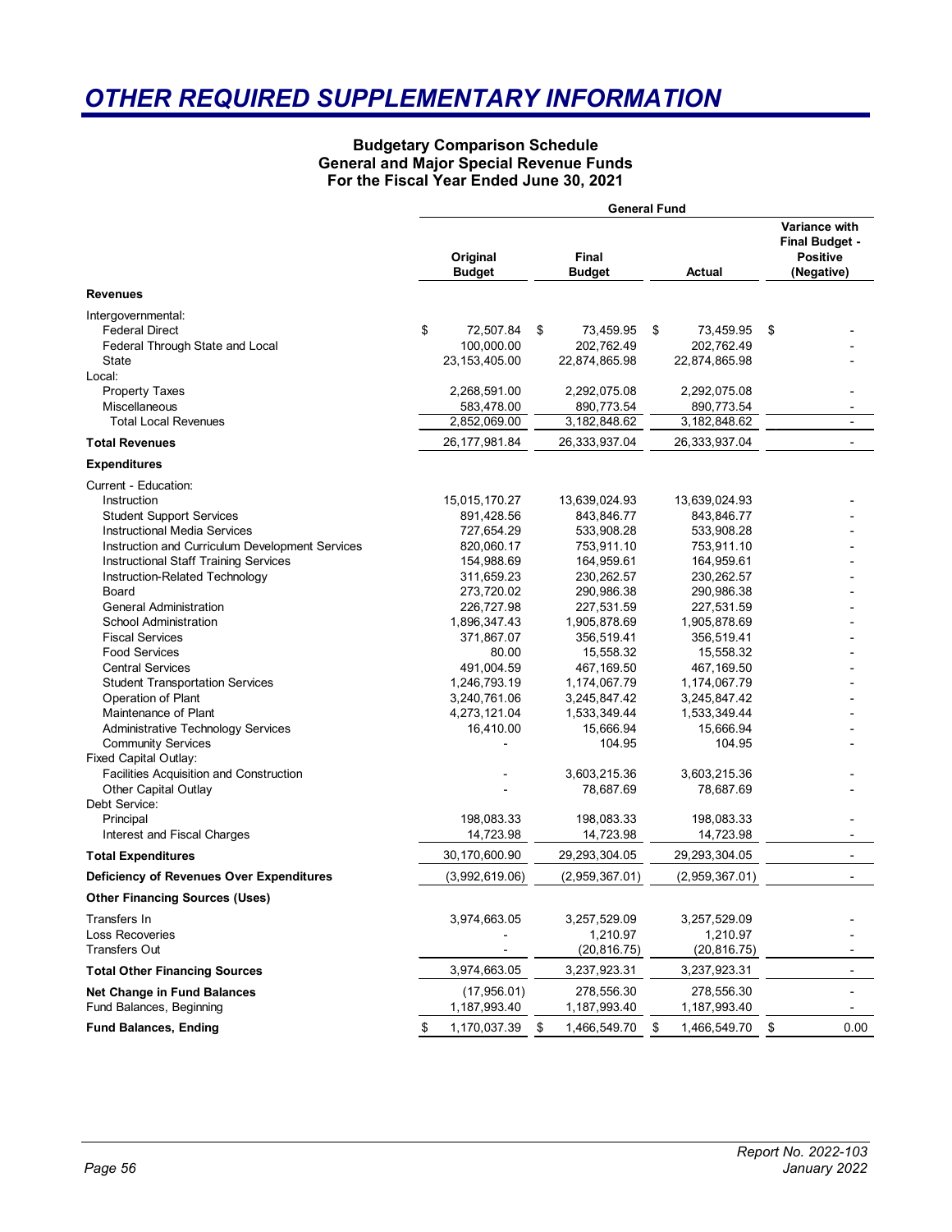# OTHER REQUIRED SUPPLEMENTARY INFORMATION

**Budgetary Comparison Schedule**
**General and Major Special Revenue Funds**
**For the Fiscal Year Ended June 30, 2021**

| | General Fund | | | |
|---|---|---|---|---|
| | **Original Budget** | **Final Budget** | **Actual** | **Variance with Final Budget - Positive (Negative)** |
| **Revenues** | | | | |
| Intergovernmental: | | | | |
| Federal Direct | $ 72,507.84 | $ 73,459.95 | $ 73,459.95 | $ - |
| Federal Through State and Local | 100,000.00 | 202,762.49 | 202,762.49 | - |
| State | 23,153,405.00 | 22,874,865.98 | 22,874,865.98 | - |
| Local: | | | | |
| Property Taxes | 2,268,591.00 | 2,292,075.08 | 2,292,075.08 | - |
| Miscellaneous | 583,478.00 | 890,773.54 | 890,773.54 | - |
| Total Local Revenues | 2,852,069.00 | 3,182,848.62 | 3,182,848.62 | - |
| **Total Revenues** | 26,177,981.84 | 26,333,937.04 | 26,333,937.04 | - |
| **Expenditures** | | | | |
| Current - Education: | | | | |
| Instruction | 15,015,170.27 | 13,639,024.93 | 13,639,024.93 | - |
| Student Support Services | 891,428.56 | 843,846.77 | 843,846.77 | - |
| Instructional Media Services | 727,654.29 | 533,908.28 | 533,908.28 | - |
| Instruction and Curriculum Development Services | 820,060.17 | 753,911.10 | 753,911.10 | - |
| Instructional Staff Training Services | 154,988.69 | 164,959.61 | 164,959.61 | - |
| Instruction-Related Technology | 311,659.23 | 230,262.57 | 230,262.57 | - |
| Board | 273,720.02 | 290,986.38 | 290,986.38 | - |
| General Administration | 226,727.98 | 227,531.59 | 227,531.59 | - |
| School Administration | 1,896,347.43 | 1,905,878.69 | 1,905,878.69 | - |
| Fiscal Services | 371,867.07 | 356,519.41 | 356,519.41 | - |
| Food Services | 80.00 | 15,558.32 | 15,558.32 | - |
| Central Services | 491,004.59 | 467,169.50 | 467,169.50 | - |
| Student Transportation Services | 1,246,793.19 | 1,174,067.79 | 1,174,067.79 | - |
| Operation of Plant | 3,240,761.06 | 3,245,847.42 | 3,245,847.42 | - |
| Maintenance of Plant | 4,273,121.04 | 1,533,349.44 | 1,533,349.44 | - |
| Administrative Technology Services | 16,410.00 | 15,666.94 | 15,666.94 | - |
| Community Services | - | 104.95 | 104.95 | - |
| Fixed Capital Outlay: | | | | |
| Facilities Acquisition and Construction | - | 3,603,215.36 | 3,603,215.36 | - |
| Other Capital Outlay | - | 78,687.69 | 78,687.69 | - |
| Debt Service: | | | | |
| Principal | 198,083.33 | 198,083.33 | 198,083.33 | - |
| Interest and Fiscal Charges | 14,723.98 | 14,723.98 | 14,723.98 | - |
| **Total Expenditures** | 30,170,600.90 | 29,293,304.05 | 29,293,304.05 | - |
| **Deficiency of Revenues Over Expenditures** | (3,992,619.06) | (2,959,367.01) | (2,959,367.01) | - |
| **Other Financing Sources (Uses)** | | | | |
| Transfers In | 3,974,663.05 | 3,257,529.09 | 3,257,529.09 | - |
| Loss Recoveries | - | 1,210.97 | 1,210.97 | - |
| Transfers Out | - | (20,816.75) | (20,816.75) | - |
| **Total Other Financing Sources** | 3,974,663.05 | 3,237,923.31 | 3,237,923.31 | - |
| **Net Change in Fund Balances** | (17,956.01) | 278,556.30 | 278,556.30 | - |
| Fund Balances, Beginning | 1,187,993.40 | 1,187,993.40 | 1,187,993.40 | - |
| **Fund Balances, Ending** | $ 1,170,037.39 | $ 1,466,549.70 | $ 1,466,549.70 | $ 0.00 |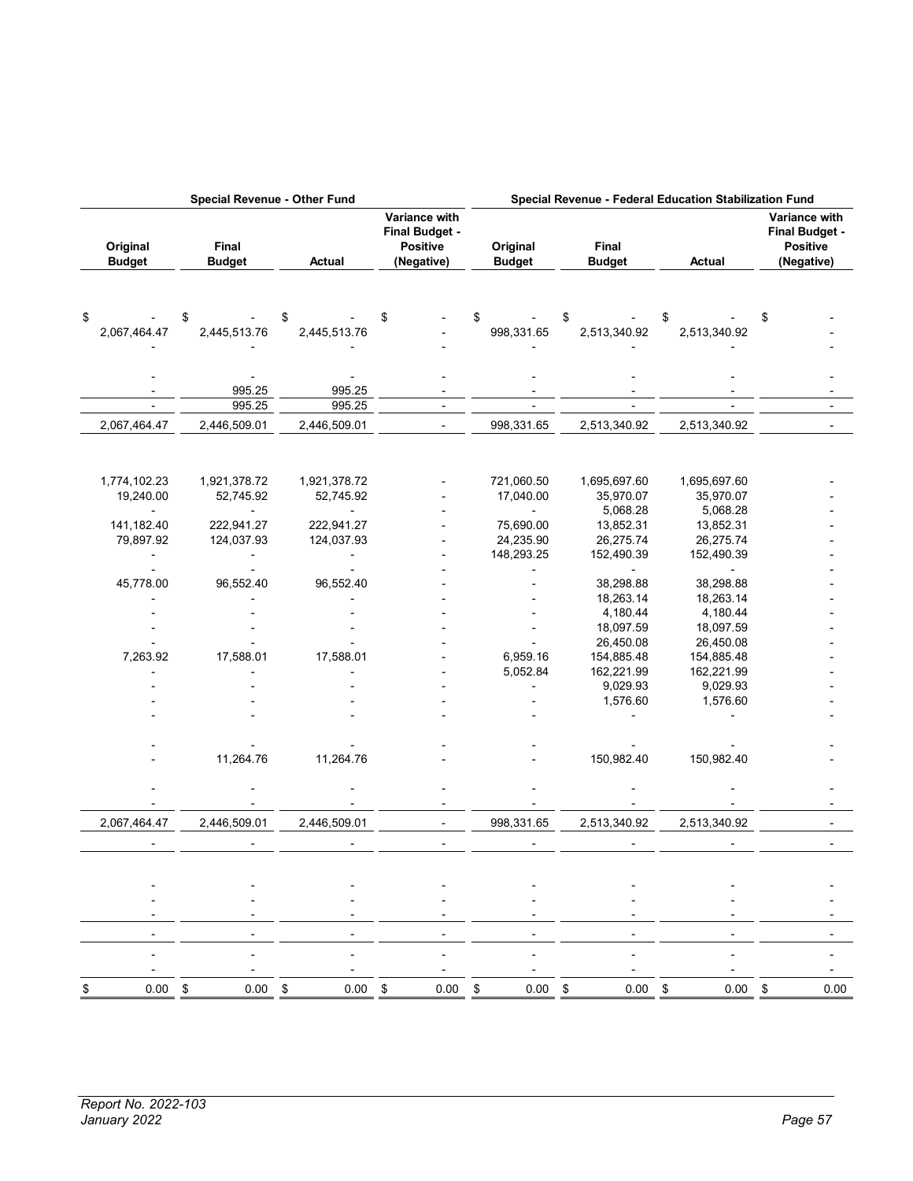| Special Revenue - Other Fund | | | | Special Revenue - Federal Education Stabilization Fund | | | |
|---|---|---|---|---|---|---|---|
| Original Budget | Final Budget | Actual | Variance with Final Budget - Positive (Negative) | Original Budget | Final Budget | Actual | Variance with Final Budget - Positive (Negative) |
| $ - | $ - | $ - | $ - | $ - | $ - | $ - | $ - |
| 2,067,464.47 | 2,445,513.76 | 2,445,513.76 | - | 998,331.65 | 2,513,340.92 | 2,513,340.92 | - |
| - | - | - | - | - | - | - | - |
| - | - | - | - | - | - | - | - |
| - | 995.25 | 995.25 | - | - | - | - | - |
| - | 995.25 | 995.25 | - | - | - | - | - |
| 2,067,464.47 | 2,446,509.01 | 2,446,509.01 | - | 998,331.65 | 2,513,340.92 | 2,513,340.92 | - |
| 1,774,102.23 | 1,921,378.72 | 1,921,378.72 | - | 721,060.50 | 1,695,697.60 | 1,695,697.60 | - |
| 19,240.00 | 52,745.92 | 52,745.92 | - | 17,040.00 | 35,970.07 | 35,970.07 | - |
| - | - | - | - | - | 5,068.28 | 5,068.28 | - |
| 141,182.40 | 222,941.27 | 222,941.27 | - | 75,690.00 | 13,852.31 | 13,852.31 | - |
| 79,897.92 | 124,037.93 | 124,037.93 | - | 24,235.90 | 26,275.74 | 26,275.74 | - |
| - | - | - | - | 148,293.25 | 152,490.39 | 152,490.39 | - |
| - | - | - | - | - | - | - | - |
| 45,778.00 | 96,552.40 | 96,552.40 | - | - | 38,298.88 | 38,298.88 | - |
| - | - | - | - | - | 18,263.14 | 18,263.14 | - |
| - | - | - | - | - | 4,180.44 | 4,180.44 | - |
| - | - | - | - | - | 18,097.59 | 18,097.59 | - |
| - | - | - | - | - | 26,450.08 | 26,450.08 | - |
| 7,263.92 | 17,588.01 | 17,588.01 | - | 6,959.16 | 154,885.48 | 154,885.48 | - |
| - | - | - | - | 5,052.84 | 162,221.99 | 162,221.99 | - |
| - | - | - | - | - | 9,029.93 | 9,029.93 | - |
| - | - | - | - | - | 1,576.60 | 1,576.60 | - |
| - | - | - | - | - | - | - | - |
| - | - | - | - | - | - | - | - |
| - | 11,264.76 | 11,264.76 | - | - | 150,982.40 | 150,982.40 | - |
| - | - | - | - | - | - | - | - |
| - | - | - | - | - | - | - | - |
| 2,067,464.47 | 2,446,509.01 | 2,446,509.01 | - | 998,331.65 | 2,513,340.92 | 2,513,340.92 | - |
| - | - | - | - | - | - | - | - |
| - | - | - | - | - | - | - | - |
| - | - | - | - | - | - | - | - |
| - | - | - | - | - | - | - | - |
| - | - | - | - | - | - | - | - |
| - | - | - | - | - | - | - | - |
| - | - | - | - | - | - | - | - |
| $ 0.00 | $ 0.00 | $ 0.00 | $ 0.00 | $ 0.00 | $ 0.00 | $ 0.00 | $ 0.00 |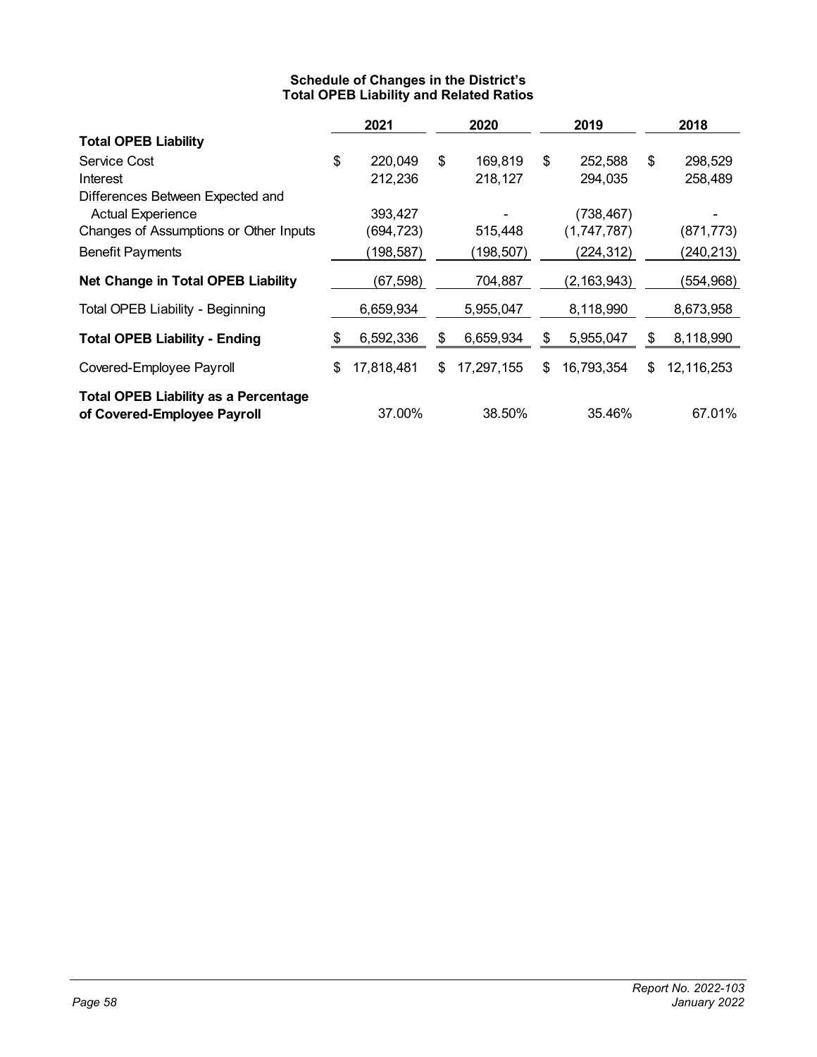## Schedule of Changes in the District's Total OPEB Liability and Related Ratios

| | 2021 | 2020 | 2019 | 2018 |
|---|---|---|---|---|
| **Total OPEB Liability** | | | | |
| Service Cost | $ 220,049 | $ 169,819 | $ 252,588 | $ 298,529 |
| Interest | 212,236 | 218,127 | 294,035 | 258,489 |
| Differences Between Expected and Actual Experience | 393,427 | - | (738,467) | - |
| Changes of Assumptions or Other Inputs | (694,723) | 515,448 | (1,747,787) | (871,773) |
| Benefit Payments | (198,587) | (198,507) | (224,312) | (240,213) |
| **Net Change in Total OPEB Liability** | (67,598) | 704,887 | (2,163,943) | (554,968) |
| Total OPEB Liability - Beginning | 6,659,934 | 5,955,047 | 8,118,990 | 8,673,958 |
| **Total OPEB Liability - Ending** | $ 6,592,336 | $ 6,659,934 | $ 5,955,047 | $ 8,118,990 |
| Covered-Employee Payroll | $ 17,818,481 | $ 17,297,155 | $ 16,793,354 | $ 12,116,253 |
| **Total OPEB Liability as a Percentage of Covered-Employee Payroll** | 37.00% | 38.50% | 35.46% | 67.01% |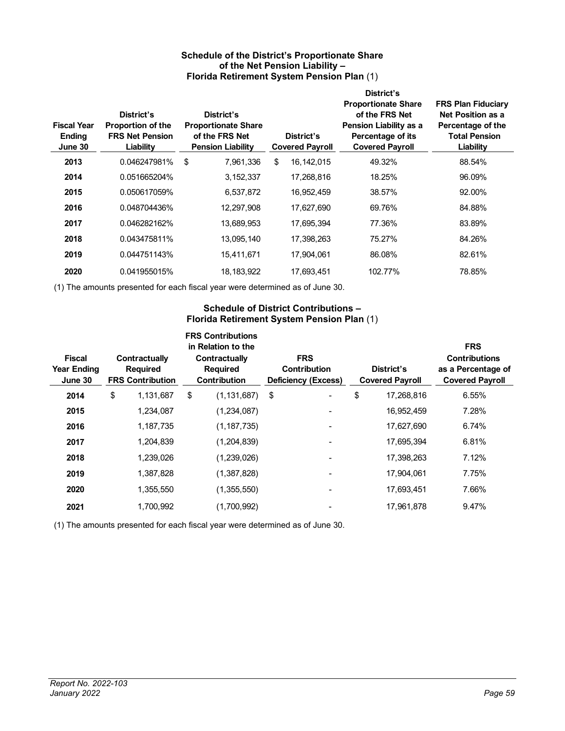### Schedule of the District's Proportionate Share of the Net Pension Liability – Florida Retirement System Pension Plan (1)

| Fiscal Year Ending June 30 | District's Proportion of the FRS Net Pension Liability | District's Proportionate Share of the FRS Net Pension Liability | District's Covered Payroll | District's Proportionate Share of the FRS Net Pension Liability as a Percentage of its Covered Payroll | FRS Plan Fiduciary Net Position as a Percentage of the Total Pension Liability |
|---|---|---|---|---|---|
| 2013 | 0.046247981% | $ 7,961,336 | $ 16,142,015 | 49.32% | 88.54% |
| 2014 | 0.051665204% | 3,152,337 | 17,268,816 | 18.25% | 96.09% |
| 2015 | 0.050617059% | 6,537,872 | 16,952,459 | 38.57% | 92.00% |
| 2016 | 0.048704436% | 12,297,908 | 17,627,690 | 69.76% | 84.88% |
| 2017 | 0.046282162% | 13,689,953 | 17,695,394 | 77.36% | 83.89% |
| 2018 | 0.043475811% | 13,095,140 | 17,398,263 | 75.27% | 84.26% |
| 2019 | 0.044751143% | 15,411,671 | 17,904,061 | 86.08% | 82.61% |
| 2020 | 0.041955015% | 18,183,922 | 17,693,451 | 102.77% | 78.85% |

(1) The amounts presented for each fiscal year were determined as of June 30.

### Schedule of District Contributions – Florida Retirement System Pension Plan (1)

| Fiscal Year Ending June 30 | Contractually Required FRS Contribution | FRS Contributions in Relation to the Contractually Required Contribution | FRS Contribution Deficiency (Excess) | District's Covered Payroll | FRS Contributions as a Percentage of Covered Payroll |
|---|---|---|---|---|---|
| 2014 | $ 1,131,687 | $ (1,131,687) | $ - | $ 17,268,816 | 6.55% |
| 2015 | 1,234,087 | (1,234,087) | - | 16,952,459 | 7.28% |
| 2016 | 1,187,735 | (1,187,735) | - | 17,627,690 | 6.74% |
| 2017 | 1,204,839 | (1,204,839) | - | 17,695,394 | 6.81% |
| 2018 | 1,239,026 | (1,239,026) | - | 17,398,263 | 7.12% |
| 2019 | 1,387,828 | (1,387,828) | - | 17,904,061 | 7.75% |
| 2020 | 1,355,550 | (1,355,550) | - | 17,693,451 | 7.66% |
| 2021 | 1,700,992 | (1,700,992) | - | 17,961,878 | 9.47% |

(1) The amounts presented for each fiscal year were determined as of June 30.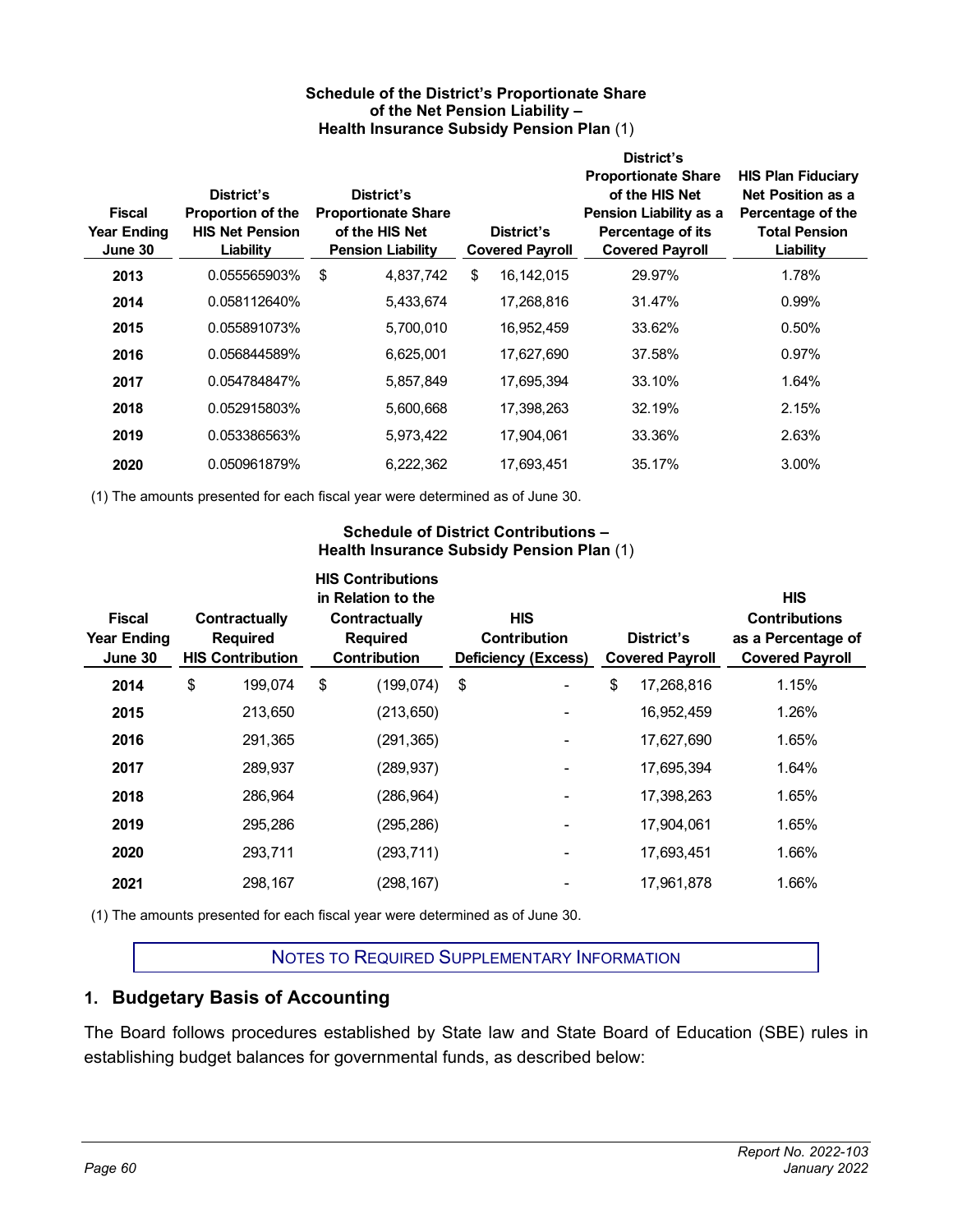**Schedule of the District's Proportionate Share of the Net Pension Liability – Health Insurance Subsidy Pension Plan** (1)

| Fiscal Year Ending June 30 | District's Proportion of the HIS Net Pension Liability | District's Proportionate Share of the HIS Net Pension Liability | District's Covered Payroll | District's Proportionate Share of the HIS Net Pension Liability as a Percentage of its Covered Payroll | HIS Plan Fiduciary Net Position as a Percentage of the Total Pension Liability |
|---|---|---|---|---|---|
| 2013 | 0.055565903% | $ 4,837,742 | $ 16,142,015 | 29.97% | 1.78% |
| 2014 | 0.058112640% | 5,433,674 | 17,268,816 | 31.47% | 0.99% |
| 2015 | 0.055891073% | 5,700,010 | 16,952,459 | 33.62% | 0.50% |
| 2016 | 0.056844589% | 6,625,001 | 17,627,690 | 37.58% | 0.97% |
| 2017 | 0.054784847% | 5,857,849 | 17,695,394 | 33.10% | 1.64% |
| 2018 | 0.052915803% | 5,600,668 | 17,398,263 | 32.19% | 2.15% |
| 2019 | 0.053386563% | 5,973,422 | 17,904,061 | 33.36% | 2.63% |
| 2020 | 0.050961879% | 6,222,362 | 17,693,451 | 35.17% | 3.00% |

(1) The amounts presented for each fiscal year were determined as of June 30.

**Schedule of District Contributions – Health Insurance Subsidy Pension Plan** (1)

| Fiscal Year Ending June 30 | Contractually Required HIS Contribution | HIS Contributions in Relation to the Contractually Required Contribution | HIS Contribution Deficiency (Excess) | District's Covered Payroll | HIS Contributions as a Percentage of Covered Payroll |
|---|---|---|---|---|---|
| 2014 | $ 199,074 | $ (199,074) | $ - | $ 17,268,816 | 1.15% |
| 2015 | 213,650 | (213,650) | - | 16,952,459 | 1.26% |
| 2016 | 291,365 | (291,365) | - | 17,627,690 | 1.65% |
| 2017 | 289,937 | (289,937) | - | 17,695,394 | 1.64% |
| 2018 | 286,964 | (286,964) | - | 17,398,263 | 1.65% |
| 2019 | 295,286 | (295,286) | - | 17,904,061 | 1.65% |
| 2020 | 293,711 | (293,711) | - | 17,693,451 | 1.66% |
| 2021 | 298,167 | (298,167) | - | 17,961,878 | 1.66% |

(1) The amounts presented for each fiscal year were determined as of June 30.

## NOTES TO REQUIRED SUPPLEMENTARY INFORMATION

### 1. Budgetary Basis of Accounting

The Board follows procedures established by State law and State Board of Education (SBE) rules in establishing budget balances for governmental funds, as described below: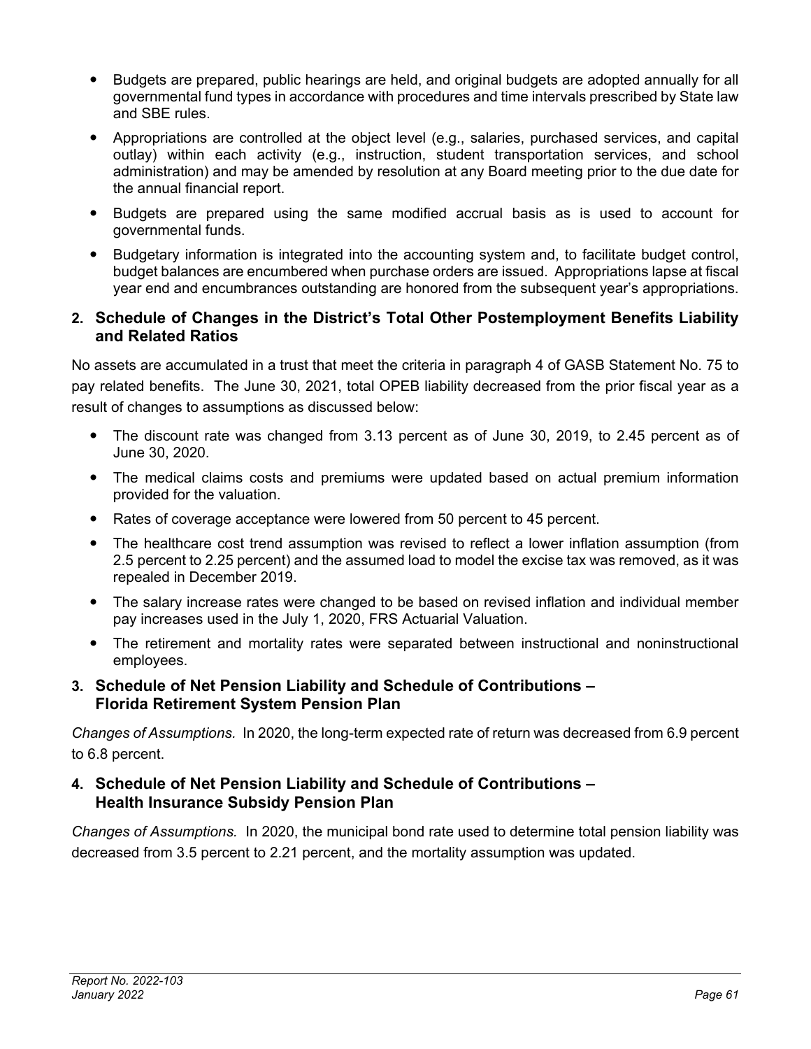- Budgets are prepared, public hearings are held, and original budgets are adopted annually for all governmental fund types in accordance with procedures and time intervals prescribed by State law and SBE rules.
- Appropriations are controlled at the object level (e.g., salaries, purchased services, and capital outlay) within each activity (e.g., instruction, student transportation services, and school administration) and may be amended by resolution at any Board meeting prior to the due date for the annual financial report.
- Budgets are prepared using the same modified accrual basis as is used to account for governmental funds.
- Budgetary information is integrated into the accounting system and, to facilitate budget control, budget balances are encumbered when purchase orders are issued. Appropriations lapse at fiscal year end and encumbrances outstanding are honored from the subsequent year's appropriations.

## 2. Schedule of Changes in the District's Total Other Postemployment Benefits Liability and Related Ratios

No assets are accumulated in a trust that meet the criteria in paragraph 4 of GASB Statement No. 75 to pay related benefits. The June 30, 2021, total OPEB liability decreased from the prior fiscal year as a result of changes to assumptions as discussed below:

- The discount rate was changed from 3.13 percent as of June 30, 2019, to 2.45 percent as of June 30, 2020.
- The medical claims costs and premiums were updated based on actual premium information provided for the valuation.
- Rates of coverage acceptance were lowered from 50 percent to 45 percent.
- The healthcare cost trend assumption was revised to reflect a lower inflation assumption (from 2.5 percent to 2.25 percent) and the assumed load to model the excise tax was removed, as it was repealed in December 2019.
- The salary increase rates were changed to be based on revised inflation and individual member pay increases used in the July 1, 2020, FRS Actuarial Valuation.
- The retirement and mortality rates were separated between instructional and noninstructional employees.

## 3. Schedule of Net Pension Liability and Schedule of Contributions – Florida Retirement System Pension Plan

*Changes of Assumptions.* In 2020, the long-term expected rate of return was decreased from 6.9 percent to 6.8 percent.

## 4. Schedule of Net Pension Liability and Schedule of Contributions – Health Insurance Subsidy Pension Plan

*Changes of Assumptions.* In 2020, the municipal bond rate used to determine total pension liability was decreased from 3.5 percent to 2.21 percent, and the mortality assumption was updated.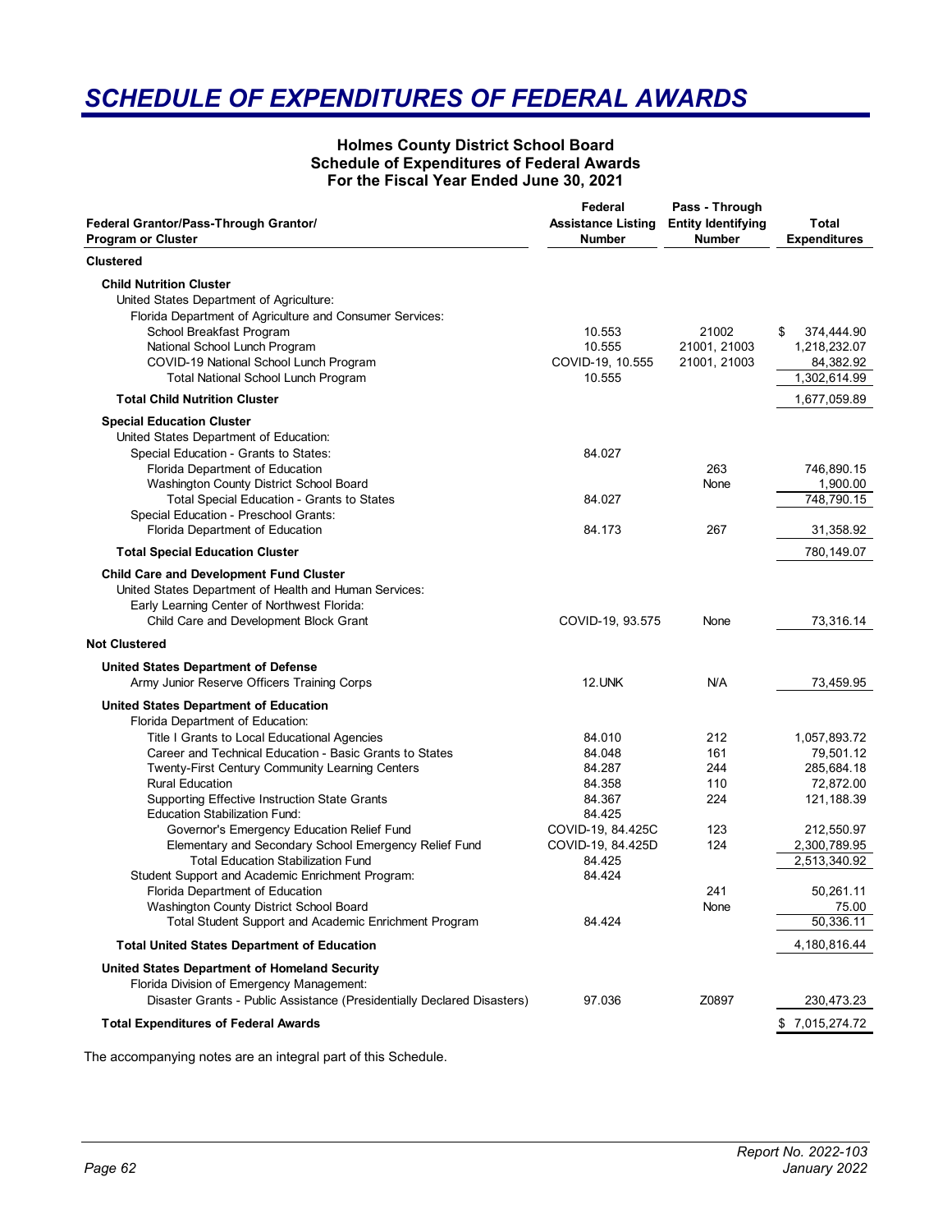# SCHEDULE OF EXPENDITURES OF FEDERAL AWARDS

**Holmes County District School Board**
**Schedule of Expenditures of Federal Awards**
**For the Fiscal Year Ended June 30, 2021**

| Federal Grantor/Pass-Through Grantor/ Program or Cluster | Federal Assistance Listing Number | Pass - Through Entity Identifying Number | Total Expenditures |
|---|---|---|---|
| **Clustered** | | | |
| **Child Nutrition Cluster** | | | |
| United States Department of Agriculture: | | | |
| Florida Department of Agriculture and Consumer Services: | | | |
| School Breakfast Program | 10.553 | 21002 | $ 374,444.90 |
| National School Lunch Program | 10.555 | 21001, 21003 | 1,218,232.07 |
| COVID-19 National School Lunch Program | COVID-19, 10.555 | 21001, 21003 | 84,382.92 |
| Total National School Lunch Program | 10.555 | | 1,302,614.99 |
| **Total Child Nutrition Cluster** | | | 1,677,059.89 |
| **Special Education Cluster** | | | |
| United States Department of Education: | | | |
| Special Education - Grants to States: | 84.027 | | |
| Florida Department of Education | | 263 | 746,890.15 |
| Washington County District School Board | | None | 1,900.00 |
| Total Special Education - Grants to States | 84.027 | | 748,790.15 |
| Special Education - Preschool Grants: | | | |
| Florida Department of Education | 84.173 | 267 | 31,358.92 |
| **Total Special Education Cluster** | | | 780,149.07 |
| **Child Care and Development Fund Cluster** | | | |
| United States Department of Health and Human Services: | | | |
| Early Learning Center of Northwest Florida: | | | |
| Child Care and Development Block Grant | COVID-19, 93.575 | None | 73,316.14 |
| **Not Clustered** | | | |
| **United States Department of Defense** | | | |
| Army Junior Reserve Officers Training Corps | 12.UNK | N/A | 73,459.95 |
| **United States Department of Education** | | | |
| Florida Department of Education: | | | |
| Title I Grants to Local Educational Agencies | 84.010 | 212 | 1,057,893.72 |
| Career and Technical Education - Basic Grants to States | 84.048 | 161 | 79,501.12 |
| Twenty-First Century Community Learning Centers | 84.287 | 244 | 285,684.18 |
| Rural Education | 84.358 | 110 | 72,872.00 |
| Supporting Effective Instruction State Grants | 84.367 | 224 | 121,188.39 |
| Education Stabilization Fund: | 84.425 | | |
| Governor's Emergency Education Relief Fund | COVID-19, 84.425C | 123 | 212,550.97 |
| Elementary and Secondary School Emergency Relief Fund | COVID-19, 84.425D | 124 | 2,300,789.95 |
| Total Education Stabilization Fund | 84.425 | | 2,513,340.92 |
| Student Support and Academic Enrichment Program: | 84.424 | | |
| Florida Department of Education | | 241 | 50,261.11 |
| Washington County District School Board | | None | 75.00 |
| Total Student Support and Academic Enrichment Program | 84.424 | | 50,336.11 |
| **Total United States Department of Education** | | | 4,180,816.44 |
| **United States Department of Homeland Security** | | | |
| Florida Division of Emergency Management: | | | |
| Disaster Grants - Public Assistance (Presidentially Declared Disasters) | 97.036 | Z0897 | 230,473.23 |
| **Total Expenditures of Federal Awards** | | | $ 7,015,274.72 |

The accompanying notes are an integral part of this Schedule.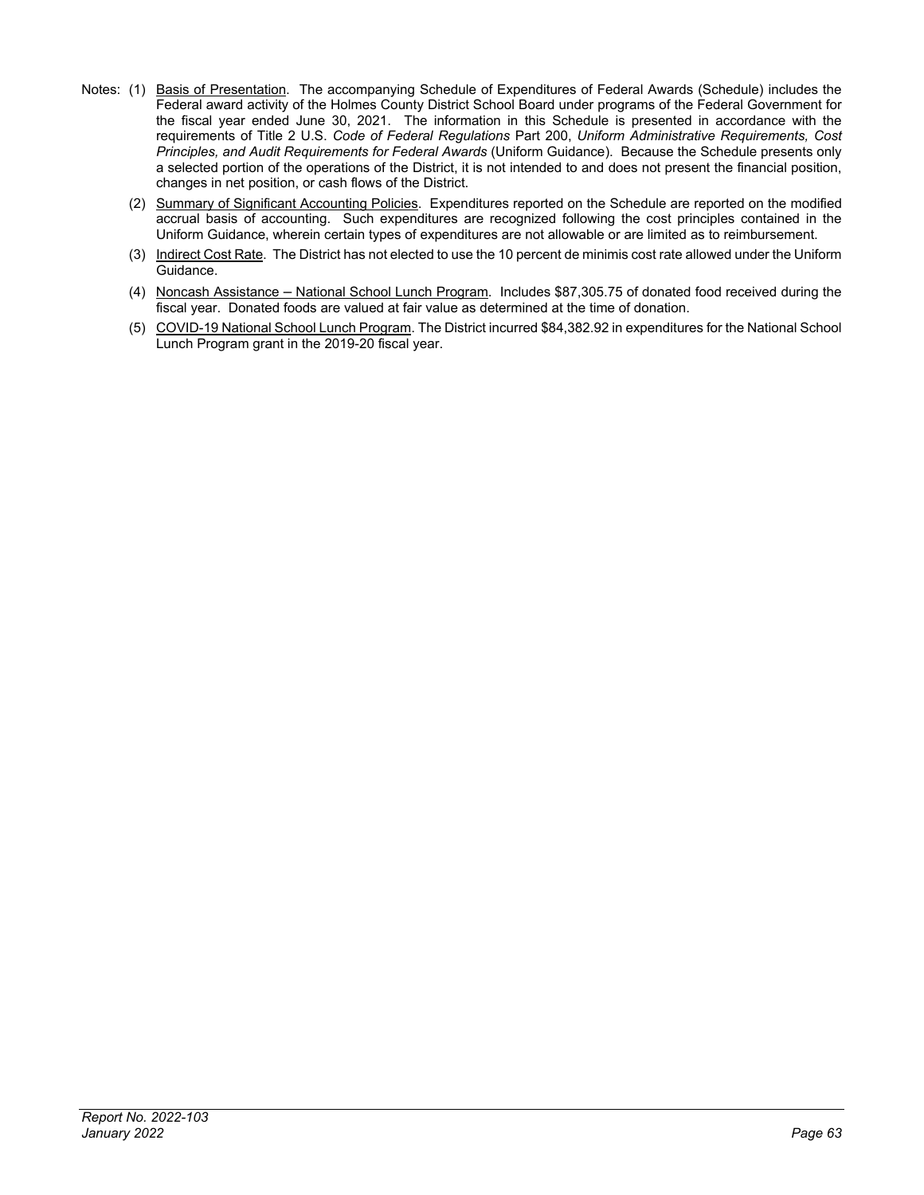Notes: (1) Basis of Presentation. The accompanying Schedule of Expenditures of Federal Awards (Schedule) includes the Federal award activity of the Holmes County District School Board under programs of the Federal Government for the fiscal year ended June 30, 2021. The information in this Schedule is presented in accordance with the requirements of Title 2 U.S. *Code of Federal Regulations* Part 200, *Uniform Administrative Requirements, Cost Principles, and Audit Requirements for Federal Awards* (Uniform Guidance). Because the Schedule presents only a selected portion of the operations of the District, it is not intended to and does not present the financial position, changes in net position, or cash flows of the District.

(2) Summary of Significant Accounting Policies. Expenditures reported on the Schedule are reported on the modified accrual basis of accounting. Such expenditures are recognized following the cost principles contained in the Uniform Guidance, wherein certain types of expenditures are not allowable or are limited as to reimbursement.

(3) Indirect Cost Rate. The District has not elected to use the 10 percent de minimis cost rate allowed under the Uniform Guidance.

(4) Noncash Assistance – National School Lunch Program. Includes $87,305.75 of donated food received during the fiscal year. Donated foods are valued at fair value as determined at the time of donation.

(5) COVID-19 National School Lunch Program. The District incurred $84,382.92 in expenditures for the National School Lunch Program grant in the 2019-20 fiscal year.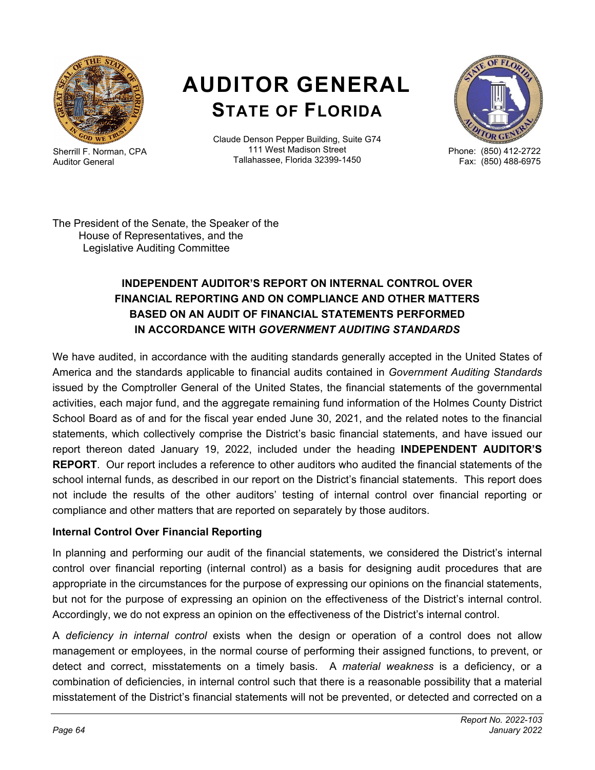# AUDITOR GENERAL
## STATE OF FLORIDA

Sherrill F. Norman, CPA
Auditor General

Claude Denson Pepper Building, Suite G74
111 West Madison Street
Tallahassee, Florida 32399-1450

Phone: (850) 412-2722
Fax: (850) 488-6975

The President of the Senate, the Speaker of the
House of Representatives, and the
Legislative Auditing Committee

### INDEPENDENT AUDITOR'S REPORT ON INTERNAL CONTROL OVER FINANCIAL REPORTING AND ON COMPLIANCE AND OTHER MATTERS BASED ON AN AUDIT OF FINANCIAL STATEMENTS PERFORMED IN ACCORDANCE WITH *GOVERNMENT AUDITING STANDARDS*

We have audited, in accordance with the auditing standards generally accepted in the United States of America and the standards applicable to financial audits contained in *Government Auditing Standards* issued by the Comptroller General of the United States, the financial statements of the governmental activities, each major fund, and the aggregate remaining fund information of the Holmes County District School Board as of and for the fiscal year ended June 30, 2021, and the related notes to the financial statements, which collectively comprise the District's basic financial statements, and have issued our report thereon dated January 19, 2022, included under the heading **INDEPENDENT AUDITOR'S REPORT**. Our report includes a reference to other auditors who audited the financial statements of the school internal funds, as described in our report on the District's financial statements. This report does not include the results of the other auditors' testing of internal control over financial reporting or compliance and other matters that are reported on separately by those auditors.

**Internal Control Over Financial Reporting**

In planning and performing our audit of the financial statements, we considered the District's internal control over financial reporting (internal control) as a basis for designing audit procedures that are appropriate in the circumstances for the purpose of expressing our opinions on the financial statements, but not for the purpose of expressing an opinion on the effectiveness of the District's internal control. Accordingly, we do not express an opinion on the effectiveness of the District's internal control.

A *deficiency in internal control* exists when the design or operation of a control does not allow management or employees, in the normal course of performing their assigned functions, to prevent, or detect and correct, misstatements on a timely basis. A *material weakness* is a deficiency, or a combination of deficiencies, in internal control such that there is a reasonable possibility that a material misstatement of the District's financial statements will not be prevented, or detected and corrected on a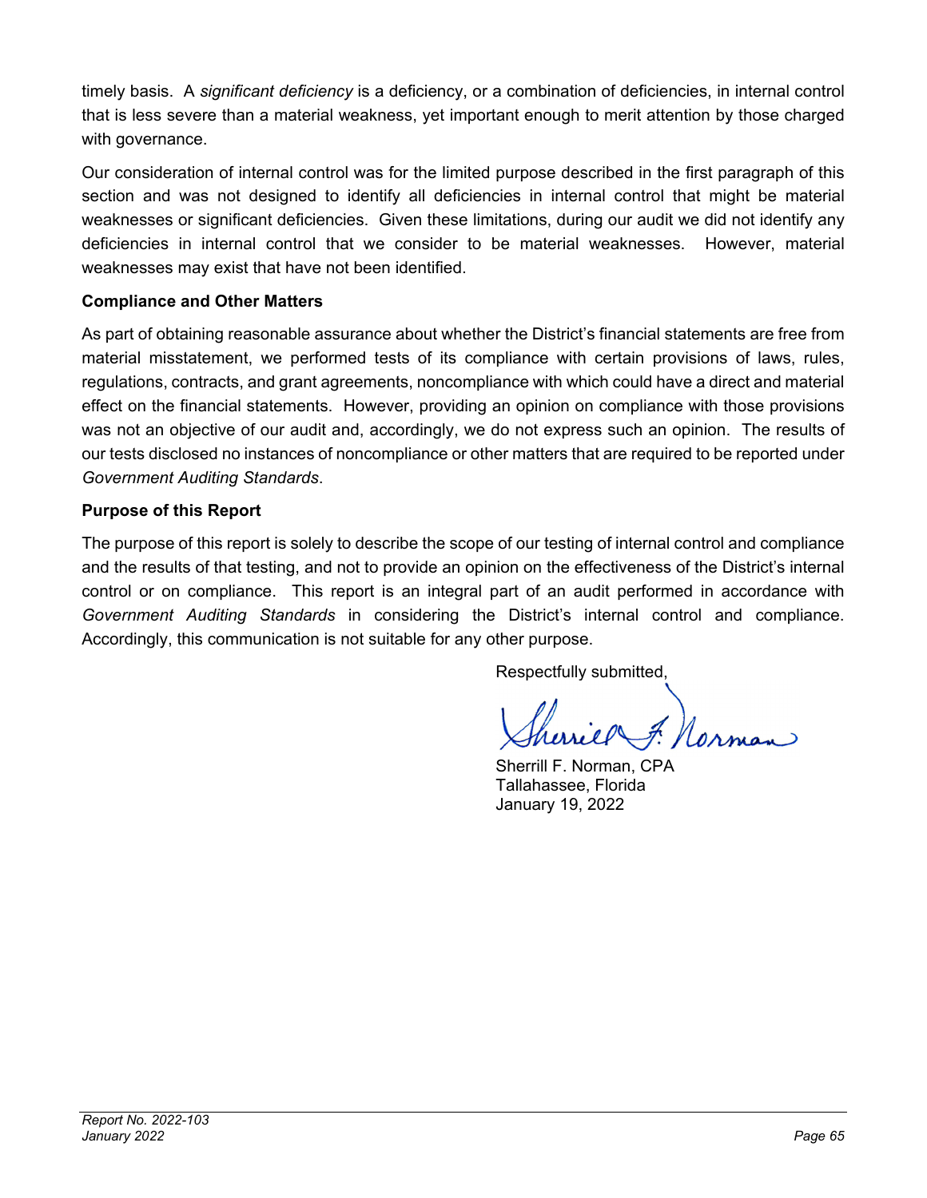timely basis. A *significant deficiency* is a deficiency, or a combination of deficiencies, in internal control that is less severe than a material weakness, yet important enough to merit attention by those charged with governance.

Our consideration of internal control was for the limited purpose described in the first paragraph of this section and was not designed to identify all deficiencies in internal control that might be material weaknesses or significant deficiencies. Given these limitations, during our audit we did not identify any deficiencies in internal control that we consider to be material weaknesses. However, material weaknesses may exist that have not been identified.

### Compliance and Other Matters

As part of obtaining reasonable assurance about whether the District's financial statements are free from material misstatement, we performed tests of its compliance with certain provisions of laws, rules, regulations, contracts, and grant agreements, noncompliance with which could have a direct and material effect on the financial statements. However, providing an opinion on compliance with those provisions was not an objective of our audit and, accordingly, we do not express such an opinion. The results of our tests disclosed no instances of noncompliance or other matters that are required to be reported under *Government Auditing Standards*.

### Purpose of this Report

The purpose of this report is solely to describe the scope of our testing of internal control and compliance and the results of that testing, and not to provide an opinion on the effectiveness of the District's internal control or on compliance. This report is an integral part of an audit performed in accordance with *Government Auditing Standards* in considering the District's internal control and compliance. Accordingly, this communication is not suitable for any other purpose.

Respectfully submitted,

Sherrill F. Norman, CPA
Tallahassee, Florida
January 19, 2022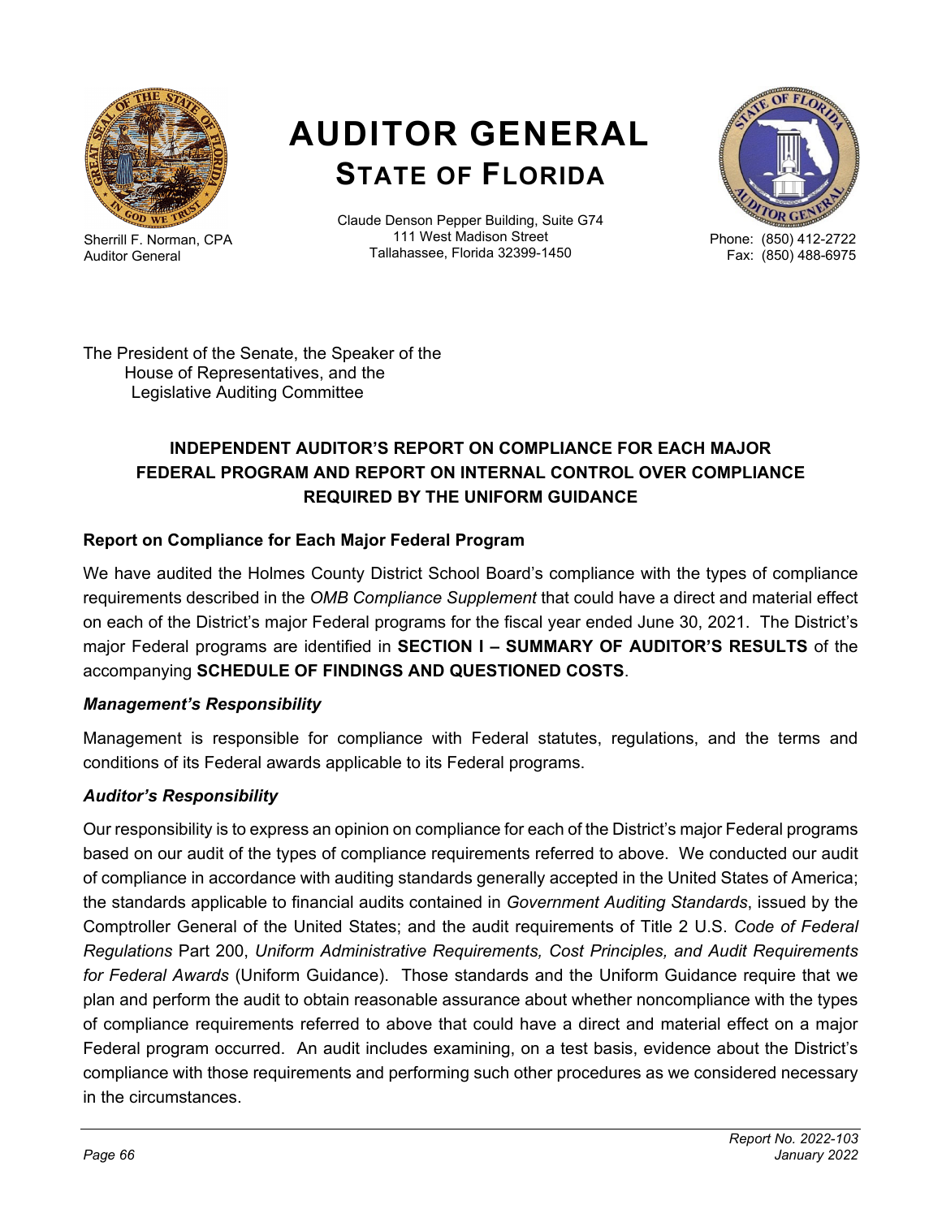# AUDITOR GENERAL
## STATE OF FLORIDA

Sherrill F. Norman, CPA
Auditor General

Claude Denson Pepper Building, Suite G74
111 West Madison Street
Tallahassee, Florida 32399-1450

Phone: (850) 412-2722
Fax: (850) 488-6975

The President of the Senate, the Speaker of the
House of Representatives, and the
Legislative Auditing Committee

### INDEPENDENT AUDITOR'S REPORT ON COMPLIANCE FOR EACH MAJOR FEDERAL PROGRAM AND REPORT ON INTERNAL CONTROL OVER COMPLIANCE REQUIRED BY THE UNIFORM GUIDANCE

**Report on Compliance for Each Major Federal Program**

We have audited the Holmes County District School Board's compliance with the types of compliance requirements described in the *OMB Compliance Supplement* that could have a direct and material effect on each of the District's major Federal programs for the fiscal year ended June 30, 2021. The District's major Federal programs are identified in **SECTION I – SUMMARY OF AUDITOR'S RESULTS** of the accompanying **SCHEDULE OF FINDINGS AND QUESTIONED COSTS**.

***Management's Responsibility***

Management is responsible for compliance with Federal statutes, regulations, and the terms and conditions of its Federal awards applicable to its Federal programs.

***Auditor's Responsibility***

Our responsibility is to express an opinion on compliance for each of the District's major Federal programs based on our audit of the types of compliance requirements referred to above. We conducted our audit of compliance in accordance with auditing standards generally accepted in the United States of America; the standards applicable to financial audits contained in *Government Auditing Standards*, issued by the Comptroller General of the United States; and the audit requirements of Title 2 U.S. *Code of Federal Regulations* Part 200, *Uniform Administrative Requirements, Cost Principles, and Audit Requirements for Federal Awards* (Uniform Guidance). Those standards and the Uniform Guidance require that we plan and perform the audit to obtain reasonable assurance about whether noncompliance with the types of compliance requirements referred to above that could have a direct and material effect on a major Federal program occurred. An audit includes examining, on a test basis, evidence about the District's compliance with those requirements and performing such other procedures as we considered necessary in the circumstances.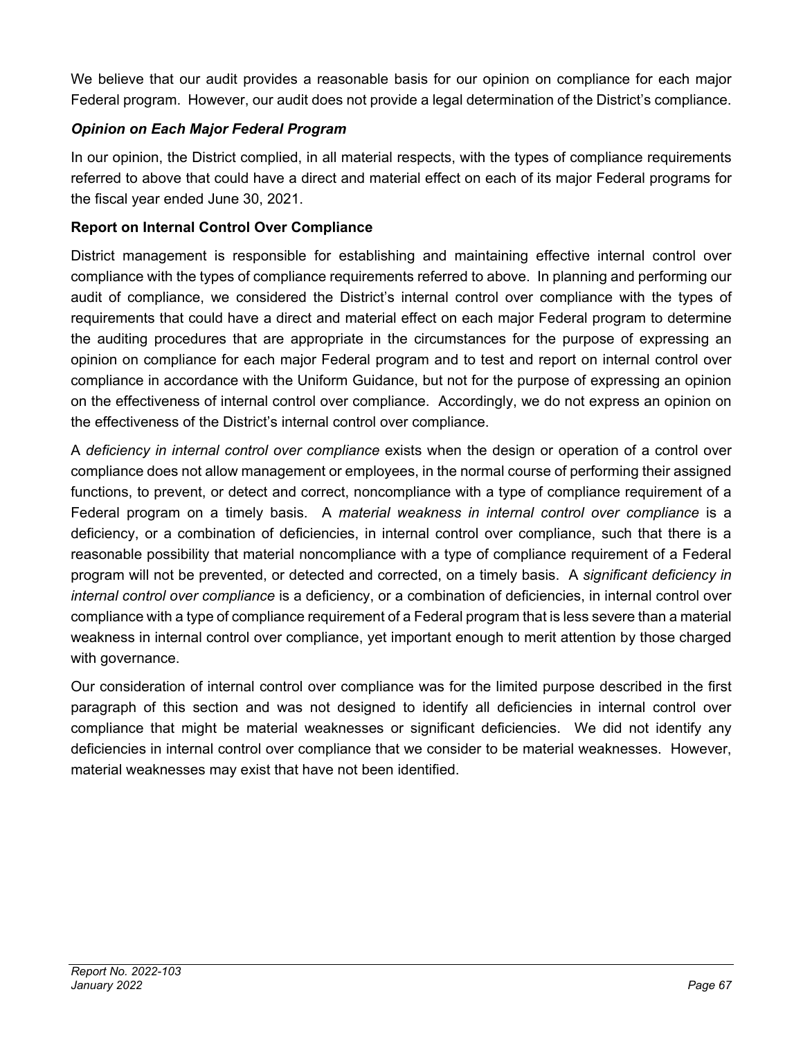We believe that our audit provides a reasonable basis for our opinion on compliance for each major Federal program. However, our audit does not provide a legal determination of the District's compliance.

### *Opinion on Each Major Federal Program*

In our opinion, the District complied, in all material respects, with the types of compliance requirements referred to above that could have a direct and material effect on each of its major Federal programs for the fiscal year ended June 30, 2021.

### Report on Internal Control Over Compliance

District management is responsible for establishing and maintaining effective internal control over compliance with the types of compliance requirements referred to above. In planning and performing our audit of compliance, we considered the District's internal control over compliance with the types of requirements that could have a direct and material effect on each major Federal program to determine the auditing procedures that are appropriate in the circumstances for the purpose of expressing an opinion on compliance for each major Federal program and to test and report on internal control over compliance in accordance with the Uniform Guidance, but not for the purpose of expressing an opinion on the effectiveness of internal control over compliance. Accordingly, we do not express an opinion on the effectiveness of the District's internal control over compliance.

A *deficiency in internal control over compliance* exists when the design or operation of a control over compliance does not allow management or employees, in the normal course of performing their assigned functions, to prevent, or detect and correct, noncompliance with a type of compliance requirement of a Federal program on a timely basis. A *material weakness in internal control over compliance* is a deficiency, or a combination of deficiencies, in internal control over compliance, such that there is a reasonable possibility that material noncompliance with a type of compliance requirement of a Federal program will not be prevented, or detected and corrected, on a timely basis. A *significant deficiency in internal control over compliance* is a deficiency, or a combination of deficiencies, in internal control over compliance with a type of compliance requirement of a Federal program that is less severe than a material weakness in internal control over compliance, yet important enough to merit attention by those charged with governance.

Our consideration of internal control over compliance was for the limited purpose described in the first paragraph of this section and was not designed to identify all deficiencies in internal control over compliance that might be material weaknesses or significant deficiencies. We did not identify any deficiencies in internal control over compliance that we consider to be material weaknesses. However, material weaknesses may exist that have not been identified.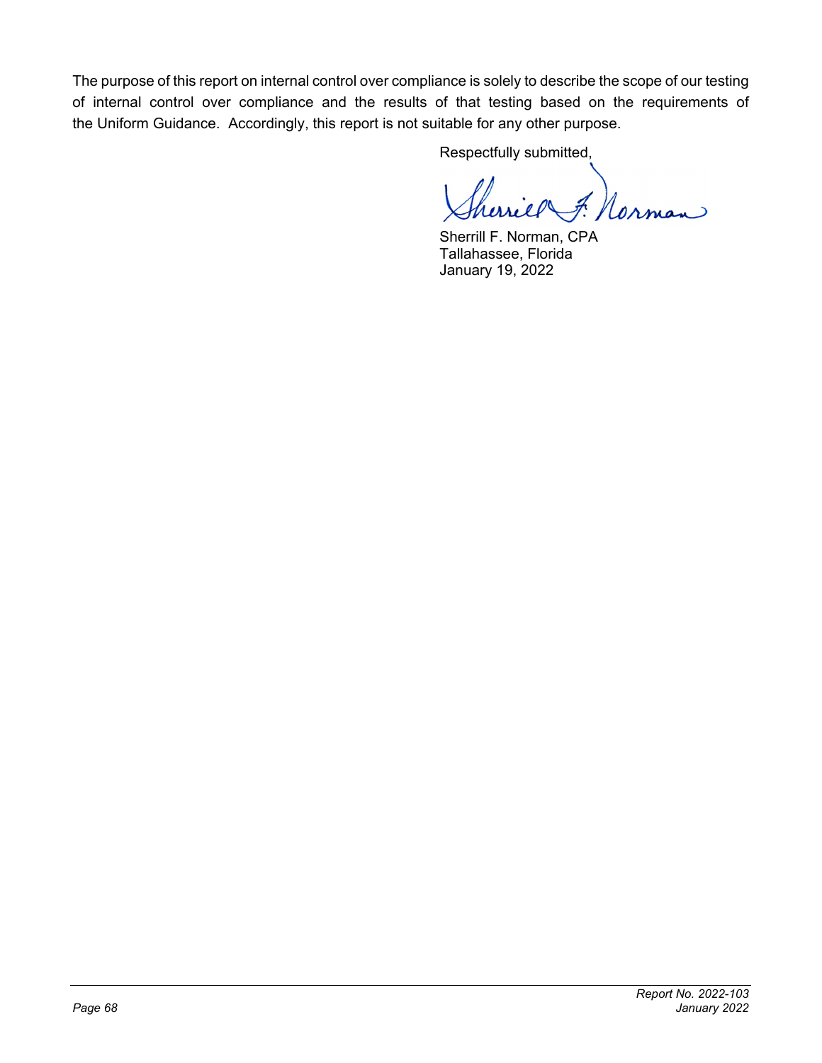The purpose of this report on internal control over compliance is solely to describe the scope of our testing of internal control over compliance and the results of that testing based on the requirements of the Uniform Guidance. Accordingly, this report is not suitable for any other purpose.

Respectfully submitted,

Sherrill F. Norman, CPA
Tallahassee, Florida
January 19, 2022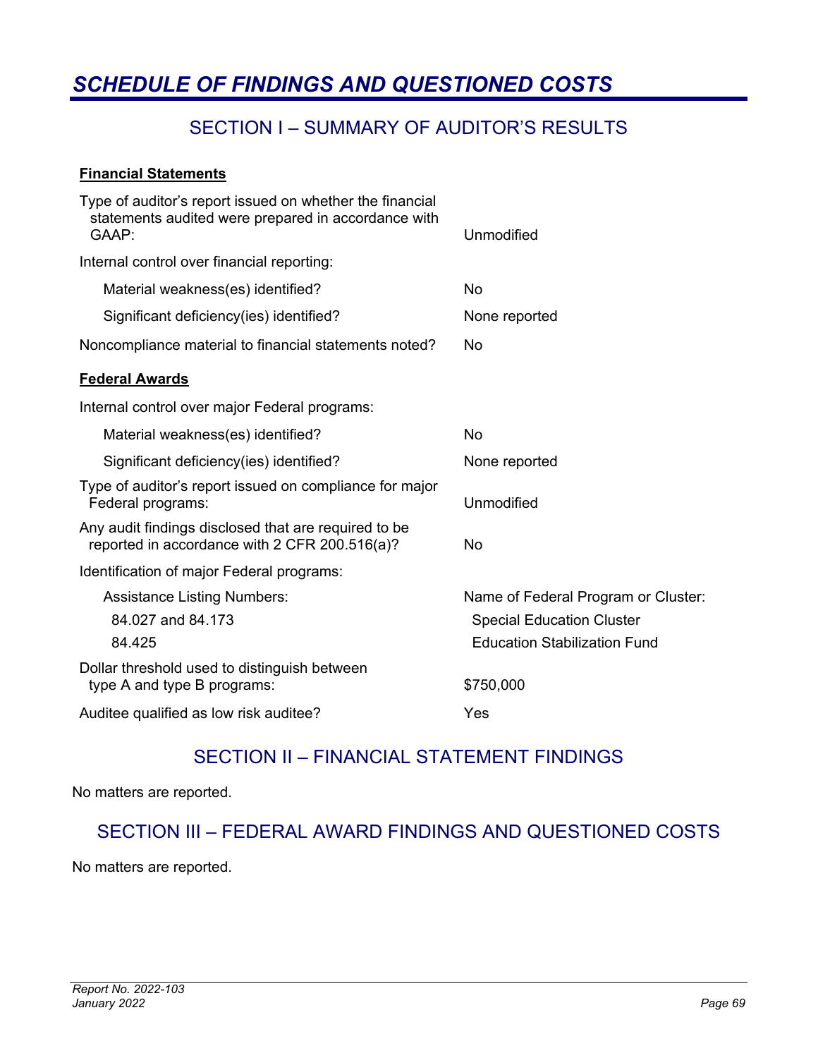# SCHEDULE OF FINDINGS AND QUESTIONED COSTS

## SECTION I – SUMMARY OF AUDITOR'S RESULTS

**Financial Statements**

| | |
|---|---|
| Type of auditor's report issued on whether the financial statements audited were prepared in accordance with GAAP: | Unmodified |
| Internal control over financial reporting: | |
| Material weakness(es) identified? | No |
| Significant deficiency(ies) identified? | None reported |
| Noncompliance material to financial statements noted? | No |

**Federal Awards**

| | |
|---|---|
| Internal control over major Federal programs: | |
| Material weakness(es) identified? | No |
| Significant deficiency(ies) identified? | None reported |
| Type of auditor's report issued on compliance for major Federal programs: | Unmodified |
| Any audit findings disclosed that are required to be reported in accordance with 2 CFR 200.516(a)? | No |
| Identification of major Federal programs: | |
| Assistance Listing Numbers: | Name of Federal Program or Cluster: |
| 84.027 and 84.173 | Special Education Cluster |
| 84.425 | Education Stabilization Fund |
| Dollar threshold used to distinguish between type A and type B programs: | $750,000 |
| Auditee qualified as low risk auditee? | Yes |

## SECTION II – FINANCIAL STATEMENT FINDINGS

No matters are reported.

## SECTION III – FEDERAL AWARD FINDINGS AND QUESTIONED COSTS

No matters are reported.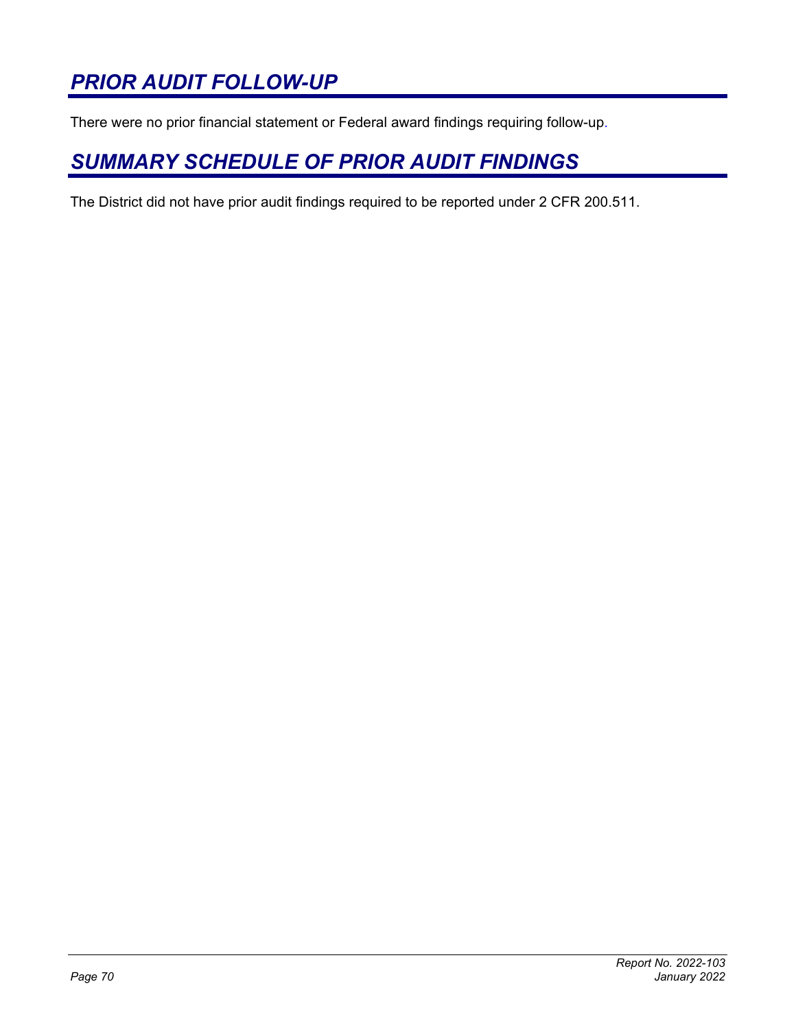## *PRIOR AUDIT FOLLOW-UP*

There were no prior financial statement or Federal award findings requiring follow-up.

## *SUMMARY SCHEDULE OF PRIOR AUDIT FINDINGS*

The District did not have prior audit findings required to be reported under 2 CFR 200.511.